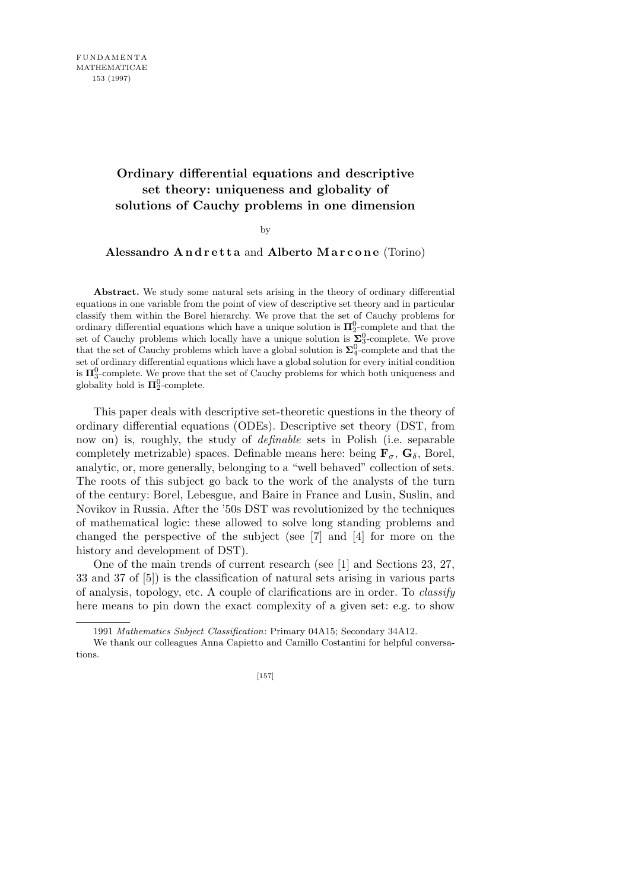# Ordinary differential equations and descriptive set theory: uniqueness and globality of solutions of Cauchy problems in one dimension

by

**Alessandro Andretta** and **Alberto Marcone** (Torino)

**Abstract.** We study some natural sets arising in the theory of ordinary differential equations in one variable from the point of view of descriptive set theory and in particular classify them within the Borel hierarchy. We prove that the set of Cauchy problems for ordinary differential equations which have a unique solution is $\mathbf{\Pi}^0_2$-complete and that the set of Cauchy problems which locally have a unique solution is $\mathbf{\Sigma}^0_3$-complete. We prove that the set of Cauchy problems which have a global solution is $\mathbf{\Sigma}^0_4$-complete and that the set of ordinary differential equations which have a global solution for every initial condition is $\mathbf{\Pi}^0_3$-complete. We prove that the set of Cauchy problems for which both uniqueness and globality hold is $\mathbf{\Pi}^0_2$-complete.

This paper deals with descriptive set-theoretic questions in the theory of ordinary differential equations (ODEs). Descriptive set theory (DST, from now on) is, roughly, the study of *definable* sets in Polish (i.e. separable completely metrizable) spaces. Definable means here: being $\mathbf{F}_\sigma$, $\mathbf{G}_\delta$, Borel, analytic, or, more generally, belonging to a "well behaved" collection of sets. The roots of this subject go back to the work of the analysts of the turn of the century: Borel, Lebesgue, and Baire in France and Lusin, Suslin, and Novikov in Russia. After the '50s DST was revolutionized by the techniques of mathematical logic: these allowed to solve long standing problems and changed the perspective of the subject (see [7] and [4] for more on the history and development of DST).

One of the main trends of current research (see [1] and Sections 23, 27, 33 and 37 of [5]) is the classification of natural sets arising in various parts of analysis, topology, etc. A couple of clarifications are in order. To *classify* here means to pin down the exact complexity of a given set: e.g. to show

---

1991 *Mathematics Subject Classification*: Primary 04A15; Secondary 34A12.

We thank our colleagues Anna Capietto and Camillo Costantini for helpful conversations.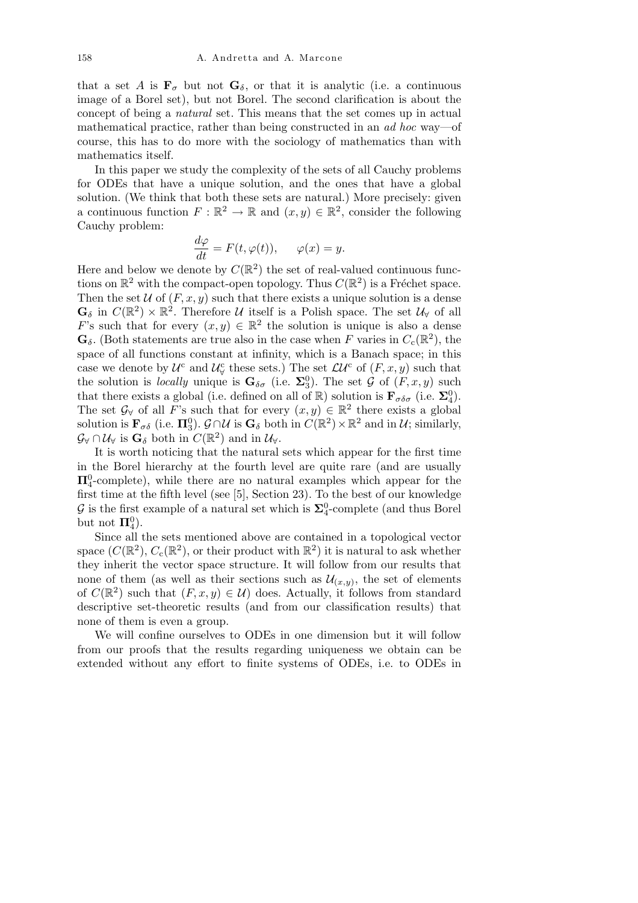that a set $A$ is $\mathbf{F}_\sigma$ but not $\mathbf{G}_\delta$, or that it is analytic (i.e. a continuous image of a Borel set), but not Borel. The second clarification is about the concept of being a *natural* set. This means that the set comes up in actual mathematical practice, rather than being constructed in an *ad hoc* way—of course, this has to do more with the sociology of mathematics than with mathematics itself.

In this paper we study the complexity of the sets of all Cauchy problems for ODEs that have a unique solution, and the ones that have a global solution. (We think that both these sets are natural.) More precisely: given a continuous function $F : \mathbb{R}^2 \to \mathbb{R}$ and $(x, y) \in \mathbb{R}^2$, consider the following Cauchy problem:

$$\frac{d\varphi}{dt} = F(t, \varphi(t)), \qquad \varphi(x) = y.$$

Here and below we denote by $C(\mathbb{R}^2)$ the set of real-valued continuous functions on $\mathbb{R}^2$ with the compact-open topology. Thus $C(\mathbb{R}^2)$ is a Fréchet space. Then the set $\mathcal{U}$ of $(F, x, y)$ such that there exists a unique solution is a dense $\mathbf{G}_\delta$ in $C(\mathbb{R}^2) \times \mathbb{R}^2$. Therefore $\mathcal{U}$ itself is a Polish space. The set $\mathcal{U}_\forall$ of all $F$'s such that for every $(x, y) \in \mathbb{R}^2$ the solution is unique is also a dense $\mathbf{G}_\delta$. (Both statements are true also in the case when $F$ varies in $C_c(\mathbb{R}^2)$, the space of all functions constant at infinity, which is a Banach space; in this case we denote by $\mathcal{U}^c$ and $\mathcal{U}^c_\forall$ these sets.) The set $\mathcal{LU}^c$ of $(F, x, y)$ such that the solution is *locally* unique is $\mathbf{G}_{\delta\sigma}$ (i.e. $\mathbf{\Sigma}^0_3$). The set $\mathcal{G}$ of $(F, x, y)$ such that there exists a global (i.e. defined on all of $\mathbb{R}$) solution is $\mathbf{F}_{\sigma\delta\sigma}$ (i.e. $\mathbf{\Sigma}^0_4$). The set $\mathcal{G}_\forall$ of all $F$'s such that for every $(x, y) \in \mathbb{R}^2$ there exists a global solution is $\mathbf{F}_{\sigma\delta}$ (i.e. $\mathbf{\Pi}^0_3$). $\mathcal{G} \cap \mathcal{U}$ is $\mathbf{G}_\delta$ both in $C(\mathbb{R}^2) \times \mathbb{R}^2$ and in $\mathcal{U}$; similarly, $\mathcal{G}_\forall \cap \mathcal{U}_\forall$ is $\mathbf{G}_\delta$ both in $C(\mathbb{R}^2)$ and in $\mathcal{U}_\forall$.

It is worth noticing that the natural sets which appear for the first time in the Borel hierarchy at the fourth level are quite rare (and are usually $\mathbf{\Pi}^0_4$-complete), while there are no natural examples which appear for the first time at the fifth level (see [5], Section 23). To the best of our knowledge $\mathcal{G}$ is the first example of a natural set which is $\mathbf{\Sigma}^0_4$-complete (and thus Borel but not $\mathbf{\Pi}^0_4$).

Since all the sets mentioned above are contained in a topological vector space ($C(\mathbb{R}^2)$, $C_c(\mathbb{R}^2)$, or their product with $\mathbb{R}^2$) it is natural to ask whether they inherit the vector space structure. It will follow from our results that none of them (as well as their sections such as $\mathcal{U}_{(x,y)}$, the set of elements of $C(\mathbb{R}^2)$ such that $(F, x, y) \in \mathcal{U}$) does. Actually, it follows from standard descriptive set-theoretic results (and from our classification results) that none of them is even a group.

We will confine ourselves to ODEs in one dimension but it will follow from our proofs that the results regarding uniqueness we obtain can be extended without any effort to finite systems of ODEs, i.e. to ODEs in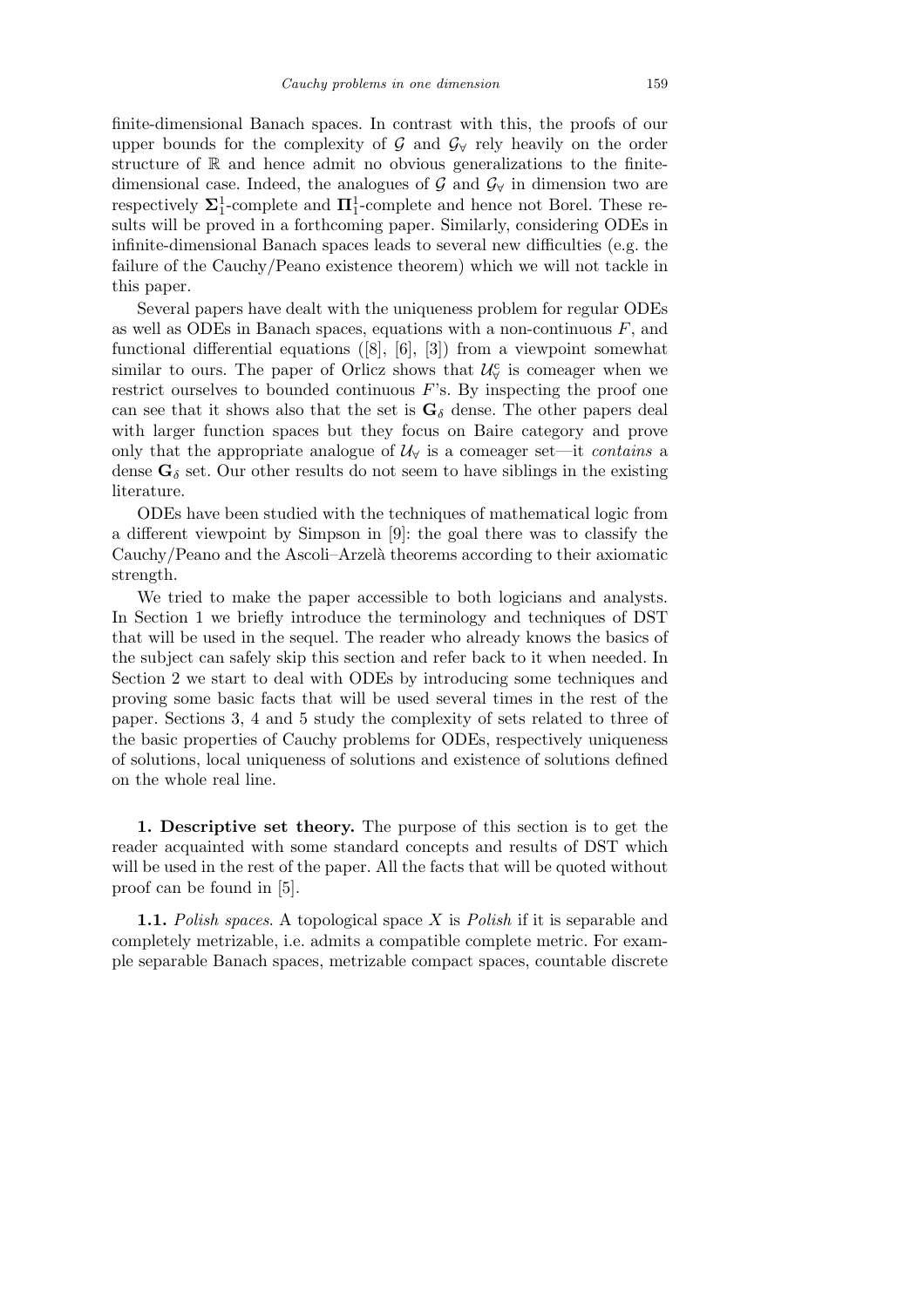finite-dimensional Banach spaces. In contrast with this, the proofs of our upper bounds for the complexity of $\mathcal{G}$ and $\mathcal{G}_\forall$ rely heavily on the order structure of $\mathbb{R}$ and hence admit no obvious generalizations to the finite-dimensional case. Indeed, the analogues of $\mathcal{G}$ and $\mathcal{G}_\forall$ in dimension two are respectively $\mathbf{\Sigma}^1_1$-complete and $\mathbf{\Pi}^1_1$-complete and hence not Borel. These results will be proved in a forthcoming paper. Similarly, considering ODEs in infinite-dimensional Banach spaces leads to several new difficulties (e.g. the failure of the Cauchy/Peano existence theorem) which we will not tackle in this paper.

Several papers have dealt with the uniqueness problem for regular ODEs as well as ODEs in Banach spaces, equations with a non-continuous $F$, and functional differential equations ([8], [6], [3]) from a viewpoint somewhat similar to ours. The paper of Orlicz shows that $\mathcal{U}^c_\forall$ is comeager when we restrict ourselves to bounded continuous $F$'s. By inspecting the proof one can see that it shows also that the set is $\mathbf{G}_\delta$ dense. The other papers deal with larger function spaces but they focus on Baire category and prove only that the appropriate analogue of $\mathcal{U}_\forall$ is a comeager set—it *contains* a dense $\mathbf{G}_\delta$ set. Our other results do not seem to have siblings in the existing literature.

ODEs have been studied with the techniques of mathematical logic from a different viewpoint by Simpson in [9]: the goal there was to classify the Cauchy/Peano and the Ascoli–Arzelà theorems according to their axiomatic strength.

We tried to make the paper accessible to both logicians and analysts. In Section 1 we briefly introduce the terminology and techniques of DST that will be used in the sequel. The reader who already knows the basics of the subject can safely skip this section and refer back to it when needed. In Section 2 we start to deal with ODEs by introducing some techniques and proving some basic facts that will be used several times in the rest of the paper. Sections 3, 4 and 5 study the complexity of sets related to three of the basic properties of Cauchy problems for ODEs, respectively uniqueness of solutions, local uniqueness of solutions and existence of solutions defined on the whole real line.

## 1. Descriptive set theory.

The purpose of this section is to get the reader acquainted with some standard concepts and results of DST which will be used in the rest of the paper. All the facts that will be quoted without proof can be found in [5].

**1.1.** *Polish spaces.* A topological space $X$ is *Polish* if it is separable and completely metrizable, i.e. admits a compatible complete metric. For example separable Banach spaces, metrizable compact spaces, countable discrete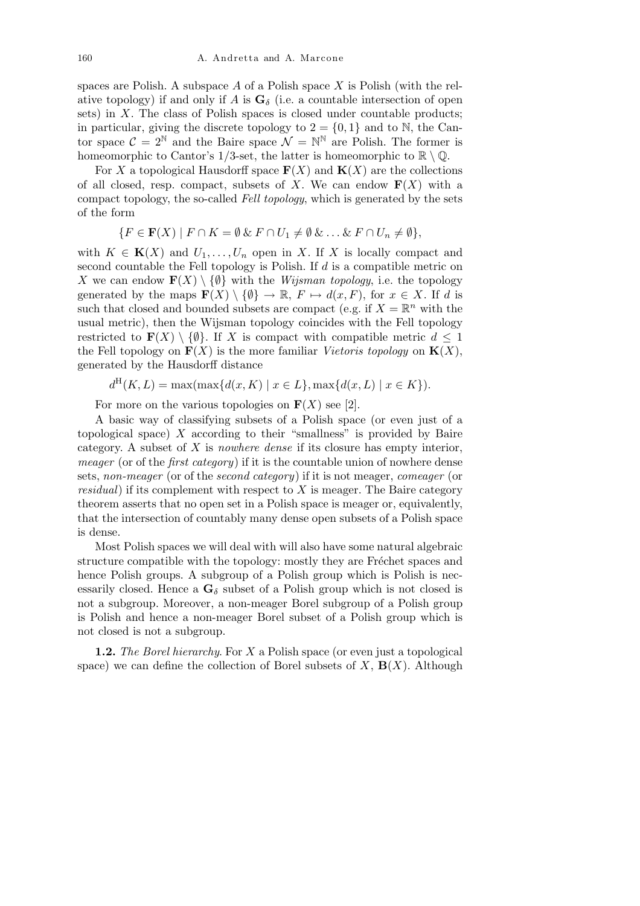spaces are Polish. A subspace $A$ of a Polish space $X$ is Polish (with the relative topology) if and only if $A$ is $\mathbf{G}_\delta$ (i.e. a countable intersection of open sets) in $X$. The class of Polish spaces is closed under countable products; in particular, giving the discrete topology to $2 = \{0,1\}$ and to $\mathbb{N}$, the Cantor space $\mathcal{C} = 2^{\mathbb{N}}$ and the Baire space $\mathcal{N} = \mathbb{N}^{\mathbb{N}}$ are Polish. The former is homeomorphic to Cantor's 1/3-set, the latter is homeomorphic to $\mathbb{R} \setminus \mathbb{Q}$.

For $X$ a topological Hausdorff space $\mathbf{F}(X)$ and $\mathbf{K}(X)$ are the collections of all closed, resp. compact, subsets of $X$. We can endow $\mathbf{F}(X)$ with a compact topology, the so-called *Fell topology*, which is generated by the sets of the form

$$\{F \in \mathbf{F}(X) \mid F \cap K = \emptyset \,\&\, F \cap U_1 \neq \emptyset \,\&\, \ldots \,\&\, F \cap U_n \neq \emptyset\},$$

with $K \in \mathbf{K}(X)$ and $U_1, \ldots, U_n$ open in $X$. If $X$ is locally compact and second countable the Fell topology is Polish. If $d$ is a compatible metric on $X$ we can endow $\mathbf{F}(X) \setminus \{\emptyset\}$ with the *Wijsman topology*, i.e. the topology generated by the maps $\mathbf{F}(X) \setminus \{\emptyset\} \to \mathbb{R}$, $F \mapsto d(x, F)$, for $x \in X$. If $d$ is such that closed and bounded subsets are compact (e.g. if $X = \mathbb{R}^n$ with the usual metric), then the Wijsman topology coincides with the Fell topology restricted to $\mathbf{F}(X) \setminus \{\emptyset\}$. If $X$ is compact with compatible metric $d \leq 1$ the Fell topology on $\mathbf{F}(X)$ is the more familiar *Vietoris topology* on $\mathbf{K}(X)$, generated by the Hausdorff distance

$$d^{\mathrm{H}}(K, L) = \max(\max\{d(x, K) \mid x \in L\}, \max\{d(x, L) \mid x \in K\}).$$

For more on the various topologies on $\mathbf{F}(X)$ see [2].

A basic way of classifying subsets of a Polish space (or even just of a topological space) $X$ according to their "smallness" is provided by Baire category. A subset of $X$ is *nowhere dense* if its closure has empty interior, *meager* (or of the *first category*) if it is the countable union of nowhere dense sets, *non-meager* (or of the *second category*) if it is not meager, *comeager* (or *residual*) if its complement with respect to $X$ is meager. The Baire category theorem asserts that no open set in a Polish space is meager or, equivalently, that the intersection of countably many dense open subsets of a Polish space is dense.

Most Polish spaces we will deal with will also have some natural algebraic structure compatible with the topology: mostly they are Fréchet spaces and hence Polish groups. A subgroup of a Polish group which is Polish is necessarily closed. Hence a $\mathbf{G}_\delta$ subset of a Polish group which is not closed is not a subgroup. Moreover, a non-meager Borel subgroup of a Polish group is Polish and hence a non-meager Borel subset of a Polish group which is not closed is not a subgroup.

**1.2.** *The Borel hierarchy*. For $X$ a Polish space (or even just a topological space) we can define the collection of Borel subsets of $X$, $\mathbf{B}(X)$. Although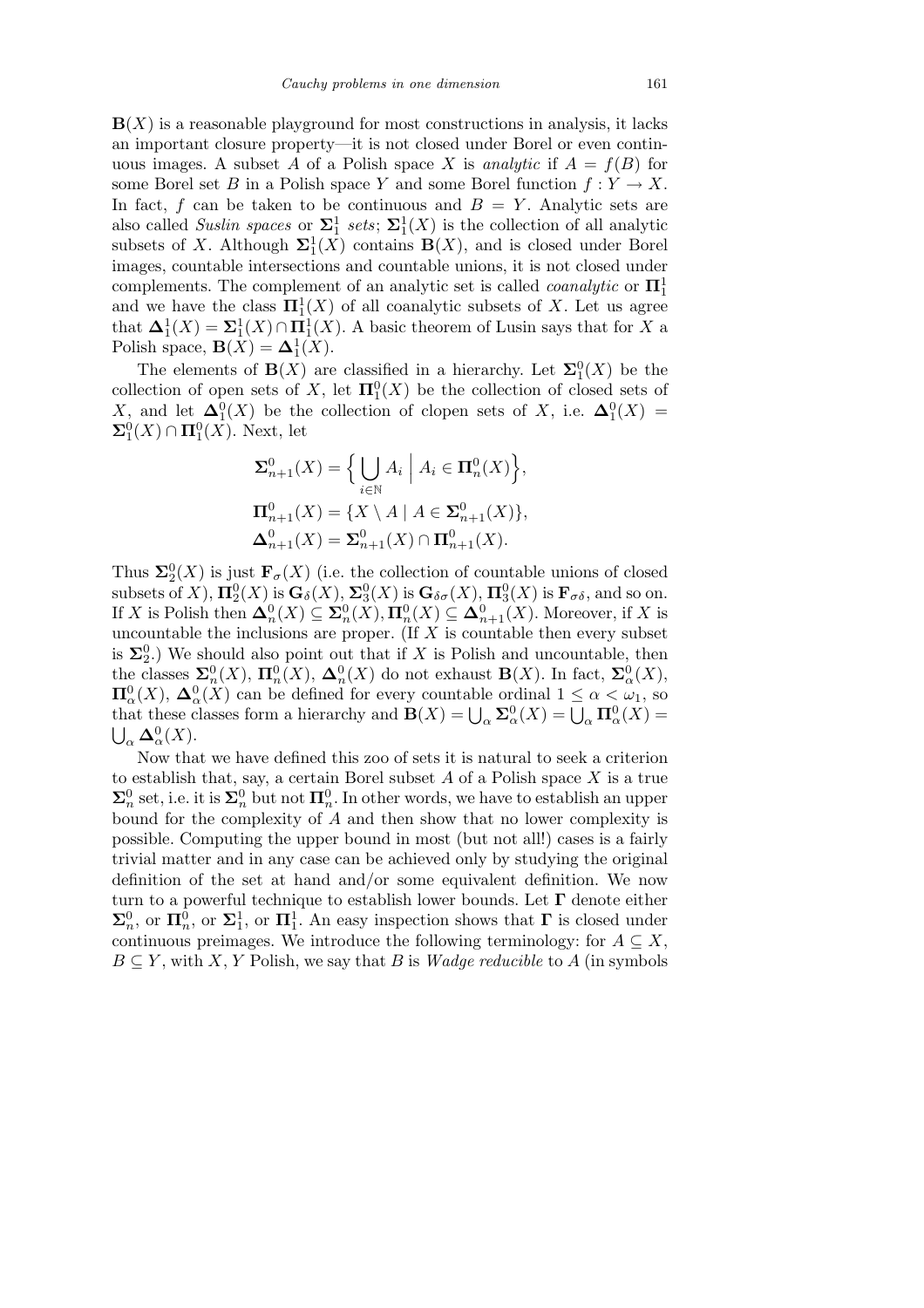$\mathbf{B}(X)$ is a reasonable playground for most constructions in analysis, it lacks an important closure property—it is not closed under Borel or even continuous images. A subset $A$ of a Polish space $X$ is *analytic* if $A = f(B)$ for some Borel set $B$ in a Polish space $Y$ and some Borel function $f : Y \to X$. In fact, $f$ can be taken to be continuous and $B = Y$. Analytic sets are also called *Suslin spaces* or $\mathbf{\Sigma}^1_1$ *sets*; $\mathbf{\Sigma}^1_1(X)$ is the collection of all analytic subsets of $X$. Although $\mathbf{\Sigma}^1_1(X)$ contains $\mathbf{B}(X)$, and is closed under Borel images, countable intersections and countable unions, it is not closed under complements. The complement of an analytic set is called *coanalytic* or $\mathbf{\Pi}^1_1$ and we have the class $\mathbf{\Pi}^1_1(X)$ of all coanalytic subsets of $X$. Let us agree that $\mathbf{\Delta}^1_1(X) = \mathbf{\Sigma}^1_1(X) \cap \mathbf{\Pi}^1_1(X)$. A basic theorem of Lusin says that for $X$ a Polish space, $\mathbf{B}(X) = \mathbf{\Delta}^1_1(X)$.

The elements of $\mathbf{B}(X)$ are classified in a hierarchy. Let $\mathbf{\Sigma}^0_1(X)$ be the collection of open sets of $X$, let $\mathbf{\Pi}^0_1(X)$ be the collection of closed sets of $X$, and let $\mathbf{\Delta}^0_1(X)$ be the collection of clopen sets of $X$, i.e. $\mathbf{\Delta}^0_1(X) = \mathbf{\Sigma}^0_1(X) \cap \mathbf{\Pi}^0_1(X)$. Next, let

$$\mathbf{\Sigma}^0_{n+1}(X) = \Big\{ \bigcup_{i \in \mathbb{N}} A_i \;\Big|\; A_i \in \mathbf{\Pi}^0_n(X) \Big\},$$
$$\mathbf{\Pi}^0_{n+1}(X) = \{ X \setminus A \mid A \in \mathbf{\Sigma}^0_{n+1}(X) \},$$
$$\mathbf{\Delta}^0_{n+1}(X) = \mathbf{\Sigma}^0_{n+1}(X) \cap \mathbf{\Pi}^0_{n+1}(X).$$

Thus $\mathbf{\Sigma}^0_2(X)$ is just $\mathbf{F}_\sigma(X)$ (i.e. the collection of countable unions of closed subsets of $X$), $\mathbf{\Pi}^0_2(X)$ is $\mathbf{G}_\delta(X)$, $\mathbf{\Sigma}^0_3(X)$ is $\mathbf{G}_{\delta\sigma}(X)$, $\mathbf{\Pi}^0_3(X)$ is $\mathbf{F}_{\sigma\delta}$, and so on. If $X$ is Polish then $\mathbf{\Delta}^0_n(X) \subseteq \mathbf{\Sigma}^0_n(X), \mathbf{\Pi}^0_n(X) \subseteq \mathbf{\Delta}^0_{n+1}(X)$. Moreover, if $X$ is uncountable the inclusions are proper. (If $X$ is countable then every subset is $\mathbf{\Sigma}^0_2$.) We should also point out that if $X$ is Polish and uncountable, then the classes $\mathbf{\Sigma}^0_n(X)$, $\mathbf{\Pi}^0_n(X)$, $\mathbf{\Delta}^0_n(X)$ do not exhaust $\mathbf{B}(X)$. In fact, $\mathbf{\Sigma}^0_\alpha(X)$, $\mathbf{\Pi}^0_\alpha(X)$, $\mathbf{\Delta}^0_\alpha(X)$ can be defined for every countable ordinal $1 \leq \alpha < \omega_1$, so that these classes form a hierarchy and $\mathbf{B}(X) = \bigcup_\alpha \mathbf{\Sigma}^0_\alpha(X) = \bigcup_\alpha \mathbf{\Pi}^0_\alpha(X) = \bigcup_\alpha \mathbf{\Delta}^0_\alpha(X)$.

Now that we have defined this zoo of sets it is natural to seek a criterion to establish that, say, a certain Borel subset $A$ of a Polish space $X$ is a true $\mathbf{\Sigma}^0_n$ set, i.e. it is $\mathbf{\Sigma}^0_n$ but not $\mathbf{\Pi}^0_n$. In other words, we have to establish an upper bound for the complexity of $A$ and then show that no lower complexity is possible. Computing the upper bound in most (but not all!) cases is a fairly trivial matter and in any case can be achieved only by studying the original definition of the set at hand and/or some equivalent definition. We now turn to a powerful technique to establish lower bounds. Let $\mathbf{\Gamma}$ denote either $\mathbf{\Sigma}^0_n$, or $\mathbf{\Pi}^0_n$, or $\mathbf{\Sigma}^1_1$, or $\mathbf{\Pi}^1_1$. An easy inspection shows that $\mathbf{\Gamma}$ is closed under continuous preimages. We introduce the following terminology: for $A \subseteq X$, $B \subseteq Y$, with $X, Y$ Polish, we say that $B$ is *Wadge reducible* to $A$ (in symbols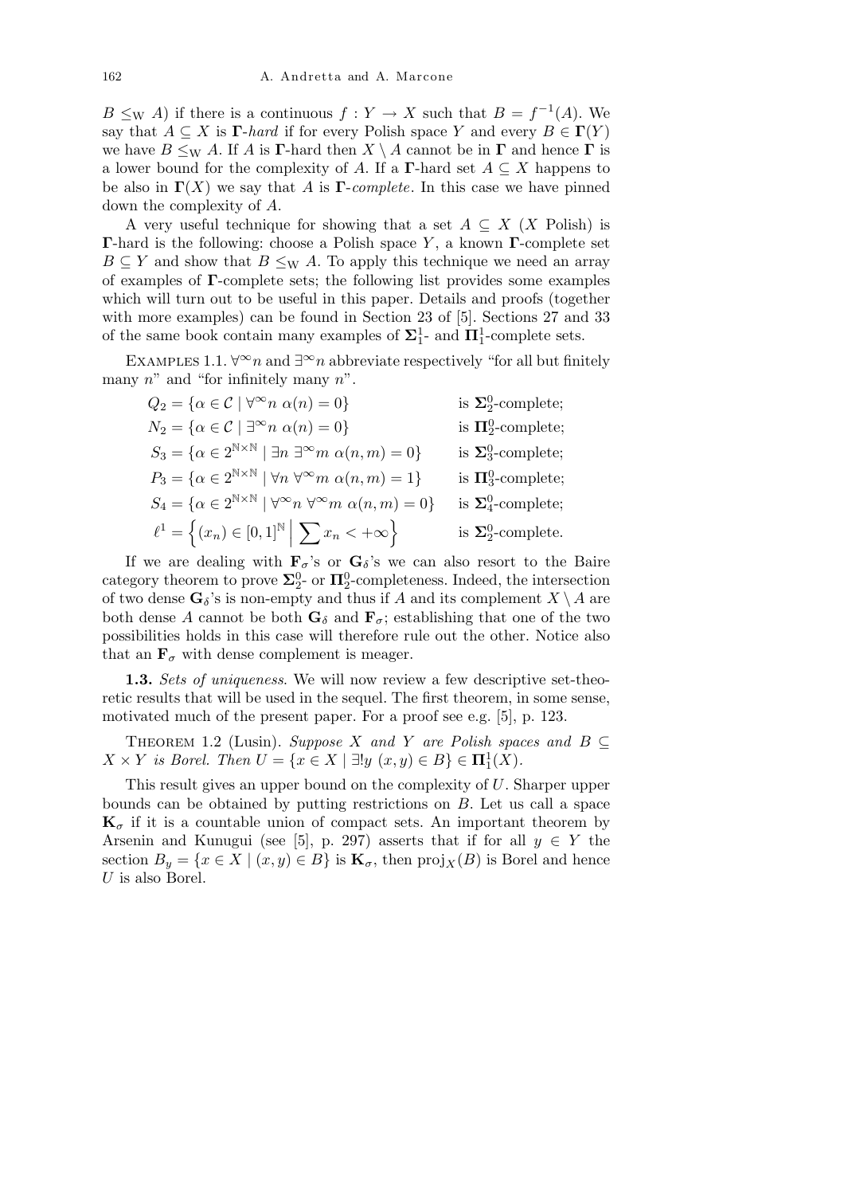$B \leq_{\mathrm{W}} A$) if there is a continuous $f : Y \to X$ such that $B = f^{-1}(A)$. We say that $A \subseteq X$ is $\mathbf{\Gamma}$-*hard* if for every Polish space $Y$ and every $B \in \mathbf{\Gamma}(Y)$ we have $B \leq_{\mathrm{W}} A$. If $A$ is $\mathbf{\Gamma}$-hard then $X \setminus A$ cannot be in $\mathbf{\Gamma}$ and hence $\mathbf{\Gamma}$ is a lower bound for the complexity of $A$. If a $\mathbf{\Gamma}$-hard set $A \subseteq X$ happens to be also in $\mathbf{\Gamma}(X)$ we say that $A$ is $\mathbf{\Gamma}$-*complete*. In this case we have pinned down the complexity of $A$.

A very useful technique for showing that a set $A \subseteq X$ ($X$ Polish) is $\mathbf{\Gamma}$-hard is the following: choose a Polish space $Y$, a known $\mathbf{\Gamma}$-complete set $B \subseteq Y$ and show that $B \leq_{\mathrm{W}} A$. To apply this technique we need an array of examples of $\mathbf{\Gamma}$-complete sets; the following list provides some examples which will turn out to be useful in this paper. Details and proofs (together with more examples) can be found in Section 23 of [5]. Sections 27 and 33 of the same book contain many examples of $\mathbf{\Sigma}^1_1$- and $\mathbf{\Pi}^1_1$-complete sets.

Examples 1.1. $\forall^\infty n$ and $\exists^\infty n$ abbreviate respectively "for all but finitely many $n$" and "for infinitely many $n$".

$$Q_2 = \{\alpha \in \mathcal{C} \mid \forall^\infty n\ \alpha(n) = 0\} \quad \text{is } \mathbf{\Sigma}^0_2\text{-complete;}$$

$$N_2 = \{\alpha \in \mathcal{C} \mid \exists^\infty n\ \alpha(n) = 0\} \quad \text{is } \mathbf{\Pi}^0_2\text{-complete;}$$

$$S_3 = \{\alpha \in 2^{\mathbb{N}\times\mathbb{N}} \mid \exists n\ \exists^\infty m\ \alpha(n,m) = 0\} \quad \text{is } \mathbf{\Sigma}^0_3\text{-complete;}$$

$$P_3 = \{\alpha \in 2^{\mathbb{N}\times\mathbb{N}} \mid \forall n\ \forall^\infty m\ \alpha(n,m) = 1\} \quad \text{is } \mathbf{\Pi}^0_3\text{-complete;}$$

$$S_4 = \{\alpha \in 2^{\mathbb{N}\times\mathbb{N}} \mid \forall^\infty n\ \forall^\infty m\ \alpha(n,m) = 0\} \quad \text{is } \mathbf{\Sigma}^0_4\text{-complete;}$$

$$\ell^1 = \Big\{(x_n) \in [0,1]^{\mathbb{N}} \Bigm| \sum x_n < +\infty\Big\} \quad \text{is } \mathbf{\Sigma}^0_2\text{-complete.}$$

If we are dealing with $\mathbf{F}_\sigma$'s or $\mathbf{G}_\delta$'s we can also resort to the Baire category theorem to prove $\mathbf{\Sigma}^0_2$- or $\mathbf{\Pi}^0_2$-completeness. Indeed, the intersection of two dense $\mathbf{G}_\delta$'s is non-empty and thus if $A$ and its complement $X \setminus A$ are both dense $A$ cannot be both $\mathbf{G}_\delta$ and $\mathbf{F}_\sigma$; establishing that one of the two possibilities holds in this case will therefore rule out the other. Notice also that an $\mathbf{F}_\sigma$ with dense complement is meager.

**1.3.** *Sets of uniqueness*. We will now review a few descriptive set-theoretic results that will be used in the sequel. The first theorem, in some sense, motivated much of the present paper. For a proof see e.g. [5], p. 123.

Theorem 1.2 (Lusin). *Suppose $X$ and $Y$ are Polish spaces and $B \subseteq X \times Y$ is Borel. Then $U = \{x \in X \mid \exists! y\ (x,y) \in B\} \in \mathbf{\Pi}^1_1(X)$.*

This result gives an upper bound on the complexity of $U$. Sharper upper bounds can be obtained by putting restrictions on $B$. Let us call a space $\mathbf{K}_\sigma$ if it is a countable union of compact sets. An important theorem by Arsenin and Kunugui (see [5], p. 297) asserts that if for all $y \in Y$ the section $B_y = \{x \in X \mid (x,y) \in B\}$ is $\mathbf{K}_\sigma$, then $\mathrm{proj}_X(B)$ is Borel and hence $U$ is also Borel.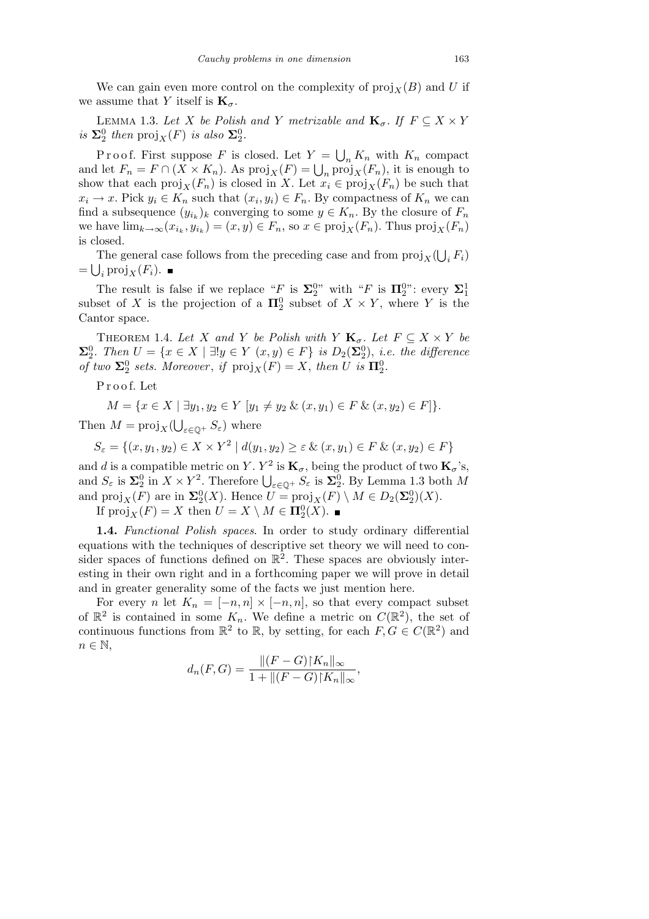We can gain even more control on the complexity of $\text{proj}_X(B)$ and $U$ if we assume that $Y$ itself is $\mathbf{K}_\sigma$.

LEMMA 1.3. *Let $X$ be Polish and $Y$ metrizable and $\mathbf{K}_\sigma$. If $F \subseteq X \times Y$ is $\mathbf{\Sigma}^0_2$ then $\text{proj}_X(F)$ is also $\mathbf{\Sigma}^0_2$.*

Proof. First suppose $F$ is closed. Let $Y = \bigcup_n K_n$ with $K_n$ compact and let $F_n = F \cap (X \times K_n)$. As $\text{proj}_X(F) = \bigcup_n \text{proj}_X(F_n)$, it is enough to show that each $\text{proj}_X(F_n)$ is closed in $X$. Let $x_i \in \text{proj}_X(F_n)$ be such that $x_i \to x$. Pick $y_i \in K_n$ such that $(x_i, y_i) \in F_n$. By compactness of $K_n$ we can find a subsequence $(y_{i_k})_k$ converging to some $y \in K_n$. By the closure of $F_n$ we have $\lim_{k\to\infty}(x_{i_k}, y_{i_k}) = (x, y) \in F_n$, so $x \in \text{proj}_X(F_n)$. Thus $\text{proj}_X(F_n)$ is closed.

The general case follows from the preceding case and from $\text{proj}_X(\bigcup_i F_i) = \bigcup_i \text{proj}_X(F_i)$. ∎

The result is false if we replace "$F$ is $\mathbf{\Sigma}^0_2$" with "$F$ is $\mathbf{\Pi}^0_2$": every $\mathbf{\Sigma}^1_1$ subset of $X$ is the projection of a $\mathbf{\Pi}^0_2$ subset of $X \times Y$, where $Y$ is the Cantor space.

THEOREM 1.4. *Let $X$ and $Y$ be Polish with $Y$ $\mathbf{K}_\sigma$. Let $F \subseteq X \times Y$ be $\mathbf{\Sigma}^0_2$. Then $U = \{x \in X \mid \exists! y \in Y \ (x, y) \in F\}$ is $D_2(\mathbf{\Sigma}^0_2)$, i.e. the difference of two $\mathbf{\Sigma}^0_2$ sets. Moreover, if $\text{proj}_X(F) = X$, then $U$ is $\mathbf{\Pi}^0_2$.*

Proof. Let

$$M = \{x \in X \mid \exists y_1, y_2 \in Y \ [y_1 \neq y_2 \ \& \ (x, y_1) \in F \ \& \ (x, y_2) \in F]\}.$$

Then $M = \text{proj}_X(\bigcup_{\varepsilon \in \mathbb{Q}^+} S_\varepsilon)$ where

$$S_\varepsilon = \{(x, y_1, y_2) \in X \times Y^2 \mid d(y_1, y_2) \geq \varepsilon \ \& \ (x, y_1) \in F \ \& \ (x, y_2) \in F\}$$

and $d$ is a compatible metric on $Y$. $Y^2$ is $\mathbf{K}_\sigma$, being the product of two $\mathbf{K}_\sigma$'s, and $S_\varepsilon$ is $\mathbf{\Sigma}^0_2$ in $X \times Y^2$. Therefore $\bigcup_{\varepsilon \in \mathbb{Q}^+} S_\varepsilon$ is $\mathbf{\Sigma}^0_2$. By Lemma 1.3 both $M$ and $\text{proj}_X(F)$ are in $\mathbf{\Sigma}^0_2(X)$. Hence $U = \text{proj}_X(F) \setminus M \in D_2(\mathbf{\Sigma}^0_2)(X)$.

If $\text{proj}_X(F) = X$ then $U = X \setminus M \in \mathbf{\Pi}^0_2(X)$. ∎

**1.4.** *Functional Polish spaces*. In order to study ordinary differential equations with the techniques of descriptive set theory we will need to consider spaces of functions defined on $\mathbb{R}^2$. These spaces are obviously interesting in their own right and in a forthcoming paper we will prove in detail and in greater generality some of the facts we just mention here.

For every $n$ let $K_n = [-n, n] \times [-n, n]$, so that every compact subset of $\mathbb{R}^2$ is contained in some $K_n$. We define a metric on $C(\mathbb{R}^2)$, the set of continuous functions from $\mathbb{R}^2$ to $\mathbb{R}$, by setting, for each $F, G \in C(\mathbb{R}^2)$ and $n \in \mathbb{N}$,

$$d_n(F, G) = \frac{\|(F - G)\restriction K_n\|_\infty}{1 + \|(F - G)\restriction K_n\|_\infty},$$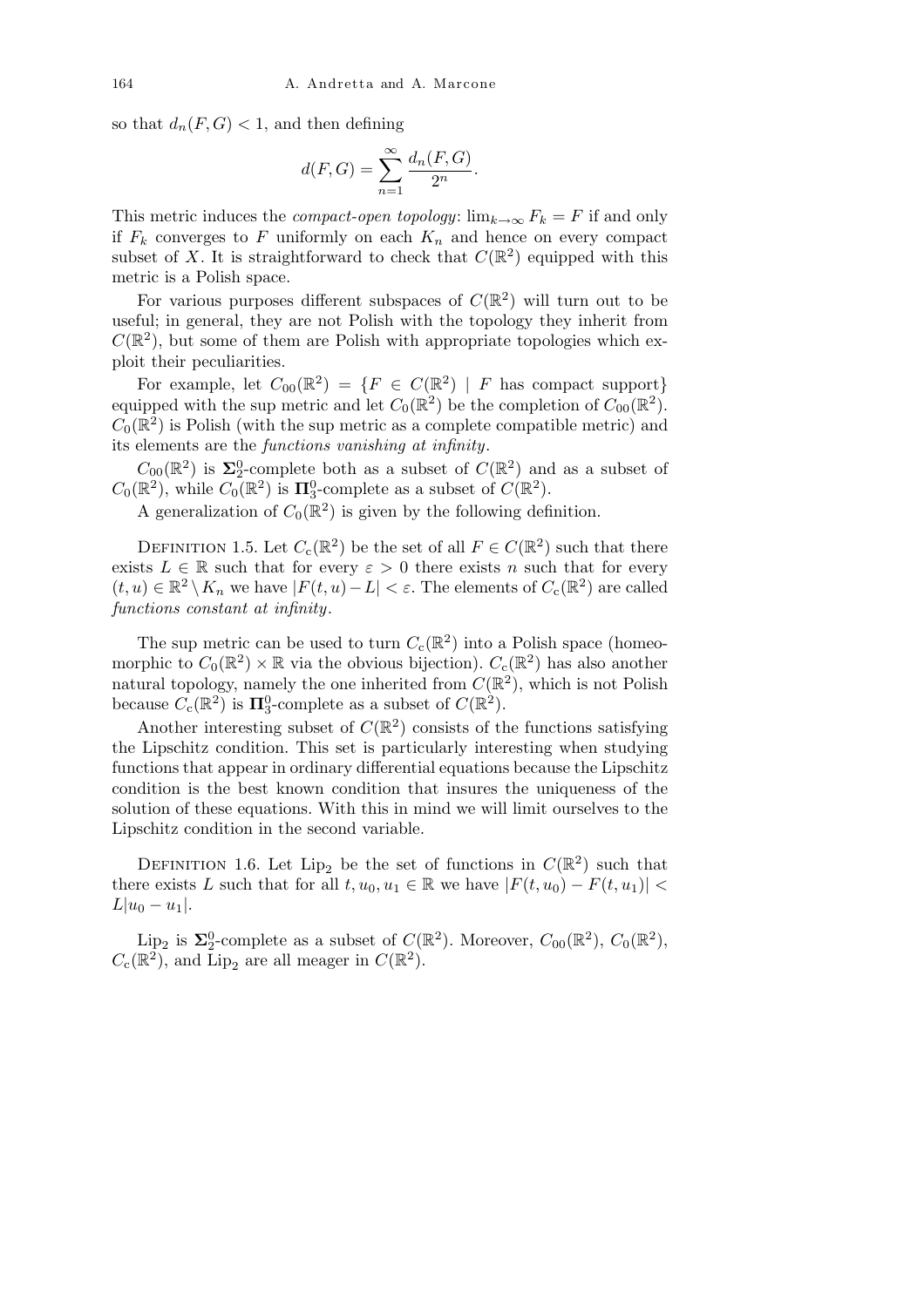so that $d_n(F, G) < 1$, and then defining

$$d(F, G) = \sum_{n=1}^{\infty} \frac{d_n(F, G)}{2^n}.$$

This metric induces the *compact-open topology*: $\lim_{k\to\infty} F_k = F$ if and only if $F_k$ converges to $F$ uniformly on each $K_n$ and hence on every compact subset of $X$. It is straightforward to check that $C(\mathbb{R}^2)$ equipped with this metric is a Polish space.

For various purposes different subspaces of $C(\mathbb{R}^2)$ will turn out to be useful; in general, they are not Polish with the topology they inherit from $C(\mathbb{R}^2)$, but some of them are Polish with appropriate topologies which exploit their peculiarities.

For example, let $C_{00}(\mathbb{R}^2) = \{F \in C(\mathbb{R}^2) \mid F \text{ has compact support}\}$ equipped with the sup metric and let $C_0(\mathbb{R}^2)$ be the completion of $C_{00}(\mathbb{R}^2)$. $C_0(\mathbb{R}^2)$ is Polish (with the sup metric as a complete compatible metric) and its elements are the *functions vanishing at infinity*.

$C_{00}(\mathbb{R}^2)$ is $\mathbf{\Sigma}^0_2$-complete both as a subset of $C(\mathbb{R}^2)$ and as a subset of $C_0(\mathbb{R}^2)$, while $C_0(\mathbb{R}^2)$ is $\mathbf{\Pi}^0_3$-complete as a subset of $C(\mathbb{R}^2)$.

A generalization of $C_0(\mathbb{R}^2)$ is given by the following definition.

Definition 1.5. Let $C_{\mathrm{c}}(\mathbb{R}^2)$ be the set of all $F \in C(\mathbb{R}^2)$ such that there exists $L \in \mathbb{R}$ such that for every $\varepsilon > 0$ there exists $n$ such that for every $(t, u) \in \mathbb{R}^2 \setminus K_n$ we have $|F(t, u) - L| < \varepsilon$. The elements of $C_{\mathrm{c}}(\mathbb{R}^2)$ are called *functions constant at infinity*.

The sup metric can be used to turn $C_{\mathrm{c}}(\mathbb{R}^2)$ into a Polish space (homeomorphic to $C_0(\mathbb{R}^2) \times \mathbb{R}$ via the obvious bijection). $C_{\mathrm{c}}(\mathbb{R}^2)$ has also another natural topology, namely the one inherited from $C(\mathbb{R}^2)$, which is not Polish because $C_{\mathrm{c}}(\mathbb{R}^2)$ is $\mathbf{\Pi}^0_3$-complete as a subset of $C(\mathbb{R}^2)$.

Another interesting subset of $C(\mathbb{R}^2)$ consists of the functions satisfying the Lipschitz condition. This set is particularly interesting when studying functions that appear in ordinary differential equations because the Lipschitz condition is the best known condition that insures the uniqueness of the solution of these equations. With this in mind we will limit ourselves to the Lipschitz condition in the second variable.

Definition 1.6. Let $\mathrm{Lip}_2$ be the set of functions in $C(\mathbb{R}^2)$ such that there exists $L$ such that for all $t, u_0, u_1 \in \mathbb{R}$ we have $|F(t, u_0) - F(t, u_1)| < L|u_0 - u_1|$.

$\mathrm{Lip}_2$ is $\mathbf{\Sigma}^0_2$-complete as a subset of $C(\mathbb{R}^2)$. Moreover, $C_{00}(\mathbb{R}^2)$, $C_0(\mathbb{R}^2)$, $C_{\mathrm{c}}(\mathbb{R}^2)$, and $\mathrm{Lip}_2$ are all meager in $C(\mathbb{R}^2)$.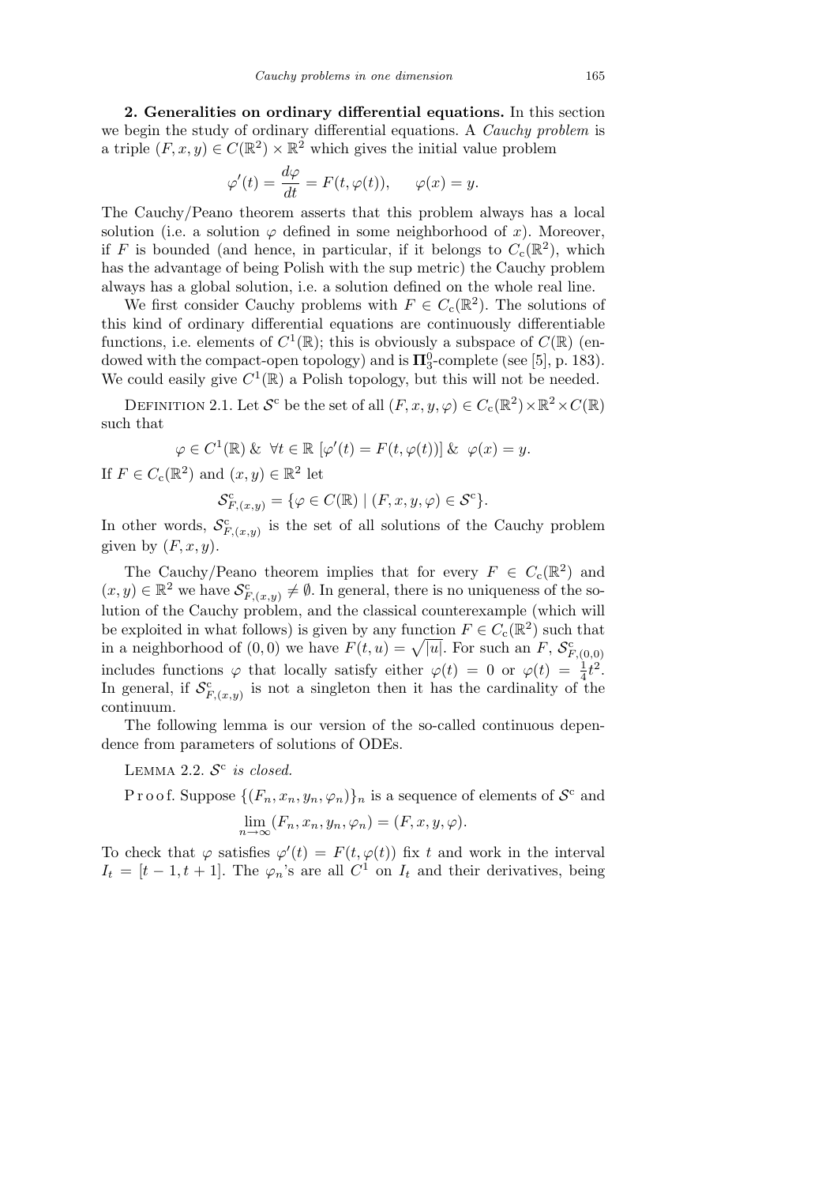**2. Generalities on ordinary differential equations.** In this section we begin the study of ordinary differential equations. A *Cauchy problem* is a triple $(F, x, y) \in C(\mathbb{R}^2) \times \mathbb{R}^2$ which gives the initial value problem

$$\varphi'(t) = \frac{d\varphi}{dt} = F(t, \varphi(t)), \qquad \varphi(x) = y.$$

The Cauchy/Peano theorem asserts that this problem always has a local solution (i.e. a solution $\varphi$ defined in some neighborhood of $x$). Moreover, if $F$ is bounded (and hence, in particular, if it belongs to $C_{\mathrm{c}}(\mathbb{R}^2)$, which has the advantage of being Polish with the sup metric) the Cauchy problem always has a global solution, i.e. a solution defined on the whole real line.

We first consider Cauchy problems with $F \in C_{\mathrm{c}}(\mathbb{R}^2)$. The solutions of this kind of ordinary differential equations are continuously differentiable functions, i.e. elements of $C^1(\mathbb{R})$; this is obviously a subspace of $C(\mathbb{R})$ (endowed with the compact-open topology) and is $\mathbf{\Pi}^0_3$-complete (see [5], p. 183). We could easily give $C^1(\mathbb{R})$ a Polish topology, but this will not be needed.

Definition 2.1. Let $\mathcal{S}^{\mathrm{c}}$ be the set of all $(F, x, y, \varphi) \in C_{\mathrm{c}}(\mathbb{R}^2) \times \mathbb{R}^2 \times C(\mathbb{R})$ such that

$$\varphi \in C^1(\mathbb{R}) \ \& \ \forall t \in \mathbb{R}\ [\varphi'(t) = F(t, \varphi(t))] \ \& \ \varphi(x) = y.$$

If $F \in C_{\mathrm{c}}(\mathbb{R}^2)$ and $(x, y) \in \mathbb{R}^2$ let

$$\mathcal{S}^{\mathrm{c}}_{F,(x,y)} = \{\varphi \in C(\mathbb{R}) \mid (F, x, y, \varphi) \in \mathcal{S}^{\mathrm{c}}\}.$$

In other words, $\mathcal{S}^{\mathrm{c}}_{F,(x,y)}$ is the set of all solutions of the Cauchy problem given by $(F, x, y)$.

The Cauchy/Peano theorem implies that for every $F \in C_{\mathrm{c}}(\mathbb{R}^2)$ and $(x, y) \in \mathbb{R}^2$ we have $\mathcal{S}^{\mathrm{c}}_{F,(x,y)} \neq \emptyset$. In general, there is no uniqueness of the solution of the Cauchy problem, and the classical counterexample (which will be exploited in what follows) is given by any function $F \in C_{\mathrm{c}}(\mathbb{R}^2)$ such that in a neighborhood of $(0, 0)$ we have $F(t, u) = \sqrt{|u|}$. For such an $F$, $\mathcal{S}^{\mathrm{c}}_{F,(0,0)}$ includes functions $\varphi$ that locally satisfy either $\varphi(t) = 0$ or $\varphi(t) = \frac{1}{4}t^2$. In general, if $\mathcal{S}^{\mathrm{c}}_{F,(x,y)}$ is not a singleton then it has the cardinality of the continuum.

The following lemma is our version of the so-called continuous dependence from parameters of solutions of ODEs.

Lemma 2.2. *$\mathcal{S}^{\mathrm{c}}$ is closed.*

Proof. Suppose $\{(F_n, x_n, y_n, \varphi_n)\}_n$ is a sequence of elements of $\mathcal{S}^{\mathrm{c}}$ and

$$\lim_{n\to\infty} (F_n, x_n, y_n, \varphi_n) = (F, x, y, \varphi).$$

To check that $\varphi$ satisfies $\varphi'(t) = F(t, \varphi(t))$ fix $t$ and work in the interval $I_t = [t - 1, t + 1]$. The $\varphi_n$'s are all $C^1$ on $I_t$ and their derivatives, being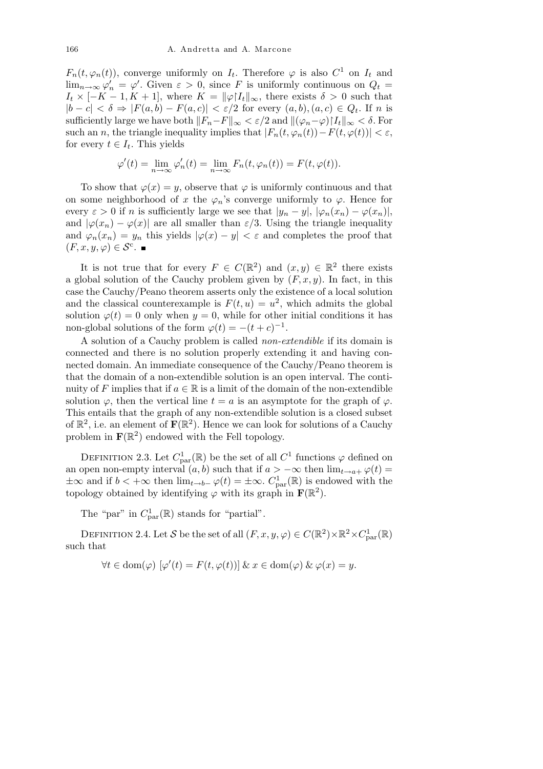$F_n(t, \varphi_n(t))$, converge uniformly on $I_t$. Therefore $\varphi$ is also $C^1$ on $I_t$ and $\lim_{n\to\infty} \varphi_n' = \varphi'$. Given $\varepsilon > 0$, since $F$ is uniformly continuous on $Q_t = I_t \times [-K-1, K+1]$, where $K = \|\varphi \restriction I_t\|_\infty$, there exists $\delta > 0$ such that $|b - c| < \delta \Rightarrow |F(a,b) - F(a,c)| < \varepsilon/2$ for every $(a,b), (a,c) \in Q_t$. If $n$ is sufficiently large we have both $\|F_n - F\|_\infty < \varepsilon/2$ and $\|(\varphi_n - \varphi)\restriction I_t\|_\infty < \delta$. For such an $n$, the triangle inequality implies that $|F_n(t, \varphi_n(t)) - F(t, \varphi(t))| < \varepsilon$, for every $t \in I_t$. This yields

$$\varphi'(t) = \lim_{n\to\infty} \varphi_n'(t) = \lim_{n\to\infty} F_n(t, \varphi_n(t)) = F(t, \varphi(t)).$$

To show that $\varphi(x) = y$, observe that $\varphi$ is uniformly continuous and that on some neighborhood of $x$ the $\varphi_n$'s converge uniformly to $\varphi$. Hence for every $\varepsilon > 0$ if $n$ is sufficiently large we see that $|y_n - y|$, $|\varphi_n(x_n) - \varphi(x_n)|$, and $|\varphi(x_n) - \varphi(x)|$ are all smaller than $\varepsilon/3$. Using the triangle inequality and $\varphi_n(x_n) = y_n$ this yields $|\varphi(x) - y| < \varepsilon$ and completes the proof that $(F, x, y, \varphi) \in \mathcal{S}^{\mathrm{c}}$. ∎

It is not true that for every $F \in C(\mathbb{R}^2)$ and $(x, y) \in \mathbb{R}^2$ there exists a global solution of the Cauchy problem given by $(F, x, y)$. In fact, in this case the Cauchy/Peano theorem asserts only the existence of a local solution and the classical counterexample is $F(t, u) = u^2$, which admits the global solution $\varphi(t) = 0$ only when $y = 0$, while for other initial conditions it has non-global solutions of the form $\varphi(t) = -(t + c)^{-1}$.

A solution of a Cauchy problem is called *non-extendible* if its domain is connected and there is no solution properly extending it and having connected domain. An immediate consequence of the Cauchy/Peano theorem is that the domain of a non-extendible solution is an open interval. The continuity of $F$ implies that if $a \in \mathbb{R}$ is a limit of the domain of the non-extendible solution $\varphi$, then the vertical line $t = a$ is an asymptote for the graph of $\varphi$. This entails that the graph of any non-extendible solution is a closed subset of $\mathbb{R}^2$, i.e. an element of $\mathbf{F}(\mathbb{R}^2)$. Hence we can look for solutions of a Cauchy problem in $\mathbf{F}(\mathbb{R}^2)$ endowed with the Fell topology.

Definition 2.3. Let $C^1_{\mathrm{par}}(\mathbb{R})$ be the set of all $C^1$ functions $\varphi$ defined on an open non-empty interval $(a, b)$ such that if $a > -\infty$ then $\lim_{t\to a+} \varphi(t) = \pm\infty$ and if $b < +\infty$ then $\lim_{t\to b-} \varphi(t) = \pm\infty$. $C^1_{\mathrm{par}}(\mathbb{R})$ is endowed with the topology obtained by identifying $\varphi$ with its graph in $\mathbf{F}(\mathbb{R}^2)$.

The "par" in $C^1_{\mathrm{par}}(\mathbb{R})$ stands for "partial".

Definition 2.4. Let $\mathcal{S}$ be the set of all $(F, x, y, \varphi) \in C(\mathbb{R}^2) \times \mathbb{R}^2 \times C^1_{\mathrm{par}}(\mathbb{R})$ such that

$$\forall t \in \mathrm{dom}(\varphi)\ [\varphi'(t) = F(t, \varphi(t))]\ \&\ x \in \mathrm{dom}(\varphi)\ \&\ \varphi(x) = y.$$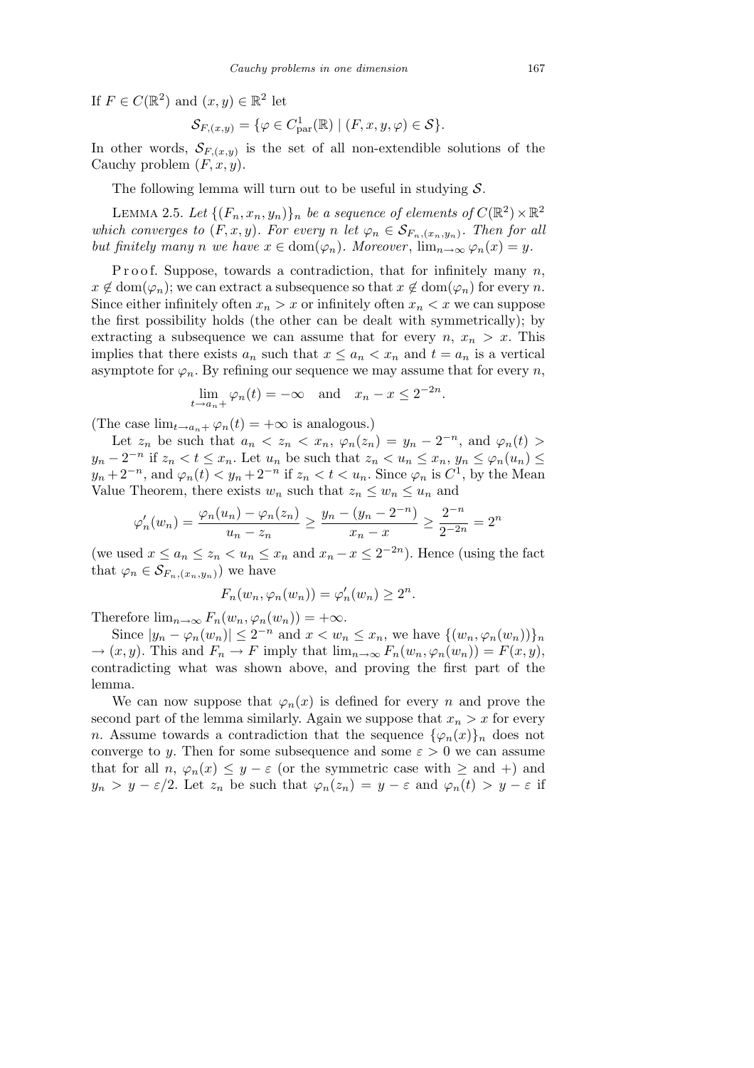If $F \in C(\mathbb{R}^2)$ and $(x, y) \in \mathbb{R}^2$ let

$$\mathcal{S}_{F,(x,y)} = \{\varphi \in C^1_{\mathrm{par}}(\mathbb{R}) \mid (F, x, y, \varphi) \in \mathcal{S}\}.$$

In other words, $\mathcal{S}_{F,(x,y)}$ is the set of all non-extendible solutions of the Cauchy problem $(F, x, y)$.

The following lemma will turn out to be useful in studying $\mathcal{S}$.

LEMMA 2.5. *Let $\{(F_n, x_n, y_n)\}_n$ be a sequence of elements of $C(\mathbb{R}^2) \times \mathbb{R}^2$ which converges to $(F, x, y)$. For every $n$ let $\varphi_n \in \mathcal{S}_{F_n,(x_n,y_n)}$. Then for all but finitely many $n$ we have $x \in \mathrm{dom}(\varphi_n)$. Moreover, $\lim_{n\to\infty} \varphi_n(x) = y$.*

Proof. Suppose, towards a contradiction, that for infinitely many $n$, $x \notin \mathrm{dom}(\varphi_n)$; we can extract a subsequence so that $x \notin \mathrm{dom}(\varphi_n)$ for every $n$. Since either infinitely often $x_n > x$ or infinitely often $x_n < x$ we can suppose the first possibility holds (the other can be dealt with symmetrically); by extracting a subsequence we can assume that for every $n$, $x_n > x$. This implies that there exists $a_n$ such that $x \le a_n < x_n$ and $t = a_n$ is a vertical asymptote for $\varphi_n$. By refining our sequence we may assume that for every $n$,

$$\lim_{t\to a_n+} \varphi_n(t) = -\infty \quad \text{and} \quad x_n - x \le 2^{-2n}.$$

(The case $\lim_{t\to a_n+} \varphi_n(t) = +\infty$ is analogous.)

Let $z_n$ be such that $a_n < z_n < x_n$, $\varphi_n(z_n) = y_n - 2^{-n}$, and $\varphi_n(t) > y_n - 2^{-n}$ if $z_n < t \le x_n$. Let $u_n$ be such that $z_n < u_n \le x_n$, $y_n \le \varphi_n(u_n) \le y_n + 2^{-n}$, and $\varphi_n(t) < y_n + 2^{-n}$ if $z_n < t < u_n$. Since $\varphi_n$ is $C^1$, by the Mean Value Theorem, there exists $w_n$ such that $z_n \le w_n \le u_n$ and

$$\varphi_n'(w_n) = \frac{\varphi_n(u_n) - \varphi_n(z_n)}{u_n - z_n} \ge \frac{y_n - (y_n - 2^{-n})}{x_n - x} \ge \frac{2^{-n}}{2^{-2n}} = 2^n$$

(we used $x \le a_n \le z_n < u_n \le x_n$ and $x_n - x \le 2^{-2n}$). Hence (using the fact that $\varphi_n \in \mathcal{S}_{F_n,(x_n,y_n)}$) we have

$$F_n(w_n, \varphi_n(w_n)) = \varphi_n'(w_n) \ge 2^n.$$

Therefore $\lim_{n\to\infty} F_n(w_n, \varphi_n(w_n)) = +\infty$.

Since $|y_n - \varphi_n(w_n)| \le 2^{-n}$ and $x < w_n \le x_n$, we have $\{(w_n, \varphi_n(w_n))\}_n \to (x, y)$. This and $F_n \to F$ imply that $\lim_{n\to\infty} F_n(w_n, \varphi_n(w_n)) = F(x, y)$, contradicting what was shown above, and proving the first part of the lemma.

We can now suppose that $\varphi_n(x)$ is defined for every $n$ and prove the second part of the lemma similarly. Again we suppose that $x_n > x$ for every $n$. Assume towards a contradiction that the sequence $\{\varphi_n(x)\}_n$ does not converge to $y$. Then for some subsequence and some $\varepsilon > 0$ we can assume that for all $n$, $\varphi_n(x) \le y - \varepsilon$ (or the symmetric case with $\ge$ and $+$) and $y_n > y - \varepsilon/2$. Let $z_n$ be such that $\varphi_n(z_n) = y - \varepsilon$ and $\varphi_n(t) > y - \varepsilon$ if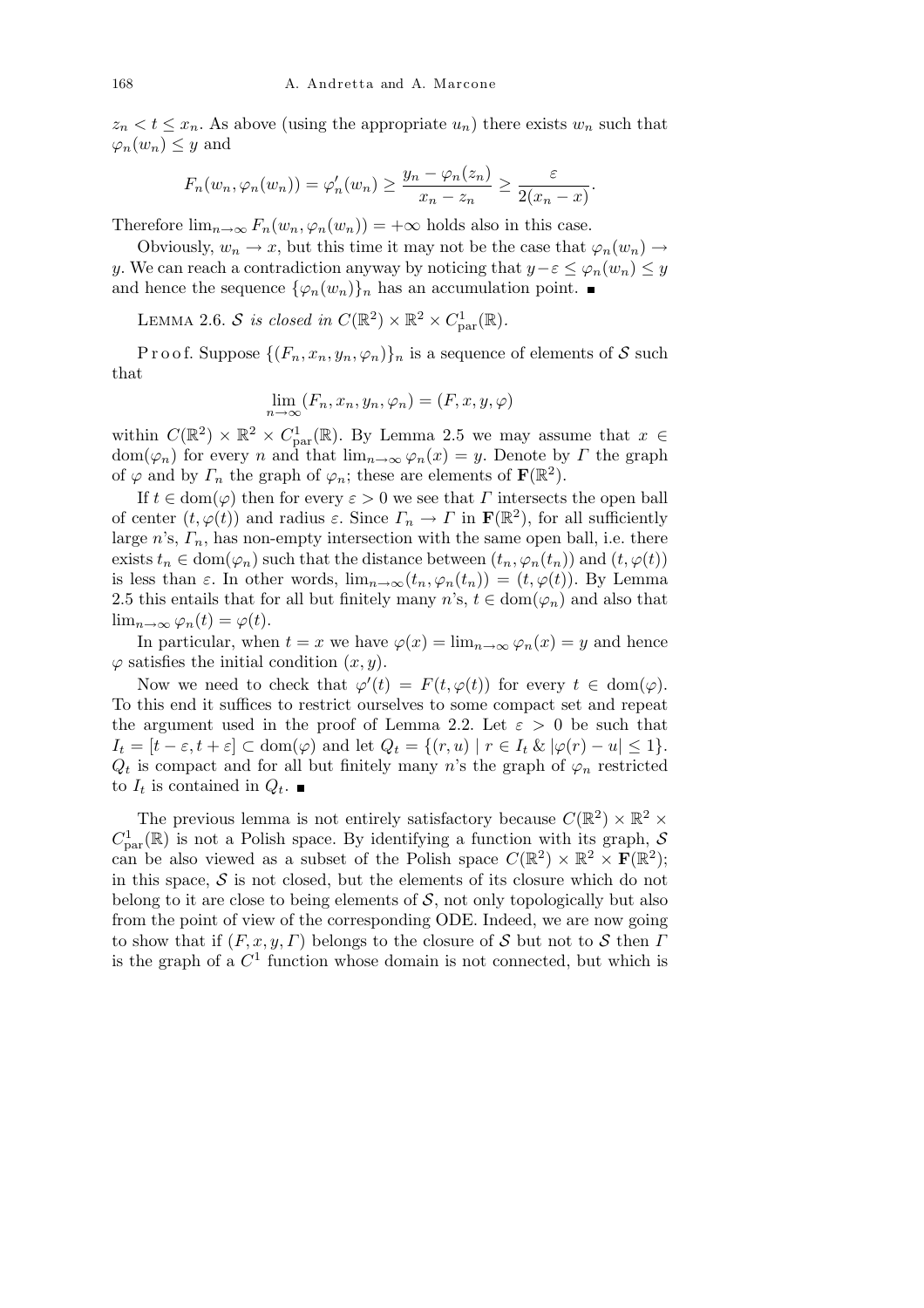$z_n < t \leq x_n$. As above (using the appropriate $u_n$) there exists $w_n$ such that $\varphi_n(w_n) \leq y$ and

$$F_n(w_n, \varphi_n(w_n)) = \varphi_n'(w_n) \geq \frac{y_n - \varphi_n(z_n)}{x_n - z_n} \geq \frac{\varepsilon}{2(x_n - x)}.$$

Therefore $\lim_{n\to\infty} F_n(w_n, \varphi_n(w_n)) = +\infty$ holds also in this case.

Obviously, $w_n \to x$, but this time it may not be the case that $\varphi_n(w_n) \to y$. We can reach a contradiction anyway by noticing that $y - \varepsilon \leq \varphi_n(w_n) \leq y$ and hence the sequence $\{\varphi_n(w_n)\}_n$ has an accumulation point. ∎

Lemma 2.6. *$\mathcal{S}$ is closed in $C(\mathbb{R}^2) \times \mathbb{R}^2 \times C^1_{\mathrm{par}}(\mathbb{R})$.*

Proof. Suppose $\{(F_n, x_n, y_n, \varphi_n)\}_n$ is a sequence of elements of $\mathcal{S}$ such that

$$\lim_{n\to\infty} (F_n, x_n, y_n, \varphi_n) = (F, x, y, \varphi)$$

within $C(\mathbb{R}^2) \times \mathbb{R}^2 \times C^1_{\mathrm{par}}(\mathbb{R})$. By Lemma 2.5 we may assume that $x \in \mathrm{dom}(\varphi_n)$ for every $n$ and that $\lim_{n\to\infty} \varphi_n(x) = y$. Denote by $\Gamma$ the graph of $\varphi$ and by $\Gamma_n$ the graph of $\varphi_n$; these are elements of $\mathbf{F}(\mathbb{R}^2)$.

If $t \in \mathrm{dom}(\varphi)$ then for every $\varepsilon > 0$ we see that $\Gamma$ intersects the open ball of center $(t, \varphi(t))$ and radius $\varepsilon$. Since $\Gamma_n \to \Gamma$ in $\mathbf{F}(\mathbb{R}^2)$, for all sufficiently large $n$'s, $\Gamma_n$, has non-empty intersection with the same open ball, i.e. there exists $t_n \in \mathrm{dom}(\varphi_n)$ such that the distance between $(t_n, \varphi_n(t_n))$ and $(t, \varphi(t))$ is less than $\varepsilon$. In other words, $\lim_{n\to\infty}(t_n, \varphi_n(t_n)) = (t, \varphi(t))$. By Lemma 2.5 this entails that for all but finitely many $n$'s, $t \in \mathrm{dom}(\varphi_n)$ and also that $\lim_{n\to\infty} \varphi_n(t) = \varphi(t)$.

In particular, when $t = x$ we have $\varphi(x) = \lim_{n\to\infty} \varphi_n(x) = y$ and hence $\varphi$ satisfies the initial condition $(x, y)$.

Now we need to check that $\varphi'(t) = F(t, \varphi(t))$ for every $t \in \mathrm{dom}(\varphi)$. To this end it suffices to restrict ourselves to some compact set and repeat the argument used in the proof of Lemma 2.2. Let $\varepsilon > 0$ be such that $I_t = [t - \varepsilon, t + \varepsilon] \subset \mathrm{dom}(\varphi)$ and let $Q_t = \{(r, u) \mid r \in I_t \;\&\; |\varphi(r) - u| \leq 1\}$. $Q_t$ is compact and for all but finitely many $n$'s the graph of $\varphi_n$ restricted to $I_t$ is contained in $Q_t$. ∎

The previous lemma is not entirely satisfactory because $C(\mathbb{R}^2) \times \mathbb{R}^2 \times C^1_{\mathrm{par}}(\mathbb{R})$ is not a Polish space. By identifying a function with its graph, $\mathcal{S}$ can be also viewed as a subset of the Polish space $C(\mathbb{R}^2) \times \mathbb{R}^2 \times \mathbf{F}(\mathbb{R}^2)$; in this space, $\mathcal{S}$ is not closed, but the elements of its closure which do not belong to it are close to being elements of $\mathcal{S}$, not only topologically but also from the point of view of the corresponding ODE. Indeed, we are now going to show that if $(F, x, y, \Gamma)$ belongs to the closure of $\mathcal{S}$ but not to $\mathcal{S}$ then $\Gamma$ is the graph of a $C^1$ function whose domain is not connected, but which is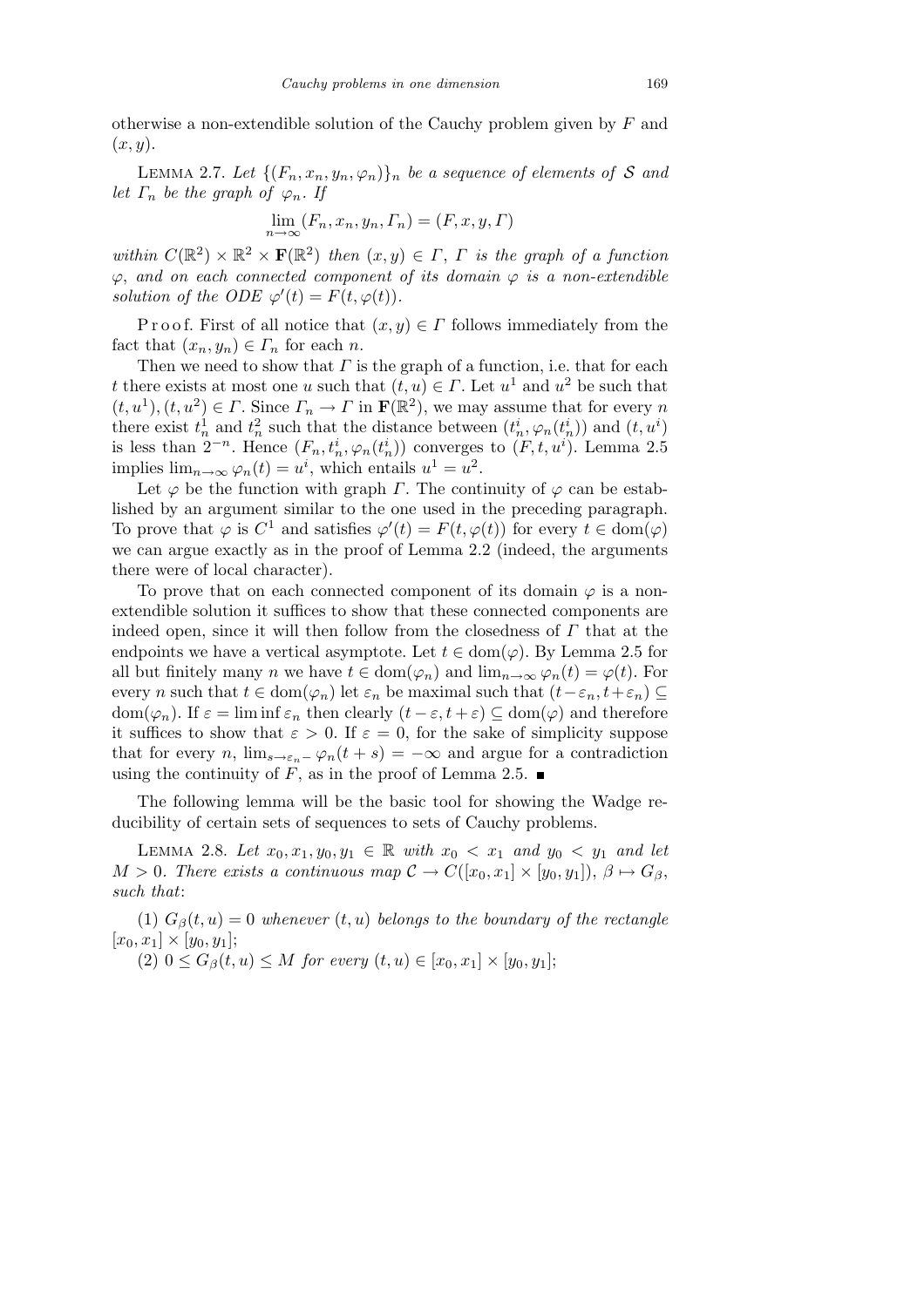otherwise a non-extendible solution of the Cauchy problem given by $F$ and $(x, y)$.

Lemma 2.7. *Let $\{(F_n, x_n, y_n, \varphi_n)\}_n$ be a sequence of elements of $\mathcal{S}$ and let $\Gamma_n$ be the graph of $\varphi_n$. If*

$$\lim_{n\to\infty}(F_n, x_n, y_n, \Gamma_n) = (F, x, y, \Gamma)$$

*within $C(\mathbb{R}^2) \times \mathbb{R}^2 \times \mathbf{F}(\mathbb{R}^2)$ then $(x, y) \in \Gamma$, $\Gamma$ is the graph of a function $\varphi$, and on each connected component of its domain $\varphi$ is a non-extendible solution of the ODE $\varphi'(t) = F(t, \varphi(t))$.*

Proof. First of all notice that $(x, y) \in \Gamma$ follows immediately from the fact that $(x_n, y_n) \in \Gamma_n$ for each $n$.

Then we need to show that $\Gamma$ is the graph of a function, i.e. that for each $t$ there exists at most one $u$ such that $(t, u) \in \Gamma$. Let $u^1$ and $u^2$ be such that $(t, u^1), (t, u^2) \in \Gamma$. Since $\Gamma_n \to \Gamma$ in $\mathbf{F}(\mathbb{R}^2)$, we may assume that for every $n$ there exist $t^1_n$ and $t^2_n$ such that the distance between $(t^i_n, \varphi_n(t^i_n))$ and $(t, u^i)$ is less than $2^{-n}$. Hence $(F_n, t^i_n, \varphi_n(t^i_n))$ converges to $(F, t, u^i)$. Lemma 2.5 implies $\lim_{n\to\infty}\varphi_n(t) = u^i$, which entails $u^1 = u^2$.

Let $\varphi$ be the function with graph $\Gamma$. The continuity of $\varphi$ can be established by an argument similar to the one used in the preceding paragraph. To prove that $\varphi$ is $C^1$ and satisfies $\varphi'(t) = F(t, \varphi(t))$ for every $t \in \operatorname{dom}(\varphi)$ we can argue exactly as in the proof of Lemma 2.2 (indeed, the arguments there were of local character).

To prove that on each connected component of its domain $\varphi$ is a non-extendible solution it suffices to show that these connected components are indeed open, since it will then follow from the closedness of $\Gamma$ that at the endpoints we have a vertical asymptote. Let $t \in \operatorname{dom}(\varphi)$. By Lemma 2.5 for all but finitely many $n$ we have $t \in \operatorname{dom}(\varphi_n)$ and $\lim_{n\to\infty}\varphi_n(t) = \varphi(t)$. For every $n$ such that $t \in \operatorname{dom}(\varphi_n)$ let $\varepsilon_n$ be maximal such that $(t-\varepsilon_n, t+\varepsilon_n) \subseteq \operatorname{dom}(\varphi_n)$. If $\varepsilon = \liminf \varepsilon_n$ then clearly $(t - \varepsilon, t + \varepsilon) \subseteq \operatorname{dom}(\varphi)$ and therefore it suffices to show that $\varepsilon > 0$. If $\varepsilon = 0$, for the sake of simplicity suppose that for every $n$, $\lim_{s\to\varepsilon_n-}\varphi_n(t + s) = -\infty$ and argue for a contradiction using the continuity of $F$, as in the proof of Lemma 2.5. ■

The following lemma will be the basic tool for showing the Wadge reducibility of certain sets of sequences to sets of Cauchy problems.

Lemma 2.8. *Let $x_0, x_1, y_0, y_1 \in \mathbb{R}$ with $x_0 < x_1$ and $y_0 < y_1$ and let $M > 0$. There exists a continuous map $\mathcal{C} \to C([x_0, x_1] \times [y_0, y_1])$, $\beta \mapsto G_\beta$, such that*:

(1) *$G_\beta(t, u) = 0$ whenever $(t, u)$ belongs to the boundary of the rectangle $[x_0, x_1] \times [y_0, y_1]$*;

(2) *$0 \le G_\beta(t, u) \le M$ for every $(t, u) \in [x_0, x_1] \times [y_0, y_1]$*;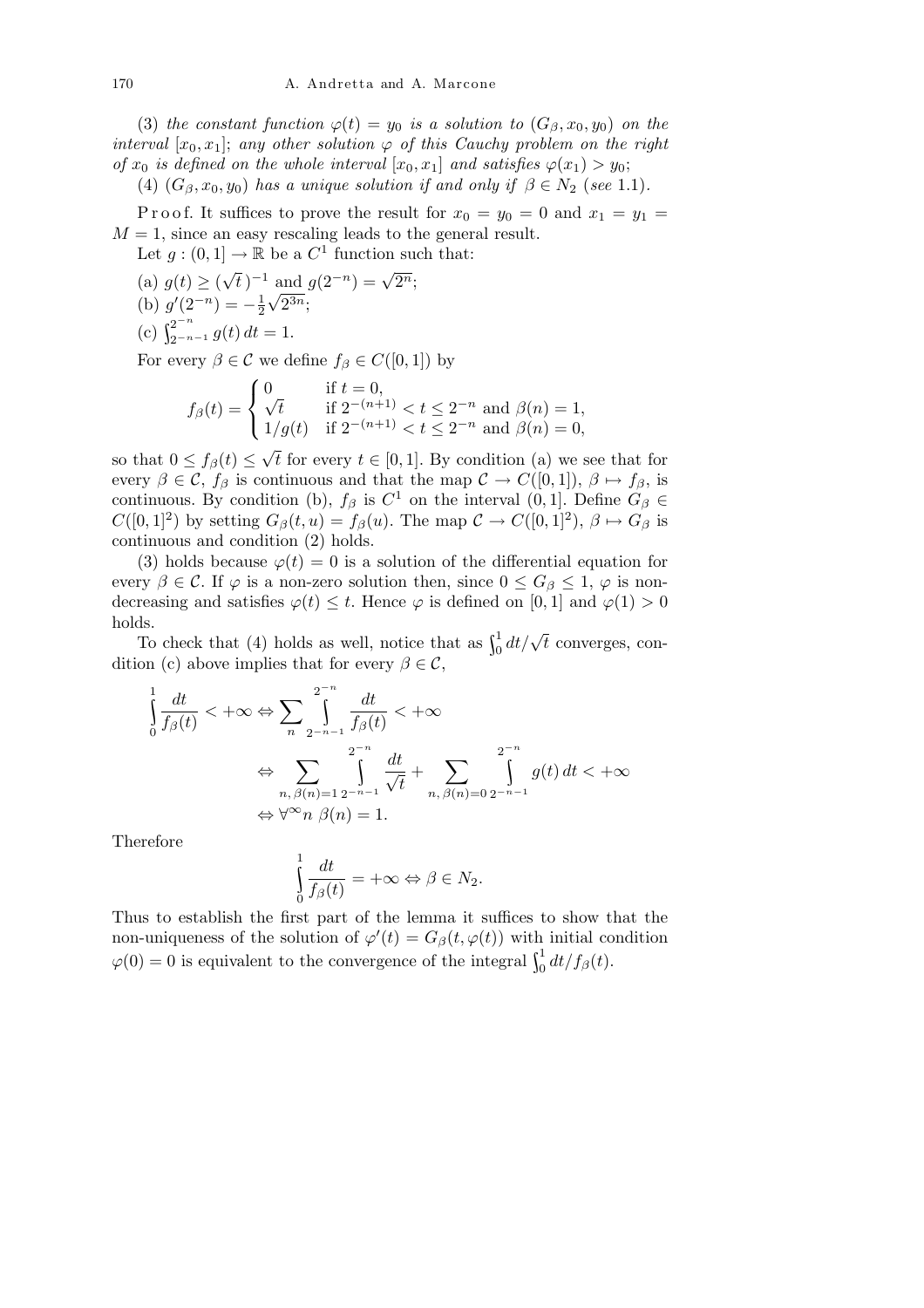(3) *the constant function* $\varphi(t) = y_0$ *is a solution to* $(G_\beta, x_0, y_0)$ *on the interval* $[x_0, x_1]$; *any other solution* $\varphi$ *of this Cauchy problem on the right of* $x_0$ *is defined on the whole interval* $[x_0, x_1]$ *and satisfies* $\varphi(x_1) > y_0$;

(4) $(G_\beta, x_0, y_0)$ *has a unique solution if and only if* $\beta \in N_2$ (*see* 1.1).

Proof. It suffices to prove the result for $x_0 = y_0 = 0$ and $x_1 = y_1 = M = 1$, since an easy rescaling leads to the general result.

Let $g : (0, 1] \to \mathbb{R}$ be a $C^1$ function such that:

(a) $g(t) \geq (\sqrt{t})^{-1}$ and $g(2^{-n}) = \sqrt{2^n}$;

(b) $g'(2^{-n}) = -\frac{1}{2}\sqrt{2^{3n}}$;

(c) $\int_{2^{-n-1}}^{2^{-n}} g(t)\, dt = 1$.

For every $\beta \in \mathcal{C}$ we define $f_\beta \in C([0, 1])$ by

$$f_\beta(t) = \begin{cases} 0 & \text{if } t = 0, \\ \sqrt{t} & \text{if } 2^{-(n+1)} < t \leq 2^{-n} \text{ and } \beta(n) = 1, \\ 1/g(t) & \text{if } 2^{-(n+1)} < t \leq 2^{-n} \text{ and } \beta(n) = 0, \end{cases}$$

so that $0 \leq f_\beta(t) \leq \sqrt{t}$ for every $t \in [0, 1]$. By condition (a) we see that for every $\beta \in \mathcal{C}$, $f_\beta$ is continuous and that the map $\mathcal{C} \to C([0, 1])$, $\beta \mapsto f_\beta$, is continuous. By condition (b), $f_\beta$ is $C^1$ on the interval $(0, 1]$. Define $G_\beta \in C([0, 1]^2)$ by setting $G_\beta(t, u) = f_\beta(u)$. The map $\mathcal{C} \to C([0, 1]^2)$, $\beta \mapsto G_\beta$ is continuous and condition (2) holds.

(3) holds because $\varphi(t) = 0$ is a solution of the differential equation for every $\beta \in \mathcal{C}$. If $\varphi$ is a non-zero solution then, since $0 \leq G_\beta \leq 1$, $\varphi$ is non-decreasing and satisfies $\varphi(t) \leq t$. Hence $\varphi$ is defined on $[0, 1]$ and $\varphi(1) > 0$ holds.

To check that (4) holds as well, notice that as $\int_0^1 dt/\sqrt{t}$ converges, condition (c) above implies that for every $\beta \in \mathcal{C}$,

$$\begin{aligned}
\int_0^1 \frac{dt}{f_\beta(t)} < +\infty &\Leftrightarrow \sum_n \int_{2^{-n-1}}^{2^{-n}} \frac{dt}{f_\beta(t)} < +\infty \\
&\Leftrightarrow \sum_{n,\, \beta(n)=1} \int_{2^{-n-1}}^{2^{-n}} \frac{dt}{\sqrt{t}} + \sum_{n,\, \beta(n)=0} \int_{2^{-n-1}}^{2^{-n}} g(t)\, dt < +\infty \\
&\Leftrightarrow \forall^\infty n\ \beta(n) = 1.
\end{aligned}$$

Therefore

$$\int_0^1 \frac{dt}{f_\beta(t)} = +\infty \Leftrightarrow \beta \in N_2.$$

Thus to establish the first part of the lemma it suffices to show that the non-uniqueness of the solution of $\varphi'(t) = G_\beta(t, \varphi(t))$ with initial condition $\varphi(0) = 0$ is equivalent to the convergence of the integral $\int_0^1 dt/f_\beta(t)$.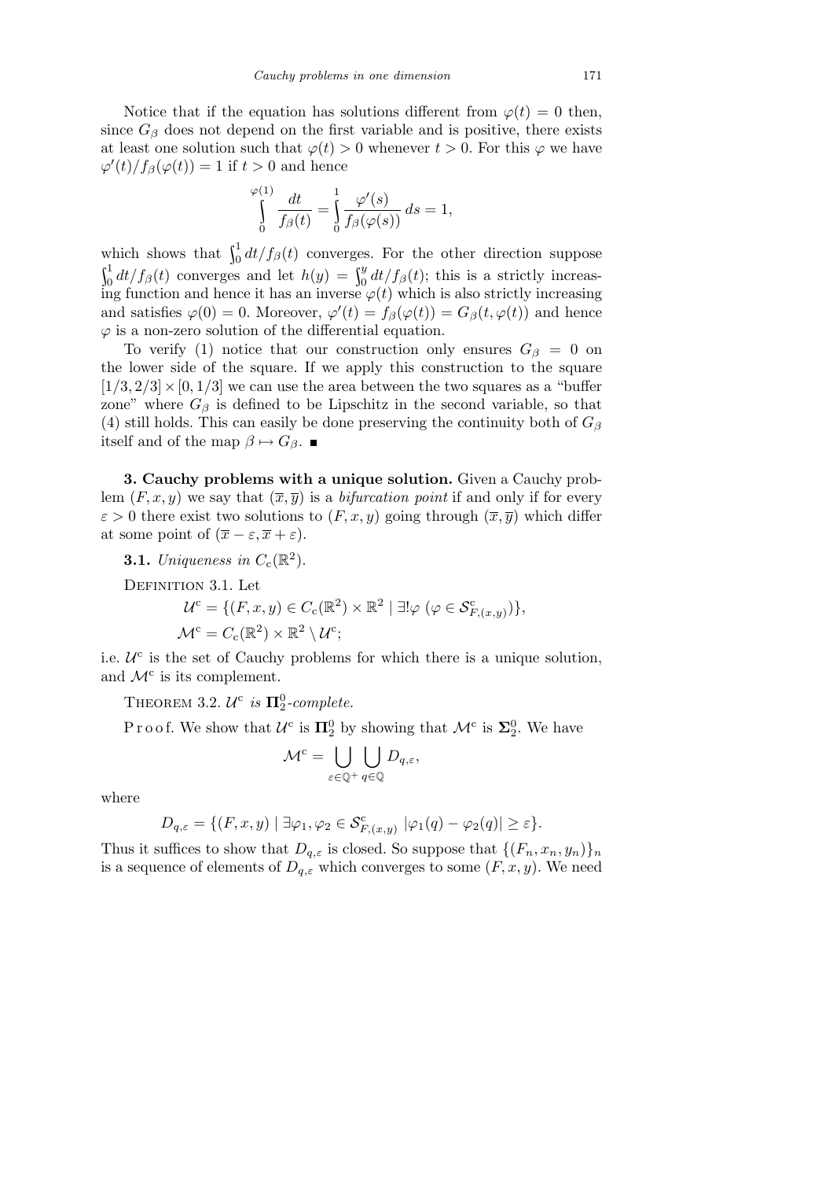Notice that if the equation has solutions different from $\varphi(t) = 0$ then, since $G_\beta$ does not depend on the first variable and is positive, there exists at least one solution such that $\varphi(t) > 0$ whenever $t > 0$. For this $\varphi$ we have $\varphi'(t)/f_\beta(\varphi(t)) = 1$ if $t > 0$ and hence

$$\int_0^{\varphi(1)} \frac{dt}{f_\beta(t)} = \int_0^1 \frac{\varphi'(s)}{f_\beta(\varphi(s))}\, ds = 1,$$

which shows that $\int_0^1 dt/f_\beta(t)$ converges. For the other direction suppose $\int_0^1 dt/f_\beta(t)$ converges and let $h(y) = \int_0^y dt/f_\beta(t)$; this is a strictly increasing function and hence it has an inverse $\varphi(t)$ which is also strictly increasing and satisfies $\varphi(0) = 0$. Moreover, $\varphi'(t) = f_\beta(\varphi(t)) = G_\beta(t, \varphi(t))$ and hence $\varphi$ is a non-zero solution of the differential equation.

To verify (1) notice that our construction only ensures $G_\beta = 0$ on the lower side of the square. If we apply this construction to the square $[1/3, 2/3] \times [0, 1/3]$ we can use the area between the two squares as a "buffer zone" where $G_\beta$ is defined to be Lipschitz in the second variable, so that (4) still holds. This can easily be done preserving the continuity both of $G_\beta$ itself and of the map $\beta \mapsto G_\beta$. ■

**3. Cauchy problems with a unique solution.** Given a Cauchy problem $(F, x, y)$ we say that $(\overline{x}, \overline{y})$ is a *bifurcation point* if and only if for every $\varepsilon > 0$ there exist two solutions to $(F, x, y)$ going through $(\overline{x}, \overline{y})$ which differ at some point of $(\overline{x} - \varepsilon, \overline{x} + \varepsilon)$.

**3.1.** *Uniqueness in* $C_{\mathrm{c}}(\mathbb{R}^2)$.

Definition 3.1. Let

$$\mathcal{U}^{\mathrm{c}} = \{(F, x, y) \in C_{\mathrm{c}}(\mathbb{R}^2) \times \mathbb{R}^2 \mid \exists! \varphi\ (\varphi \in \mathcal{S}^{\mathrm{c}}_{F,(x,y)})\},$$
$$\mathcal{M}^{\mathrm{c}} = C_{\mathrm{c}}(\mathbb{R}^2) \times \mathbb{R}^2 \setminus \mathcal{U}^{\mathrm{c}};$$

i.e. $\mathcal{U}^{\mathrm{c}}$ is the set of Cauchy problems for which there is a unique solution, and $\mathcal{M}^{\mathrm{c}}$ is its complement.

Theorem 3.2. *$\mathcal{U}^{\mathrm{c}}$ is $\mathbf{\Pi}^0_2$-complete.*

Proof. We show that $\mathcal{U}^{\mathrm{c}}$ is $\mathbf{\Pi}^0_2$ by showing that $\mathcal{M}^{\mathrm{c}}$ is $\mathbf{\Sigma}^0_2$. We have

$$\mathcal{M}^{\mathrm{c}} = \bigcup_{\varepsilon \in \mathbb{Q}^+} \bigcup_{q \in \mathbb{Q}} D_{q,\varepsilon},$$

where

$$D_{q,\varepsilon} = \{(F, x, y) \mid \exists \varphi_1, \varphi_2 \in \mathcal{S}^{\mathrm{c}}_{F,(x,y)}\ |\varphi_1(q) - \varphi_2(q)| \geq \varepsilon\}.$$

Thus it suffices to show that $D_{q,\varepsilon}$ is closed. So suppose that $\{(F_n, x_n, y_n)\}_n$ is a sequence of elements of $D_{q,\varepsilon}$ which converges to some $(F, x, y)$. We need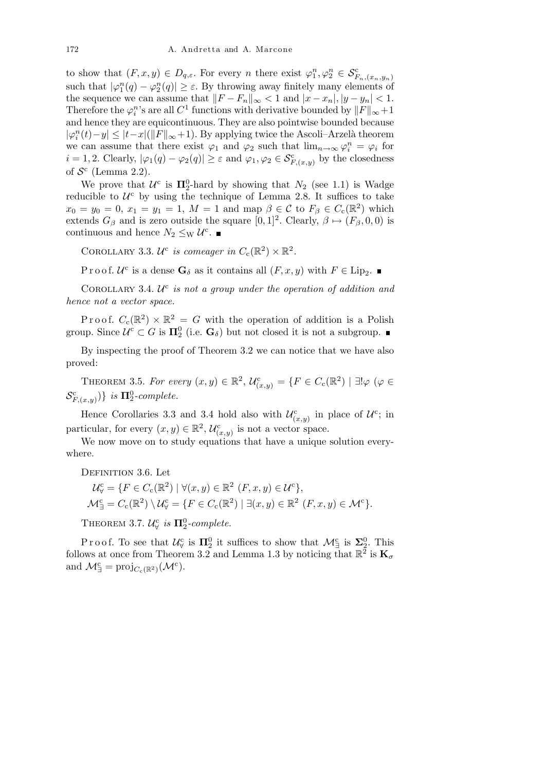to show that $(F, x, y) \in D_{q,\varepsilon}$. For every $n$ there exist $\varphi_1^n, \varphi_2^n \in \mathcal{S}^{\mathrm{c}}_{F_n,(x_n,y_n)}$ such that $|\varphi_1^n(q) - \varphi_2^n(q)| \geq \varepsilon$. By throwing away finitely many elements of the sequence we can assume that $\|F - F_n\|_\infty < 1$ and $|x - x_n|, |y - y_n| < 1$. Therefore the $\varphi_i^n$'s are all $C^1$ functions with derivative bounded by $\|F\|_\infty + 1$ and hence they are equicontinuous. They are also pointwise bounded because $|\varphi_i^n(t) - y| \leq |t - x|(\|F\|_\infty + 1)$. By applying twice the Ascoli–Arzelà theorem we can assume that there exist $\varphi_1$ and $\varphi_2$ such that $\lim_{n\to\infty} \varphi_i^n = \varphi_i$ for $i = 1, 2$. Clearly, $|\varphi_1(q) - \varphi_2(q)| \geq \varepsilon$ and $\varphi_1, \varphi_2 \in \mathcal{S}^{\mathrm{c}}_{F,(x,y)}$ by the closedness of $\mathcal{S}^{\mathrm{c}}$ (Lemma 2.2).

We prove that $\mathcal{U}^{\mathrm{c}}$ is $\mathbf{\Pi}^0_2$-hard by showing that $N_2$ (see 1.1) is Wadge reducible to $\mathcal{U}^{\mathrm{c}}$ by using the technique of Lemma 2.8. It suffices to take $x_0 = y_0 = 0$, $x_1 = y_1 = 1$, $M = 1$ and map $\beta \in \mathcal{C}$ to $F_\beta \in C_{\mathrm{c}}(\mathbb{R}^2)$ which extends $G_\beta$ and is zero outside the square $[0,1]^2$. Clearly, $\beta \mapsto (F_\beta, 0, 0)$ is continuous and hence $N_2 \leq_{\mathrm{W}} \mathcal{U}^{\mathrm{c}}$. ∎

Corollary 3.3. *$\mathcal{U}^{\mathrm{c}}$ is comeager in $C_{\mathrm{c}}(\mathbb{R}^2) \times \mathbb{R}^2$.*

Proof. $\mathcal{U}^{\mathrm{c}}$ is a dense $\mathbf{G}_\delta$ as it contains all $(F, x, y)$ with $F \in \mathrm{Lip}_2$. ∎

Corollary 3.4. *$\mathcal{U}^{\mathrm{c}}$ is not a group under the operation of addition and hence not a vector space.*

Proof. $C_{\mathrm{c}}(\mathbb{R}^2) \times \mathbb{R}^2 = G$ with the operation of addition is a Polish group. Since $\mathcal{U}^{\mathrm{c}} \subset G$ is $\mathbf{\Pi}^0_2$ (i.e. $\mathbf{G}_\delta$) but not closed it is not a subgroup. ∎

By inspecting the proof of Theorem 3.2 we can notice that we have also proved:

Theorem 3.5. *For every $(x, y) \in \mathbb{R}^2$, $\mathcal{U}^{\mathrm{c}}_{(x,y)} = \{F \in C_{\mathrm{c}}(\mathbb{R}^2) \mid \exists! \varphi\ (\varphi \in \mathcal{S}^{\mathrm{c}}_{F,(x,y)})\}$ is $\mathbf{\Pi}^0_2$-complete.*

Hence Corollaries 3.3 and 3.4 hold also with $\mathcal{U}^{\mathrm{c}}_{(x,y)}$ in place of $\mathcal{U}^{\mathrm{c}}$; in particular, for every $(x, y) \in \mathbb{R}^2$, $\mathcal{U}^{\mathrm{c}}_{(x,y)}$ is not a vector space.

We now move on to study equations that have a unique solution everywhere.

Definition 3.6. Let

$$\mathcal{U}^{\mathrm{c}}_{\forall} = \{F \in C_{\mathrm{c}}(\mathbb{R}^2) \mid \forall (x, y) \in \mathbb{R}^2\ (F, x, y) \in \mathcal{U}^{\mathrm{c}}\},$$
$$\mathcal{M}^{\mathrm{c}}_{\exists} = C_{\mathrm{c}}(\mathbb{R}^2) \setminus \mathcal{U}^{\mathrm{c}}_{\forall} = \{F \in C_{\mathrm{c}}(\mathbb{R}^2) \mid \exists (x, y) \in \mathbb{R}^2\ (F, x, y) \in \mathcal{M}^{\mathrm{c}}\}.$$

Theorem 3.7. *$\mathcal{U}^{\mathrm{c}}_{\forall}$ is $\mathbf{\Pi}^0_2$-complete.*

Proof. To see that $\mathcal{U}^{\mathrm{c}}_{\forall}$ is $\mathbf{\Pi}^0_2$ it suffices to show that $\mathcal{M}^{\mathrm{c}}_{\exists}$ is $\mathbf{\Sigma}^0_2$. This follows at once from Theorem 3.2 and Lemma 1.3 by noticing that $\mathbb{R}^2$ is $\mathbf{K}_\sigma$ and $\mathcal{M}^{\mathrm{c}}_{\exists} = \mathrm{proj}_{C_{\mathrm{c}}(\mathbb{R}^2)}(\mathcal{M}^{\mathrm{c}})$.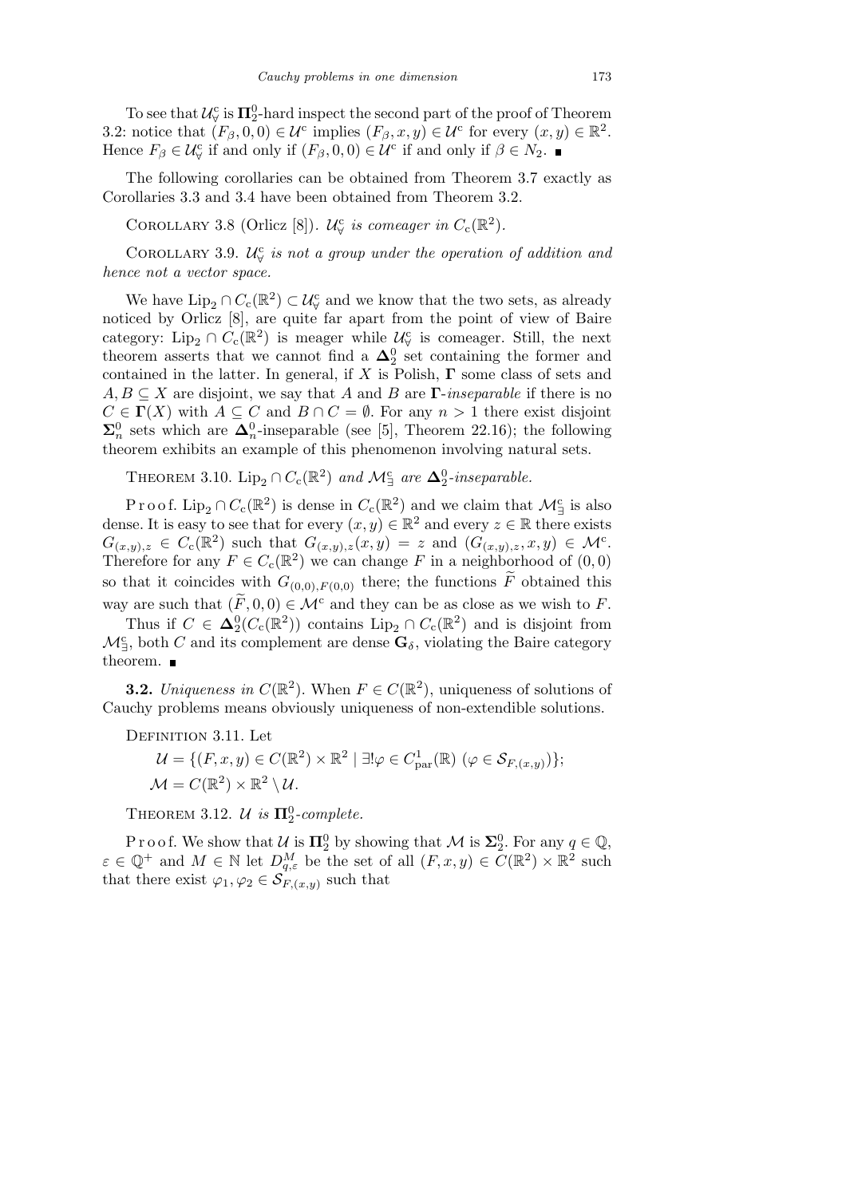To see that $\mathcal{U}^{\mathrm{c}}_\forall$ is $\mathbf{\Pi}^0_2$-hard inspect the second part of the proof of Theorem 3.2: notice that $(F_\beta, 0, 0) \in \mathcal{U}^{\mathrm{c}}$ implies $(F_\beta, x, y) \in \mathcal{U}^{\mathrm{c}}$ for every $(x, y) \in \mathbb{R}^2$. Hence $F_\beta \in \mathcal{U}^{\mathrm{c}}_\forall$ if and only if $(F_\beta, 0, 0) \in \mathcal{U}^{\mathrm{c}}$ if and only if $\beta \in N_2$. ∎

The following corollaries can be obtained from Theorem 3.7 exactly as Corollaries 3.3 and 3.4 have been obtained from Theorem 3.2.

Corollary 3.8 (Orlicz [8]). *$\mathcal{U}^{\mathrm{c}}_\forall$ is comeager in $C_{\mathrm{c}}(\mathbb{R}^2)$.*

Corollary 3.9. *$\mathcal{U}^{\mathrm{c}}_\forall$ is not a group under the operation of addition and hence not a vector space.*

We have $\mathrm{Lip}_2 \cap C_{\mathrm{c}}(\mathbb{R}^2) \subset \mathcal{U}^{\mathrm{c}}_\forall$ and we know that the two sets, as already noticed by Orlicz [8], are quite far apart from the point of view of Baire category: $\mathrm{Lip}_2 \cap C_{\mathrm{c}}(\mathbb{R}^2)$ is meager while $\mathcal{U}^{\mathrm{c}}_\forall$ is comeager. Still, the next theorem asserts that we cannot find a $\mathbf{\Delta}^0_2$ set containing the former and contained in the latter. In general, if $X$ is Polish, $\mathbf{\Gamma}$ some class of sets and $A, B \subseteq X$ are disjoint, we say that $A$ and $B$ are *$\mathbf{\Gamma}$-inseparable* if there is no $C \in \mathbf{\Gamma}(X)$ with $A \subseteq C$ and $B \cap C = \emptyset$. For any $n > 1$ there exist disjoint $\mathbf{\Sigma}^0_n$ sets which are $\mathbf{\Delta}^0_n$-inseparable (see [5], Theorem 22.16); the following theorem exhibits an example of this phenomenon involving natural sets.

Theorem 3.10. *$\mathrm{Lip}_2 \cap C_{\mathrm{c}}(\mathbb{R}^2)$ and $\mathcal{M}^{\mathrm{c}}_\exists$ are $\mathbf{\Delta}^0_2$-inseparable.*

Proof. $\mathrm{Lip}_2 \cap C_{\mathrm{c}}(\mathbb{R}^2)$ is dense in $C_{\mathrm{c}}(\mathbb{R}^2)$ and we claim that $\mathcal{M}^{\mathrm{c}}_\exists$ is also dense. It is easy to see that for every $(x, y) \in \mathbb{R}^2$ and every $z \in \mathbb{R}$ there exists $G_{(x,y),z} \in C_{\mathrm{c}}(\mathbb{R}^2)$ such that $G_{(x,y),z}(x, y) = z$ and $(G_{(x,y),z}, x, y) \in \mathcal{M}^{\mathrm{c}}$. Therefore for any $F \in C_{\mathrm{c}}(\mathbb{R}^2)$ we can change $F$ in a neighborhood of $(0, 0)$ so that it coincides with $G_{(0,0),F(0,0)}$ there; the functions $\widetilde{F}$ obtained this way are such that $(\widetilde{F}, 0, 0) \in \mathcal{M}^{\mathrm{c}}$ and they can be as close as we wish to $F$.

Thus if $C \in \mathbf{\Delta}^0_2(C_{\mathrm{c}}(\mathbb{R}^2))$ contains $\mathrm{Lip}_2 \cap C_{\mathrm{c}}(\mathbb{R}^2)$ and is disjoint from $\mathcal{M}^{\mathrm{c}}_\exists$, both $C$ and its complement are dense $\mathbf{G}_\delta$, violating the Baire category theorem. ∎

**3.2.** *Uniqueness in $C(\mathbb{R}^2)$.* When $F \in C(\mathbb{R}^2)$, uniqueness of solutions of Cauchy problems means obviously uniqueness of non-extendible solutions.

Definition 3.11. Let

$$\mathcal{U} = \{(F, x, y) \in C(\mathbb{R}^2) \times \mathbb{R}^2 \mid \exists! \varphi \in C^1_{\mathrm{par}}(\mathbb{R}) \; (\varphi \in \mathcal{S}_{F,(x,y)})\};$$
$$\mathcal{M} = C(\mathbb{R}^2) \times \mathbb{R}^2 \setminus \mathcal{U}.$$

Theorem 3.12. *$\mathcal{U}$ is $\mathbf{\Pi}^0_2$-complete.*

Proof. We show that $\mathcal{U}$ is $\mathbf{\Pi}^0_2$ by showing that $\mathcal{M}$ is $\mathbf{\Sigma}^0_2$. For any $q \in \mathbb{Q}$, $\varepsilon \in \mathbb{Q}^+$ and $M \in \mathbb{N}$ let $D^M_{q,\varepsilon}$ be the set of all $(F, x, y) \in C(\mathbb{R}^2) \times \mathbb{R}^2$ such that there exist $\varphi_1, \varphi_2 \in \mathcal{S}_{F,(x,y)}$ such that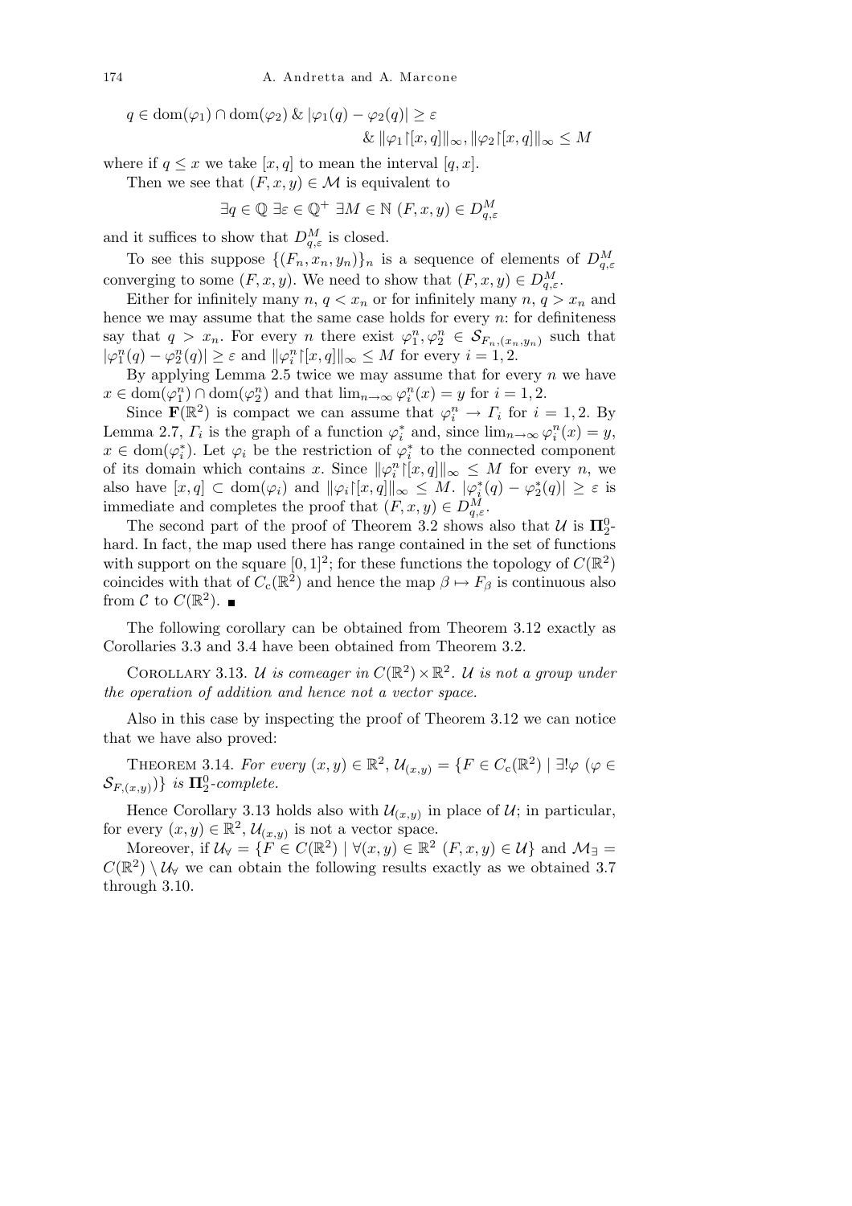$$q \in \mathrm{dom}(\varphi_1) \cap \mathrm{dom}(\varphi_2) \;\&\; |\varphi_1(q) - \varphi_2(q)| \geq \varepsilon$$
$$\& \; \|\varphi_1{\restriction}[x,q]\|_\infty, \|\varphi_2{\restriction}[x,q]\|_\infty \leq M$$

where if $q \leq x$ we take $[x,q]$ to mean the interval $[q,x]$.

Then we see that $(F,x,y) \in \mathcal{M}$ is equivalent to

$$\exists q \in \mathbb{Q} \; \exists \varepsilon \in \mathbb{Q}^+ \; \exists M \in \mathbb{N} \; (F,x,y) \in D^M_{q,\varepsilon}$$

and it suffices to show that $D^M_{q,\varepsilon}$ is closed.

To see this suppose $\{(F_n, x_n, y_n)\}_n$ is a sequence of elements of $D^M_{q,\varepsilon}$ converging to some $(F,x,y)$. We need to show that $(F,x,y) \in D^M_{q,\varepsilon}$.

Either for infinitely many $n$, $q < x_n$ or for infinitely many $n$, $q > x_n$ and hence we may assume that the same case holds for every $n$: for definiteness say that $q > x_n$. For every $n$ there exist $\varphi_1^n, \varphi_2^n \in \mathcal{S}_{F_n,(x_n,y_n)}$ such that $|\varphi_1^n(q) - \varphi_2^n(q)| \geq \varepsilon$ and $\|\varphi_i^n{\restriction}[x,q]\|_\infty \leq M$ for every $i = 1,2$.

By applying Lemma 2.5 twice we may assume that for every $n$ we have $x \in \mathrm{dom}(\varphi_1^n) \cap \mathrm{dom}(\varphi_2^n)$ and that $\lim_{n\to\infty} \varphi_i^n(x) = y$ for $i = 1,2$.

Since $\mathbf{F}(\mathbb{R}^2)$ is compact we can assume that $\varphi_i^n \to \Gamma_i$ for $i = 1,2$. By Lemma 2.7, $\Gamma_i$ is the graph of a function $\varphi_i^*$ and, since $\lim_{n\to\infty} \varphi_i^n(x) = y$, $x \in \mathrm{dom}(\varphi_i^*)$. Let $\varphi_i$ be the restriction of $\varphi_i^*$ to the connected component of its domain which contains $x$. Since $\|\varphi_i^n{\restriction}[x,q]\|_\infty \leq M$ for every $n$, we also have $[x,q] \subset \mathrm{dom}(\varphi_i)$ and $\|\varphi_i{\restriction}[x,q]\|_\infty \leq M$. $|\varphi_1^*(q) - \varphi_2^*(q)| \geq \varepsilon$ is immediate and completes the proof that $(F,x,y) \in D^M_{q,\varepsilon}$.

The second part of the proof of Theorem 3.2 shows also that $\mathcal{U}$ is $\mathbf{\Pi}^0_2$-hard. In fact, the map used there has range contained in the set of functions with support on the square $[0,1]^2$; for these functions the topology of $C(\mathbb{R}^2)$ coincides with that of $C_{\mathrm{c}}(\mathbb{R}^2)$ and hence the map $\beta \mapsto F_\beta$ is continuous also from $\mathcal{C}$ to $C(\mathbb{R}^2)$. ∎

The following corollary can be obtained from Theorem 3.12 exactly as Corollaries 3.3 and 3.4 have been obtained from Theorem 3.2.

Corollary 3.13. *$\mathcal{U}$ is comeager in $C(\mathbb{R}^2) \times \mathbb{R}^2$. $\mathcal{U}$ is not a group under the operation of addition and hence not a vector space.*

Also in this case by inspecting the proof of Theorem 3.12 we can notice that we have also proved:

Theorem 3.14. *For every $(x,y) \in \mathbb{R}^2$, $\mathcal{U}_{(x,y)} = \{F \in C_{\mathrm{c}}(\mathbb{R}^2) \mid \exists! \varphi \; (\varphi \in \mathcal{S}_{F,(x,y)})\}$ is $\mathbf{\Pi}^0_2$-complete.*

Hence Corollary 3.13 holds also with $\mathcal{U}_{(x,y)}$ in place of $\mathcal{U}$; in particular, for every $(x,y) \in \mathbb{R}^2$, $\mathcal{U}_{(x,y)}$ is not a vector space.

Moreover, if $\mathcal{U}_\forall = \{F \in C(\mathbb{R}^2) \mid \forall (x,y) \in \mathbb{R}^2 \; (F,x,y) \in \mathcal{U}\}$ and $\mathcal{M}_\exists = C(\mathbb{R}^2) \setminus \mathcal{U}_\forall$ we can obtain the following results exactly as we obtained 3.7 through 3.10.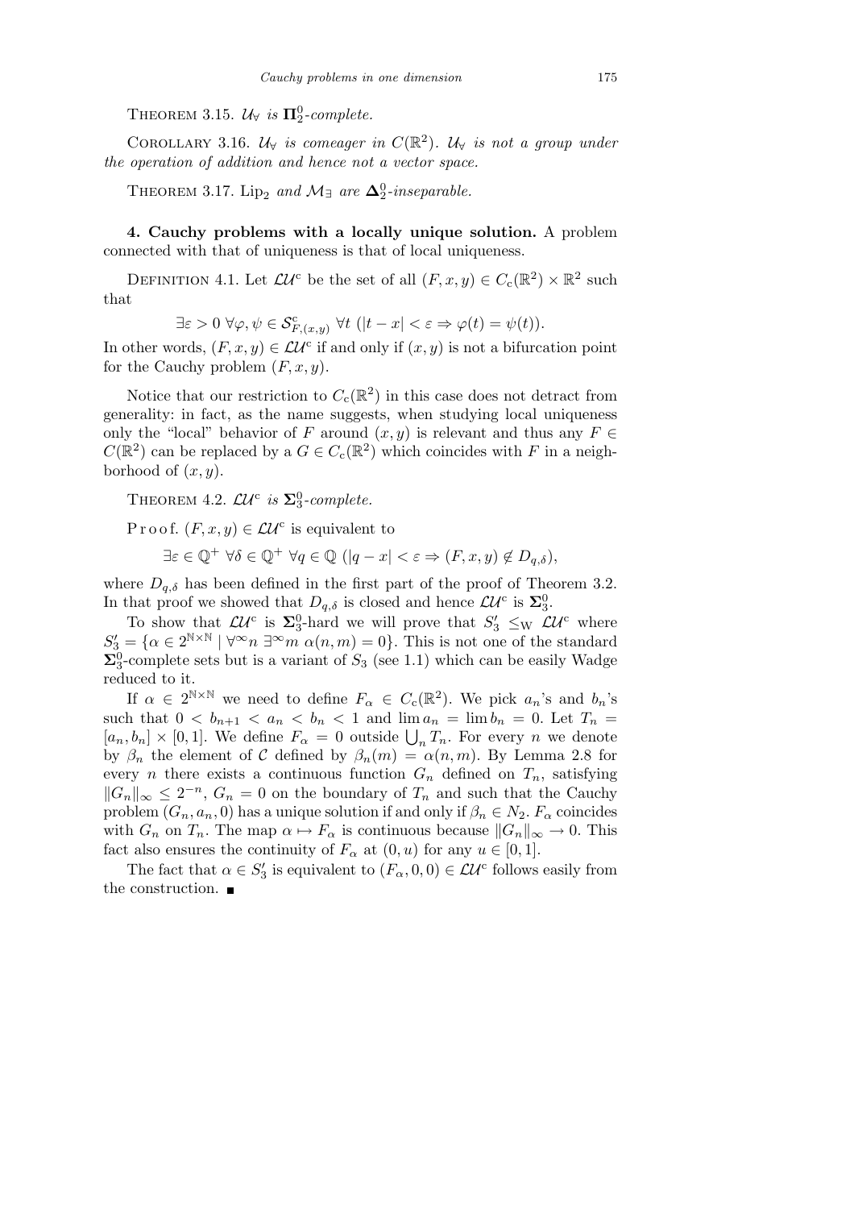THEOREM 3.15. $\mathcal{U}_\forall$ *is* $\mathbf{\Pi}^0_2$*-complete.*

COROLLARY 3.16. $\mathcal{U}_\forall$ *is comeager in* $C(\mathbb{R}^2)$*.* $\mathcal{U}_\forall$ *is not a group under the operation of addition and hence not a vector space.*

THEOREM 3.17. $\mathrm{Lip}_2$ *and* $\mathcal{M}_\exists$ *are* $\mathbf{\Delta}^0_2$*-inseparable.*

**4. Cauchy problems with a locally unique solution.** A problem connected with that of uniqueness is that of local uniqueness.

DEFINITION 4.1. Let $\mathcal{LU}^{\mathrm{c}}$ be the set of all $(F,x,y) \in C_{\mathrm{c}}(\mathbb{R}^2) \times \mathbb{R}^2$ such that

$$\exists \varepsilon > 0 \ \forall \varphi, \psi \in \mathcal{S}^{\mathrm{c}}_{F,(x,y)} \ \forall t \ (|t-x| < \varepsilon \Rightarrow \varphi(t) = \psi(t)).$$

In other words, $(F,x,y) \in \mathcal{LU}^{\mathrm{c}}$ if and only if $(x,y)$ is not a bifurcation point for the Cauchy problem $(F,x,y)$.

Notice that our restriction to $C_{\mathrm{c}}(\mathbb{R}^2)$ in this case does not detract from generality: in fact, as the name suggests, when studying local uniqueness only the "local" behavior of $F$ around $(x,y)$ is relevant and thus any $F \in C(\mathbb{R}^2)$ can be replaced by a $G \in C_{\mathrm{c}}(\mathbb{R}^2)$ which coincides with $F$ in a neighborhood of $(x,y)$.

THEOREM 4.2. $\mathcal{LU}^{\mathrm{c}}$ *is* $\mathbf{\Sigma}^0_3$*-complete.*

Proof. $(F,x,y) \in \mathcal{LU}^{\mathrm{c}}$ is equivalent to

$$\exists \varepsilon \in \mathbb{Q}^+ \ \forall \delta \in \mathbb{Q}^+ \ \forall q \in \mathbb{Q} \ (|q-x| < \varepsilon \Rightarrow (F,x,y) \notin D_{q,\delta}),$$

where $D_{q,\delta}$ has been defined in the first part of the proof of Theorem 3.2. In that proof we showed that $D_{q,\delta}$ is closed and hence $\mathcal{LU}^{\mathrm{c}}$ is $\mathbf{\Sigma}^0_3$.

To show that $\mathcal{LU}^{\mathrm{c}}$ is $\mathbf{\Sigma}^0_3$-hard we will prove that $S'_3 \leq_{\mathrm{W}} \mathcal{LU}^{\mathrm{c}}$ where $S'_3 = \{\alpha \in 2^{\mathbb{N}\times\mathbb{N}} \mid \forall^\infty n \ \exists^\infty m \ \alpha(n,m) = 0\}$. This is not one of the standard $\mathbf{\Sigma}^0_3$-complete sets but is a variant of $S_3$ (see 1.1) which can be easily Wadge reduced to it.

If $\alpha \in 2^{\mathbb{N}\times\mathbb{N}}$ we need to define $F_\alpha \in C_{\mathrm{c}}(\mathbb{R}^2)$. We pick $a_n$'s and $b_n$'s such that $0 < b_{n+1} < a_n < b_n < 1$ and $\lim a_n = \lim b_n = 0$. Let $T_n = [a_n, b_n] \times [0,1]$. We define $F_\alpha = 0$ outside $\bigcup_n T_n$. For every $n$ we denote by $\beta_n$ the element of $\mathcal{C}$ defined by $\beta_n(m) = \alpha(n,m)$. By Lemma 2.8 for every $n$ there exists a continuous function $G_n$ defined on $T_n$, satisfying $\|G_n\|_\infty \leq 2^{-n}$, $G_n = 0$ on the boundary of $T_n$ and such that the Cauchy problem $(G_n, a_n, 0)$ has a unique solution if and only if $\beta_n \in N_2$. $F_\alpha$ coincides with $G_n$ on $T_n$. The map $\alpha \mapsto F_\alpha$ is continuous because $\|G_n\|_\infty \to 0$. This fact also ensures the continuity of $F_\alpha$ at $(0,u)$ for any $u \in [0,1]$.

The fact that $\alpha \in S'_3$ is equivalent to $(F_\alpha, 0, 0) \in \mathcal{LU}^{\mathrm{c}}$ follows easily from the construction. ∎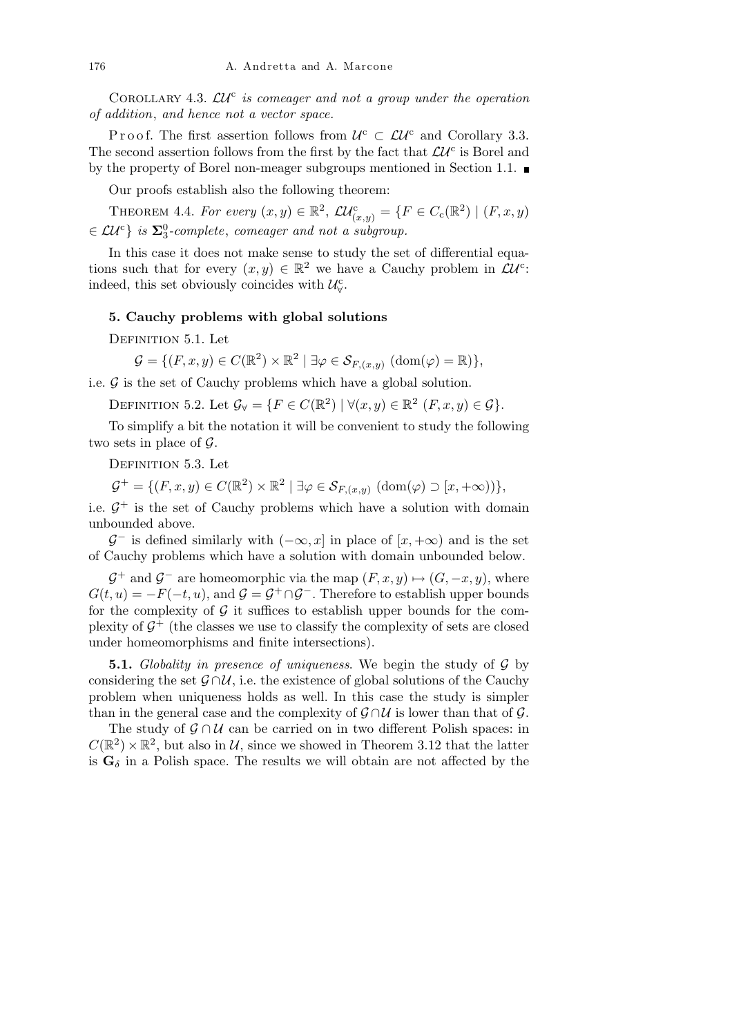Corollary 4.3. *$\mathcal{LU}^{\mathrm{c}}$ is comeager and not a group under the operation of addition, and hence not a vector space.*

Proof. The first assertion follows from $\mathcal{U}^{\mathrm{c}} \subset \mathcal{LU}^{\mathrm{c}}$ and Corollary 3.3. The second assertion follows from the first by the fact that $\mathcal{LU}^{\mathrm{c}}$ is Borel and by the property of Borel non-meager subgroups mentioned in Section 1.1. ∎

Our proofs establish also the following theorem:

Theorem 4.4. *For every $(x, y) \in \mathbb{R}^2$, $\mathcal{LU}^{\mathrm{c}}_{(x,y)} = \{F \in C_{\mathrm{c}}(\mathbb{R}^2) \mid (F, x, y) \in \mathcal{LU}^{\mathrm{c}}\}$ is $\mathbf{\Sigma}^0_3$-complete, comeager and not a subgroup.*

In this case it does not make sense to study the set of differential equations such that for every $(x, y) \in \mathbb{R}^2$ we have a Cauchy problem in $\mathcal{LU}^{\mathrm{c}}$: indeed, this set obviously coincides with $\mathcal{U}^{\mathrm{c}}_{\forall}$.

## 5. Cauchy problems with global solutions

Definition 5.1. Let

$$\mathcal{G} = \{(F, x, y) \in C(\mathbb{R}^2) \times \mathbb{R}^2 \mid \exists \varphi \in \mathcal{S}_{F,(x,y)} \ (\mathrm{dom}(\varphi) = \mathbb{R})\},$$

i.e. $\mathcal{G}$ is the set of Cauchy problems which have a global solution.

Definition 5.2. Let $\mathcal{G}_{\forall} = \{F \in C(\mathbb{R}^2) \mid \forall (x, y) \in \mathbb{R}^2 \ (F, x, y) \in \mathcal{G}\}$.

To simplify a bit the notation it will be convenient to study the following two sets in place of $\mathcal{G}$.

Definition 5.3. Let

$$\mathcal{G}^+ = \{(F, x, y) \in C(\mathbb{R}^2) \times \mathbb{R}^2 \mid \exists \varphi \in \mathcal{S}_{F,(x,y)} \ (\mathrm{dom}(\varphi) \supset [x, +\infty))\},$$

i.e. $\mathcal{G}^+$ is the set of Cauchy problems which have a solution with domain unbounded above.

$\mathcal{G}^-$ is defined similarly with $(-\infty, x]$ in place of $[x, +\infty)$ and is the set of Cauchy problems which have a solution with domain unbounded below.

$\mathcal{G}^+$ and $\mathcal{G}^-$ are homeomorphic via the map $(F, x, y) \mapsto (G, -x, y)$, where $G(t, u) = -F(-t, u)$, and $\mathcal{G} = \mathcal{G}^+ \cap \mathcal{G}^-$. Therefore to establish upper bounds for the complexity of $\mathcal{G}$ it suffices to establish upper bounds for the complexity of $\mathcal{G}^+$ (the classes we use to classify the complexity of sets are closed under homeomorphisms and finite intersections).

**5.1.** *Globality in presence of uniqueness*. We begin the study of $\mathcal{G}$ by considering the set $\mathcal{G} \cap \mathcal{U}$, i.e. the existence of global solutions of the Cauchy problem when uniqueness holds as well. In this case the study is simpler than in the general case and the complexity of $\mathcal{G} \cap \mathcal{U}$ is lower than that of $\mathcal{G}$.

The study of $\mathcal{G} \cap \mathcal{U}$ can be carried on in two different Polish spaces: in $C(\mathbb{R}^2) \times \mathbb{R}^2$, but also in $\mathcal{U}$, since we showed in Theorem 3.12 that the latter is $\mathbf{G}_\delta$ in a Polish space. The results we will obtain are not affected by the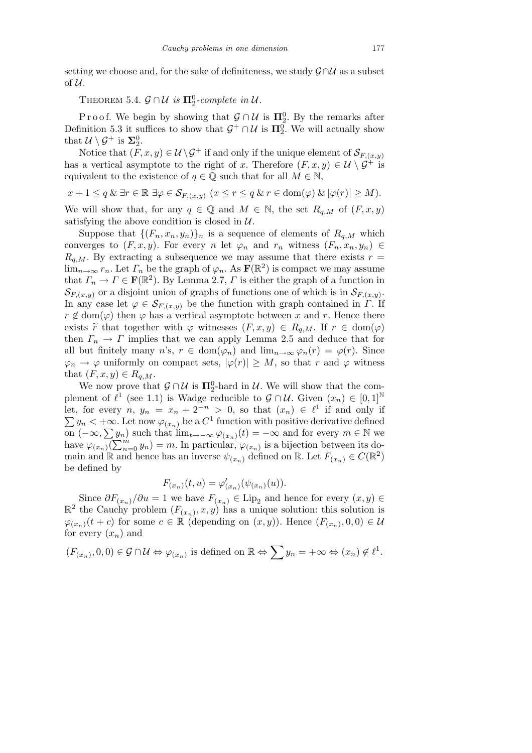setting we choose and, for the sake of definiteness, we study $\mathcal{G}\cap\mathcal{U}$ as a subset of $\mathcal{U}$.

THEOREM 5.4. *$\mathcal{G}\cap\mathcal{U}$ is $\mathbf{\Pi}^0_2$-complete in $\mathcal{U}$.*

Proof. We begin by showing that $\mathcal{G}\cap\mathcal{U}$ is $\mathbf{\Pi}^0_2$. By the remarks after Definition 5.3 it suffices to show that $\mathcal{G}^+\cap\mathcal{U}$ is $\mathbf{\Pi}^0_2$. We will actually show that $\mathcal{U}\setminus\mathcal{G}^+$ is $\mathbf{\Sigma}^0_2$.

Notice that $(F,x,y)\in\mathcal{U}\setminus\mathcal{G}^+$ if and only if the unique element of $\mathcal{S}_{F,(x,y)}$ has a vertical asymptote to the right of $x$. Therefore $(F,x,y)\in\mathcal{U}\setminus\mathcal{G}^+$ is equivalent to the existence of $q\in\mathbb{Q}$ such that for all $M\in\mathbb{N}$,

$$x+1\le q\ \&\ \exists r\in\mathbb{R}\ \exists\varphi\in\mathcal{S}_{F,(x,y)}\ (x\le r\le q\ \&\ r\in\operatorname{dom}(\varphi)\ \&\ |\varphi(r)|\ge M).$$

We will show that, for any $q\in\mathbb{Q}$ and $M\in\mathbb{N}$, the set $R_{q,M}$ of $(F,x,y)$ satisfying the above condition is closed in $\mathcal{U}$.

Suppose that $\{(F_n,x_n,y_n)\}_n$ is a sequence of elements of $R_{q,M}$ which converges to $(F,x,y)$. For every $n$ let $\varphi_n$ and $r_n$ witness $(F_n,x_n,y_n)\in R_{q,M}$. By extracting a subsequence we may assume that there exists $r=\lim_{n\to\infty}r_n$. Let $\Gamma_n$ be the graph of $\varphi_n$. As $\mathbf{F}(\mathbb{R}^2)$ is compact we may assume that $\Gamma_n\to\Gamma\in\mathbf{F}(\mathbb{R}^2)$. By Lemma 2.7, $\Gamma$ is either the graph of a function in $\mathcal{S}_{F,(x,y)}$ or a disjoint union of graphs of functions one of which is in $\mathcal{S}_{F,(x,y)}$. In any case let $\varphi\in\mathcal{S}_{F,(x,y)}$ be the function with graph contained in $\Gamma$. If $r\notin\operatorname{dom}(\varphi)$ then $\varphi$ has a vertical asymptote between $x$ and $r$. Hence there exists $\widetilde{r}$ that together with $\varphi$ witnesses $(F,x,y)\in R_{q,M}$. If $r\in\operatorname{dom}(\varphi)$ then $\Gamma_n\to\Gamma$ implies that we can apply Lemma 2.5 and deduce that for all but finitely many $n$'s, $r\in\operatorname{dom}(\varphi_n)$ and $\lim_{n\to\infty}\varphi_n(r)=\varphi(r)$. Since $\varphi_n\to\varphi$ uniformly on compact sets, $|\varphi(r)|\ge M$, so that $r$ and $\varphi$ witness that $(F,x,y)\in R_{q,M}$.

We now prove that $\mathcal{G}\cap\mathcal{U}$ is $\mathbf{\Pi}^0_2$-hard in $\mathcal{U}$. We will show that the complement of $\ell^1$ (see 1.1) is Wadge reducible to $\mathcal{G}\cap\mathcal{U}$. Given $(x_n)\in[0,1]^{\mathbb{N}}$ let, for every $n$, $y_n=x_n+2^{-n}>0$, so that $(x_n)\in\ell^1$ if and only if $\sum y_n<+\infty$. Let now $\varphi_{(x_n)}$ be a $C^1$ function with positive derivative defined on $(-\infty,\sum y_n)$ such that $\lim_{t\to-\infty}\varphi_{(x_n)}(t)=-\infty$ and for every $m\in\mathbb{N}$ we have $\varphi_{(x_n)}(\sum_{n=0}^m y_n)=m$. In particular, $\varphi_{(x_n)}$ is a bijection between its domain and $\mathbb{R}$ and hence has an inverse $\psi_{(x_n)}$ defined on $\mathbb{R}$. Let $F_{(x_n)}\in C(\mathbb{R}^2)$ be defined by

$$F_{(x_n)}(t,u)=\varphi'_{(x_n)}(\psi_{(x_n)}(u)).$$

Since $\partial F_{(x_n)}/\partial u=1$ we have $F_{(x_n)}\in\mathrm{Lip}_2$ and hence for every $(x,y)\in\mathbb{R}^2$ the Cauchy problem $(F_{(x_n)},x,y)$ has a unique solution: this solution is $\varphi_{(x_n)}(t+c)$ for some $c\in\mathbb{R}$ (depending on $(x,y)$). Hence $(F_{(x_n)},0,0)\in\mathcal{U}$ for every $(x_n)$ and

$$(F_{(x_n)},0,0)\in\mathcal{G}\cap\mathcal{U}\Leftrightarrow\varphi_{(x_n)}\text{ is defined on }\mathbb{R}\Leftrightarrow\sum y_n=+\infty\Leftrightarrow(x_n)\notin\ell^1.$$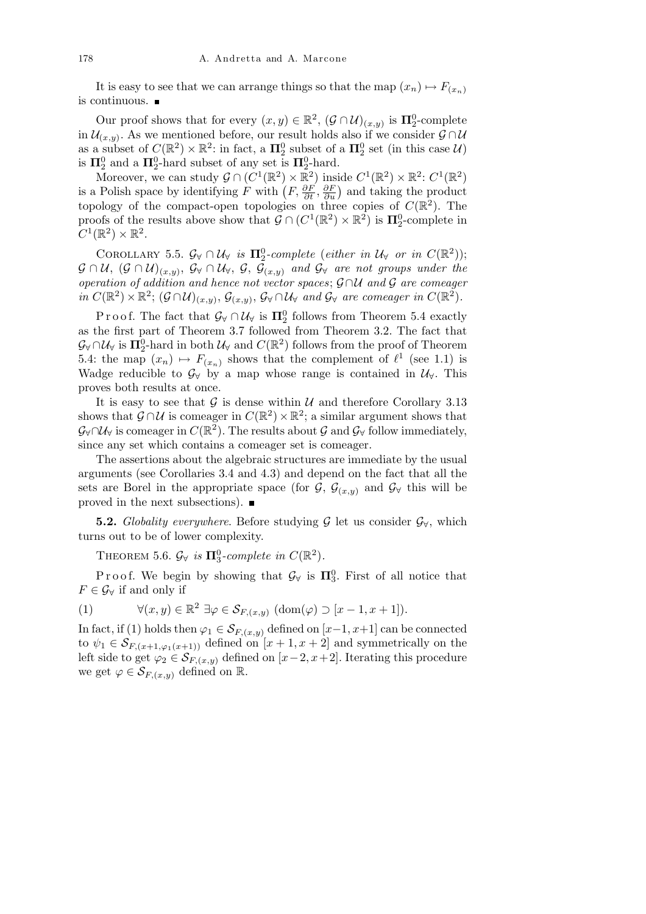It is easy to see that we can arrange things so that the map $(x_n) \mapsto F_{(x_n)}$ is continuous. ∎

Our proof shows that for every $(x, y) \in \mathbb{R}^2$, $(\mathcal{G} \cap \mathcal{U})_{(x,y)}$ is $\mathbf{\Pi}^0_2$-complete in $\mathcal{U}_{(x,y)}$. As we mentioned before, our result holds also if we consider $\mathcal{G} \cap \mathcal{U}$ as a subset of $C(\mathbb{R}^2) \times \mathbb{R}^2$: in fact, a $\mathbf{\Pi}^0_2$ subset of a $\mathbf{\Pi}^0_2$ set (in this case $\mathcal{U}$) is $\mathbf{\Pi}^0_2$ and a $\mathbf{\Pi}^0_2$-hard subset of any set is $\mathbf{\Pi}^0_2$-hard.

Moreover, we can study $\mathcal{G} \cap (C^1(\mathbb{R}^2) \times \mathbb{R}^2)$ inside $C^1(\mathbb{R}^2) \times \mathbb{R}^2$: $C^1(\mathbb{R}^2)$ is a Polish space by identifying $F$ with $\left(F, \frac{\partial F}{\partial t}, \frac{\partial F}{\partial u}\right)$ and taking the product topology of the compact-open topologies on three copies of $C(\mathbb{R}^2)$. The proofs of the results above show that $\mathcal{G} \cap (C^1(\mathbb{R}^2) \times \mathbb{R}^2)$ is $\mathbf{\Pi}^0_2$-complete in $C^1(\mathbb{R}^2) \times \mathbb{R}^2$.

Corollary 5.5. *$\mathcal{G}_\forall \cap \mathcal{U}_\forall$ is $\mathbf{\Pi}^0_2$-complete (either in $\mathcal{U}_\forall$ or in $C(\mathbb{R}^2)$); $\mathcal{G} \cap \mathcal{U}$, $(\mathcal{G} \cap \mathcal{U})_{(x,y)}$, $\mathcal{G}_\forall \cap \mathcal{U}_\forall$, $\mathcal{G}$, $\mathcal{G}_{(x,y)}$ and $\mathcal{G}_\forall$ are not groups under the operation of addition and hence not vector spaces; $\mathcal{G} \cap \mathcal{U}$ and $\mathcal{G}$ are comeager in $C(\mathbb{R}^2) \times \mathbb{R}^2$; $(\mathcal{G} \cap \mathcal{U})_{(x,y)}$, $\mathcal{G}_{(x,y)}$, $\mathcal{G}_\forall \cap \mathcal{U}_\forall$ and $\mathcal{G}_\forall$ are comeager in $C(\mathbb{R}^2)$.*

Proof. The fact that $\mathcal{G}_\forall \cap \mathcal{U}_\forall$ is $\mathbf{\Pi}^0_2$ follows from Theorem 5.4 exactly as the first part of Theorem 3.7 followed from Theorem 3.2. The fact that $\mathcal{G}_\forall \cap \mathcal{U}_\forall$ is $\mathbf{\Pi}^0_2$-hard in both $\mathcal{U}_\forall$ and $C(\mathbb{R}^2)$ follows from the proof of Theorem 5.4: the map $(x_n) \mapsto F_{(x_n)}$ shows that the complement of $\ell^1$ (see 1.1) is Wadge reducible to $\mathcal{G}_\forall$ by a map whose range is contained in $\mathcal{U}_\forall$. This proves both results at once.

It is easy to see that $\mathcal{G}$ is dense within $\mathcal{U}$ and therefore Corollary 3.13 shows that $\mathcal{G} \cap \mathcal{U}$ is comeager in $C(\mathbb{R}^2) \times \mathbb{R}^2$; a similar argument shows that $\mathcal{G}_\forall \cap \mathcal{U}_\forall$ is comeager in $C(\mathbb{R}^2)$. The results about $\mathcal{G}$ and $\mathcal{G}_\forall$ follow immediately, since any set which contains a comeager set is comeager.

The assertions about the algebraic structures are immediate by the usual arguments (see Corollaries 3.4 and 4.3) and depend on the fact that all the sets are Borel in the appropriate space (for $\mathcal{G}$, $\mathcal{G}_{(x,y)}$ and $\mathcal{G}_\forall$ this will be proved in the next subsections). ∎

**5.2.** *Globality everywhere.* Before studying $\mathcal{G}$ let us consider $\mathcal{G}_\forall$, which turns out to be of lower complexity.

Theorem 5.6. *$\mathcal{G}_\forall$ is $\mathbf{\Pi}^0_3$-complete in $C(\mathbb{R}^2)$.*

Proof. We begin by showing that $\mathcal{G}_\forall$ is $\mathbf{\Pi}^0_3$. First of all notice that $F \in \mathcal{G}_\forall$ if and only if

$$\forall (x, y) \in \mathbb{R}^2 \ \exists \varphi \in \mathcal{S}_{F,(x,y)} \ (\mathrm{dom}(\varphi) \supset [x-1, x+1]). \tag{1}$$

In fact, if (1) holds then $\varphi_1 \in \mathcal{S}_{F,(x,y)}$ defined on $[x-1, x+1]$ can be connected to $\psi_1 \in \mathcal{S}_{F,(x+1,\varphi_1(x+1))}$ defined on $[x+1, x+2]$ and symmetrically on the left side to get $\varphi_2 \in \mathcal{S}_{F,(x,y)}$ defined on $[x-2, x+2]$. Iterating this procedure we get $\varphi \in \mathcal{S}_{F,(x,y)}$ defined on $\mathbb{R}$.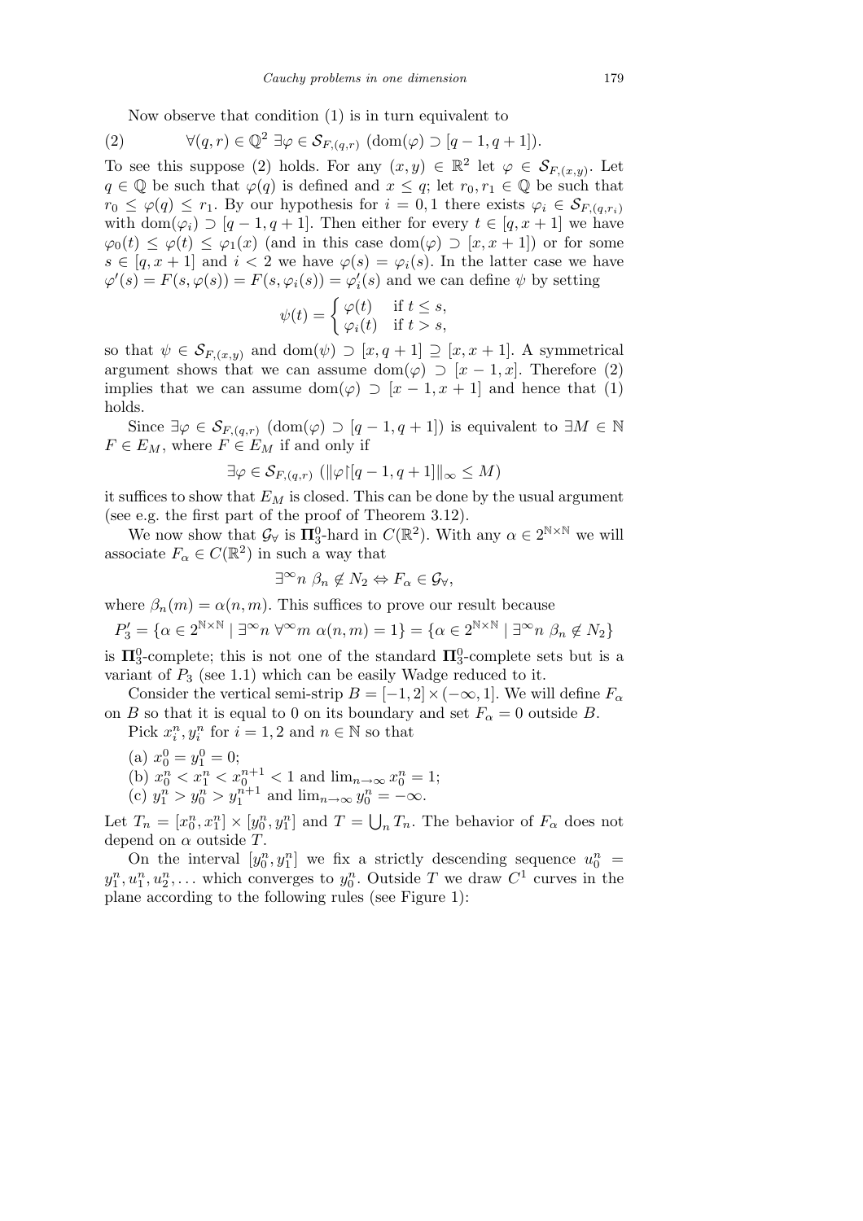Now observe that condition (1) is in turn equivalent to

$$\forall (q,r) \in \mathbb{Q}^2 \ \exists \varphi \in \mathcal{S}_{F,(q,r)} \ (\mathrm{dom}(\varphi) \supset [q-1, q+1]). \tag{2}$$

To see this suppose (2) holds. For any $(x,y) \in \mathbb{R}^2$ let $\varphi \in \mathcal{S}_{F,(x,y)}$. Let $q \in \mathbb{Q}$ be such that $\varphi(q)$ is defined and $x \le q$; let $r_0, r_1 \in \mathbb{Q}$ be such that $r_0 \le \varphi(q) \le r_1$. By our hypothesis for $i = 0, 1$ there exists $\varphi_i \in \mathcal{S}_{F,(q,r_i)}$ with $\mathrm{dom}(\varphi_i) \supset [q-1, q+1]$. Then either for every $t \in [q, x+1]$ we have $\varphi_0(t) \le \varphi(t) \le \varphi_1(x)$ (and in this case $\mathrm{dom}(\varphi) \supset [x, x+1]$) or for some $s \in [q, x+1]$ and $i < 2$ we have $\varphi(s) = \varphi_i(s)$. In the latter case we have $\varphi'(s) = F(s, \varphi(s)) = F(s, \varphi_i(s)) = \varphi_i'(s)$ and we can define $\psi$ by setting

$$\psi(t) = \begin{cases} \varphi(t) & \text{if } t \le s, \\ \varphi_i(t) & \text{if } t > s, \end{cases}$$

so that $\psi \in \mathcal{S}_{F,(x,y)}$ and $\mathrm{dom}(\psi) \supset [x, q+1] \supseteq [x, x+1]$. A symmetrical argument shows that we can assume $\mathrm{dom}(\varphi) \supset [x-1, x]$. Therefore (2) implies that we can assume $\mathrm{dom}(\varphi) \supset [x-1, x+1]$ and hence that (1) holds.

Since $\exists \varphi \in \mathcal{S}_{F,(q,r)}$ $(\mathrm{dom}(\varphi) \supset [q-1, q+1])$ is equivalent to $\exists M \in \mathbb{N}$ $F \in E_M$, where $F \in E_M$ if and only if

$$\exists \varphi \in \mathcal{S}_{F,(q,r)} \ (\|\varphi \restriction [q-1, q+1]\|_\infty \le M)$$

it suffices to show that $E_M$ is closed. This can be done by the usual argument (see e.g. the first part of the proof of Theorem 3.12).

We now show that $\mathcal{G}_\forall$ is $\mathbf{\Pi}^0_3$-hard in $C(\mathbb{R}^2)$. With any $\alpha \in 2^{\mathbb{N}\times\mathbb{N}}$ we will associate $F_\alpha \in C(\mathbb{R}^2)$ in such a way that

$$\exists^\infty n \ \beta_n \notin N_2 \Leftrightarrow F_\alpha \in \mathcal{G}_\forall,$$

where $\beta_n(m) = \alpha(n,m)$. This suffices to prove our result because

$$P_3' = \{\alpha \in 2^{\mathbb{N}\times\mathbb{N}} \mid \exists^\infty n \ \forall^\infty m \ \alpha(n,m) = 1\} = \{\alpha \in 2^{\mathbb{N}\times\mathbb{N}} \mid \exists^\infty n \ \beta_n \notin N_2\}$$

is $\mathbf{\Pi}^0_3$-complete; this is not one of the standard $\mathbf{\Pi}^0_3$-complete sets but is a variant of $P_3$ (see 1.1) which can be easily Wadge reduced to it.

Consider the vertical semi-strip $B = [-1, 2] \times (-\infty, 1]$. We will define $F_\alpha$ on $B$ so that it is equal to 0 on its boundary and set $F_\alpha = 0$ outside $B$.

Pick $x_i^n, y_i^n$ for $i = 1, 2$ and $n \in \mathbb{N}$ so that

(a) $x_0^0 = y_1^0 = 0$;
(b) $x_0^n < x_1^n < x_0^{n+1} < 1$ and $\lim_{n\to\infty} x_0^n = 1$;
(c) $y_1^n > y_0^n > y_1^{n+1}$ and $\lim_{n\to\infty} y_0^n = -\infty$.

Let $T_n = [x_0^n, x_1^n] \times [y_0^n, y_1^n]$ and $T = \bigcup_n T_n$. The behavior of $F_\alpha$ does not depend on $\alpha$ outside $T$.

On the interval $[y_0^n, y_1^n]$ we fix a strictly descending sequence $u_0^n = y_1^n, u_1^n, u_2^n, \ldots$ which converges to $y_0^n$. Outside $T$ we draw $C^1$ curves in the plane according to the following rules (see Figure 1):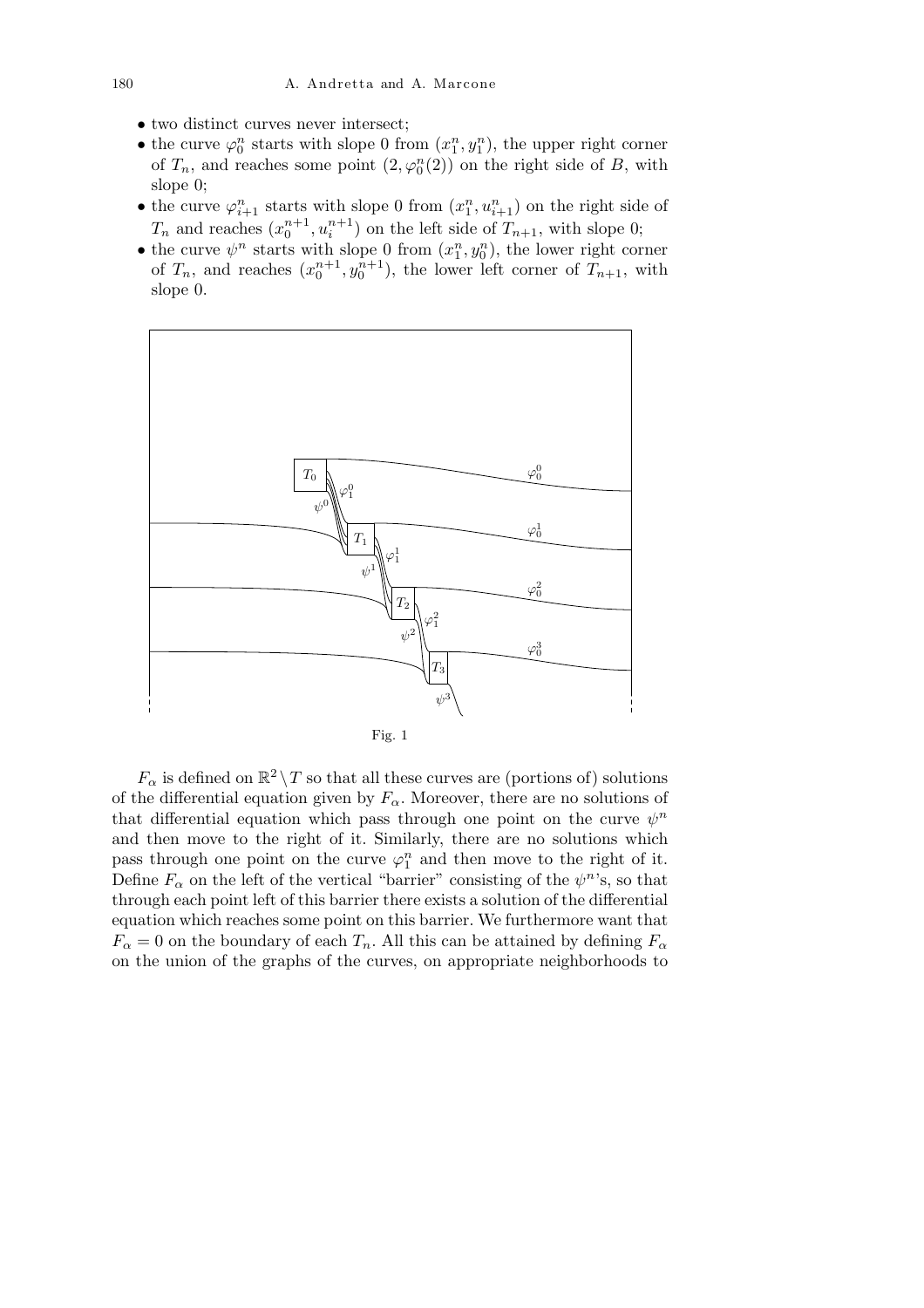- two distinct curves never intersect;
- the curve $\varphi_0^n$ starts with slope 0 from $(x_1^n, y_1^n)$, the upper right corner of $T_n$, and reaches some point $(2, \varphi_0^n(2))$ on the right side of $B$, with slope 0;
- the curve $\varphi_{i+1}^n$ starts with slope 0 from $(x_1^n, u_{i+1}^n)$ on the right side of $T_n$ and reaches $(x_0^{n+1}, u_i^{n+1})$ on the left side of $T_{n+1}$, with slope 0;
- the curve $\psi^n$ starts with slope 0 from $(x_1^n, y_0^n)$, the lower right corner of $T_n$, and reaches $(x_0^{n+1}, y_0^{n+1})$, the lower left corner of $T_{n+1}$, with slope 0.

Fig. 1

$F_\alpha$ is defined on $\mathbb{R}^2 \setminus T$ so that all these curves are (portions of) solutions of the differential equation given by $F_\alpha$. Moreover, there are no solutions of that differential equation which pass through one point on the curve $\psi^n$ and then move to the right of it. Similarly, there are no solutions which pass through one point on the curve $\varphi_1^n$ and then move to the right of it. Define $F_\alpha$ on the left of the vertical "barrier" consisting of the $\psi^n$'s, so that through each point left of this barrier there exists a solution of the differential equation which reaches some point on this barrier. We furthermore want that $F_\alpha = 0$ on the boundary of each $T_n$. All this can be attained by defining $F_\alpha$ on the union of the graphs of the curves, on appropriate neighborhoods to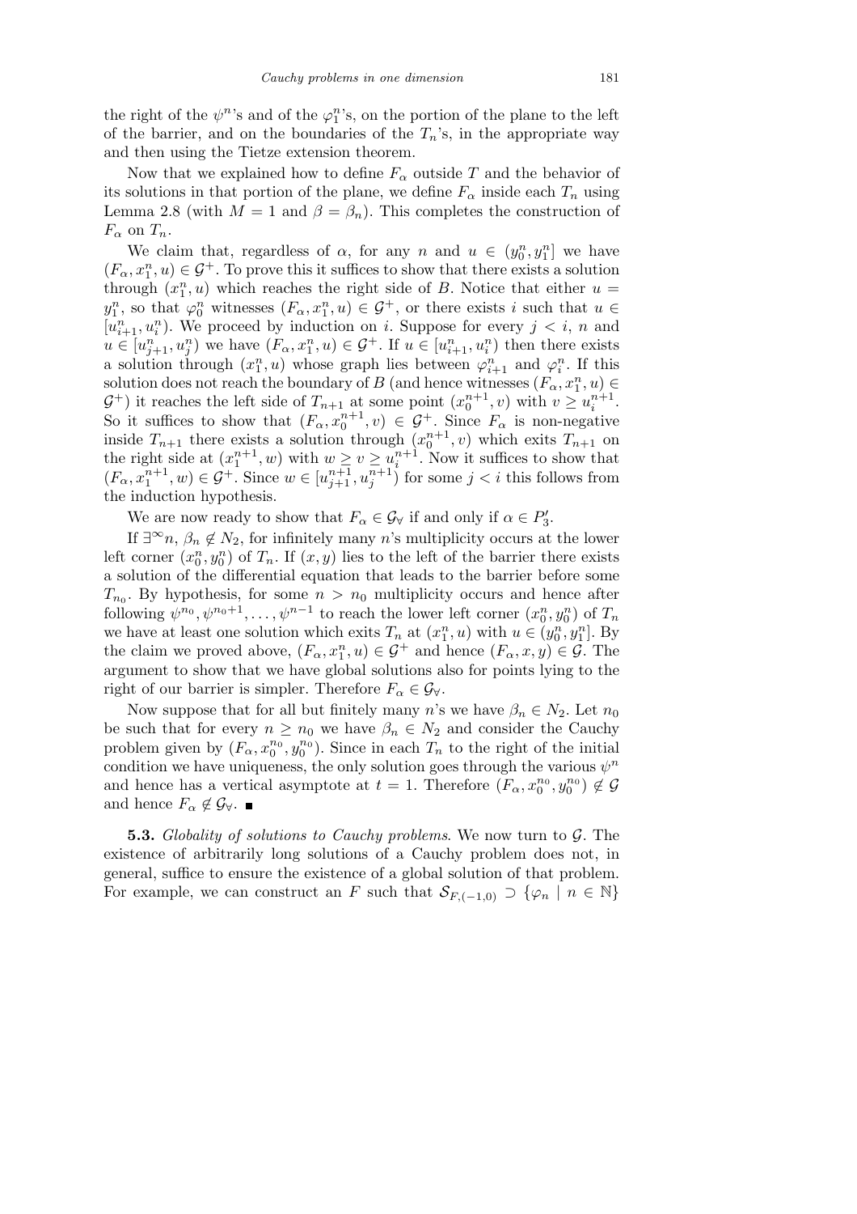the right of the $\psi^n$'s and of the $\varphi_1^n$'s, on the portion of the plane to the left of the barrier, and on the boundaries of the $T_n$'s, in the appropriate way and then using the Tietze extension theorem.

Now that we explained how to define $F_\alpha$ outside $T$ and the behavior of its solutions in that portion of the plane, we define $F_\alpha$ inside each $T_n$ using Lemma 2.8 (with $M = 1$ and $\beta = \beta_n$). This completes the construction of $F_\alpha$ on $T_n$.

We claim that, regardless of $\alpha$, for any $n$ and $u \in (y_0^n, y_1^n]$ we have $(F_\alpha, x_1^n, u) \in \mathcal{G}^+$. To prove this it suffices to show that there exists a solution through $(x_1^n, u)$ which reaches the right side of $B$. Notice that either $u = y_1^n$, so that $\varphi_0^n$ witnesses $(F_\alpha, x_1^n, u) \in \mathcal{G}^+$, or there exists $i$ such that $u \in [u_{i+1}^n, u_i^n)$. We proceed by induction on $i$. Suppose for every $j < i$, $n$ and $u \in [u_{j+1}^n, u_j^n)$ we have $(F_\alpha, x_1^n, u) \in \mathcal{G}^+$. If $u \in [u_{i+1}^n, u_i^n)$ then there exists a solution through $(x_1^n, u)$ whose graph lies between $\varphi_{i+1}^n$ and $\varphi_i^n$. If this solution does not reach the boundary of $B$ (and hence witnesses $(F_\alpha, x_1^n, u) \in \mathcal{G}^+$) it reaches the left side of $T_{n+1}$ at some point $(x_0^{n+1}, v)$ with $v \geq u_i^{n+1}$. So it suffices to show that $(F_\alpha, x_0^{n+1}, v) \in \mathcal{G}^+$. Since $F_\alpha$ is non-negative inside $T_{n+1}$ there exists a solution through $(x_0^{n+1}, v)$ which exits $T_{n+1}$ on the right side at $(x_1^{n+1}, w)$ with $w \geq v \geq u_i^{n+1}$. Now it suffices to show that $(F_\alpha, x_1^{n+1}, w) \in \mathcal{G}^+$. Since $w \in [u_{j+1}^{n+1}, u_j^{n+1})$ for some $j < i$ this follows from the induction hypothesis.

We are now ready to show that $F_\alpha \in \mathcal{G}_\forall$ if and only if $\alpha \in P_3'$.

If $\exists^\infty n,\ \beta_n \notin N_2$, for infinitely many $n$'s multiplicity occurs at the lower left corner $(x_0^n, y_0^n)$ of $T_n$. If $(x, y)$ lies to the left of the barrier there exists a solution of the differential equation that leads to the barrier before some $T_{n_0}$. By hypothesis, for some $n > n_0$ multiplicity occurs and hence after following $\psi^{n_0}, \psi^{n_0+1}, \ldots, \psi^{n-1}$ to reach the lower left corner $(x_0^n, y_0^n)$ of $T_n$ we have at least one solution which exits $T_n$ at $(x_1^n, u)$ with $u \in (y_0^n, y_1^n]$. By the claim we proved above, $(F_\alpha, x_1^n, u) \in \mathcal{G}^+$ and hence $(F_\alpha, x, y) \in \mathcal{G}$. The argument to show that we have global solutions also for points lying to the right of our barrier is simpler. Therefore $F_\alpha \in \mathcal{G}_\forall$.

Now suppose that for all but finitely many $n$'s we have $\beta_n \in N_2$. Let $n_0$ be such that for every $n \geq n_0$ we have $\beta_n \in N_2$ and consider the Cauchy problem given by $(F_\alpha, x_0^{n_0}, y_0^{n_0})$. Since in each $T_n$ to the right of the initial condition we have uniqueness, the only solution goes through the various $\psi^n$ and hence has a vertical asymptote at $t = 1$. Therefore $(F_\alpha, x_0^{n_0}, y_0^{n_0}) \notin \mathcal{G}$ and hence $F_\alpha \notin \mathcal{G}_\forall$. ∎

**5.3.** *Globality of solutions to Cauchy problems*. We now turn to $\mathcal{G}$. The existence of arbitrarily long solutions of a Cauchy problem does not, in general, suffice to ensure the existence of a global solution of that problem. For example, we can construct an $F$ such that $\mathcal{S}_{F,(-1,0)} \supset \{\varphi_n \mid n \in \mathbb{N}\}$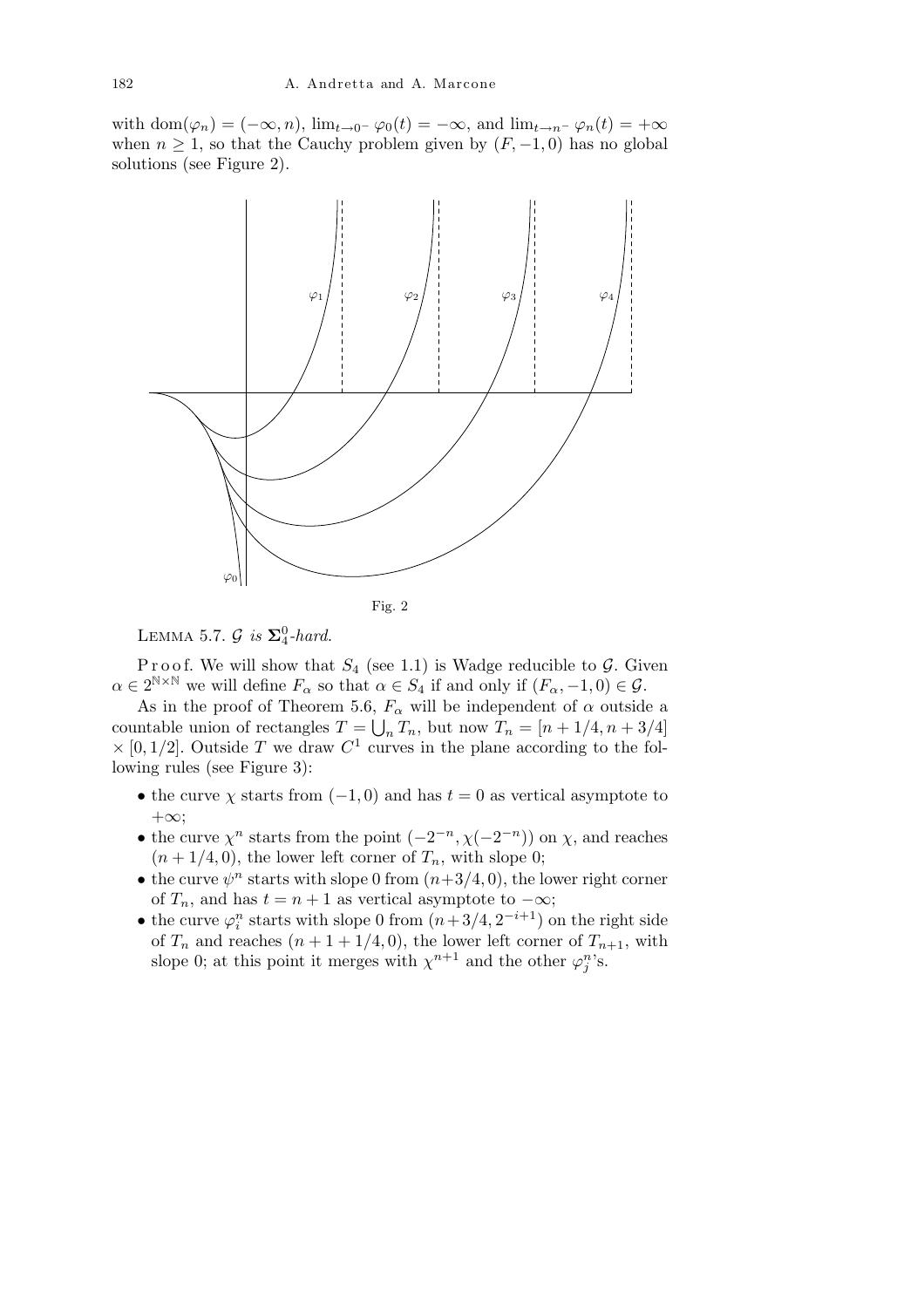with $\operatorname{dom}(\varphi_n) = (-\infty, n)$, $\lim_{t\to 0^-} \varphi_0(t) = -\infty$, and $\lim_{t\to n^-} \varphi_n(t) = +\infty$ when $n \geq 1$, so that the Cauchy problem given by $(F, -1, 0)$ has no global solutions (see Figure 2).

Fig. 2

Lemma 5.7. *$\mathcal{G}$ is $\mathbf{\Sigma}^0_4$-hard.*

Proof. We will show that $S_4$ (see 1.1) is Wadge reducible to $\mathcal{G}$. Given $\alpha \in 2^{\mathbb{N}\times\mathbb{N}}$ we will define $F_\alpha$ so that $\alpha \in S_4$ if and only if $(F_\alpha, -1, 0) \in \mathcal{G}$.

As in the proof of Theorem 5.6, $F_\alpha$ will be independent of $\alpha$ outside a countable union of rectangles $T = \bigcup_n T_n$, but now $T_n = [n + 1/4, n + 3/4] \times [0, 1/2]$. Outside $T$ we draw $C^1$ curves in the plane according to the following rules (see Figure 3):

- the curve $\chi$ starts from $(-1, 0)$ and has $t = 0$ as vertical asymptote to $+\infty$;
- the curve $\chi^n$ starts from the point $(-2^{-n}, \chi(-2^{-n}))$ on $\chi$, and reaches $(n + 1/4, 0)$, the lower left corner of $T_n$, with slope 0;
- the curve $\psi^n$ starts with slope 0 from $(n+3/4, 0)$, the lower right corner of $T_n$, and has $t = n + 1$ as vertical asymptote to $-\infty$;
- the curve $\varphi^n_i$ starts with slope 0 from $(n+3/4, 2^{-i+1})$ on the right side of $T_n$ and reaches $(n + 1 + 1/4, 0)$, the lower left corner of $T_{n+1}$, with slope 0; at this point it merges with $\chi^{n+1}$ and the other $\varphi^n_j$'s.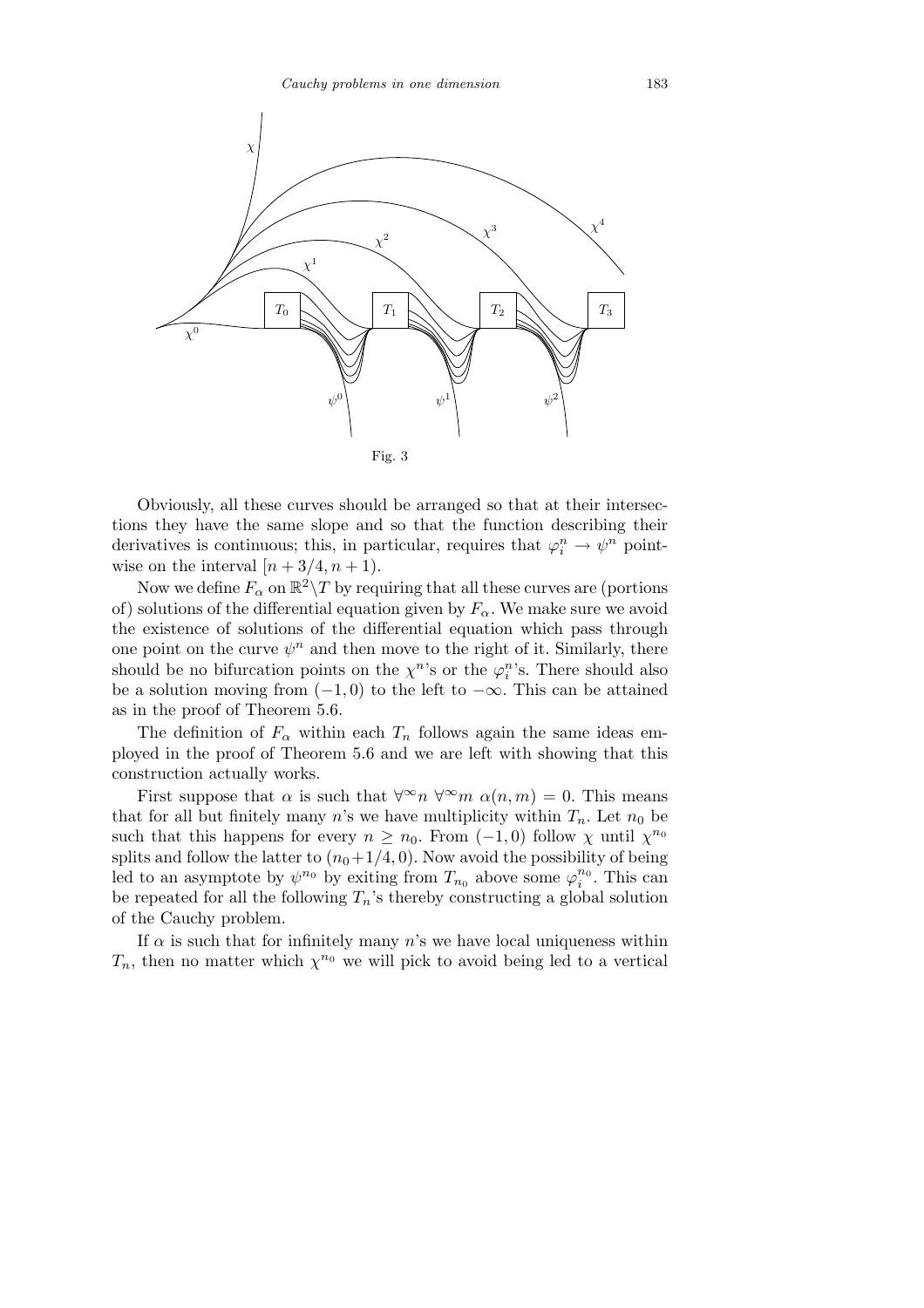Fig. 3

Obviously, all these curves should be arranged so that at their intersections they have the same slope and so that the function describing their derivatives is continuous; this, in particular, requires that $\varphi_i^n \to \psi^n$ pointwise on the interval $[n+3/4, n+1)$.

Now we define $F_\alpha$ on $\mathbb{R}^2 \setminus T$ by requiring that all these curves are (portions of) solutions of the differential equation given by $F_\alpha$. We make sure we avoid the existence of solutions of the differential equation which pass through one point on the curve $\psi^n$ and then move to the right of it. Similarly, there should be no bifurcation points on the $\chi^n$'s or the $\varphi_i^n$'s. There should also be a solution moving from $(-1,0)$ to the left to $-\infty$. This can be attained as in the proof of Theorem 5.6.

The definition of $F_\alpha$ within each $T_n$ follows again the same ideas employed in the proof of Theorem 5.6 and we are left with showing that this construction actually works.

First suppose that $\alpha$ is such that $\forall^\infty n\ \forall^\infty m\ \alpha(n,m) = 0$. This means that for all but finitely many $n$'s we have multiplicity within $T_n$. Let $n_0$ be such that this happens for every $n \geq n_0$. From $(-1,0)$ follow $\chi$ until $\chi^{n_0}$ splits and follow the latter to $(n_0+1/4, 0)$. Now avoid the possibility of being led to an asymptote by $\psi^{n_0}$ by exiting from $T_{n_0}$ above some $\varphi_i^{n_0}$. This can be repeated for all the following $T_n$'s thereby constructing a global solution of the Cauchy problem.

If $\alpha$ is such that for infinitely many $n$'s we have local uniqueness within $T_n$, then no matter which $\chi^{n_0}$ we will pick to avoid being led to a vertical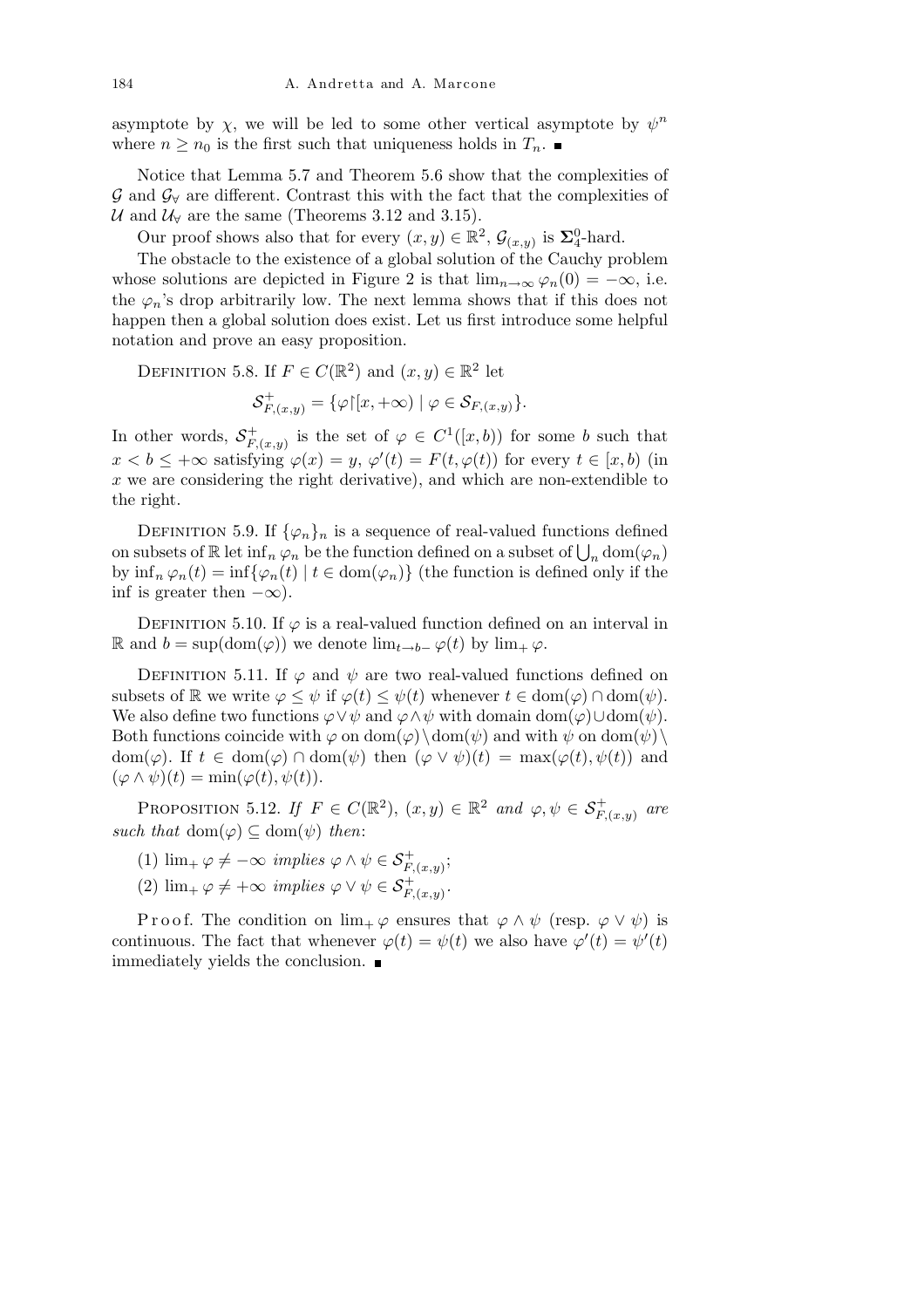asymptote by $\chi$, we will be led to some other vertical asymptote by $\psi^n$ where $n \geq n_0$ is the first such that uniqueness holds in $T_n$. ■

Notice that Lemma 5.7 and Theorem 5.6 show that the complexities of $\mathcal{G}$ and $\mathcal{G}_\forall$ are different. Contrast this with the fact that the complexities of $\mathcal{U}$ and $\mathcal{U}_\forall$ are the same (Theorems 3.12 and 3.15).

Our proof shows also that for every $(x,y) \in \mathbb{R}^2$, $\mathcal{G}_{(x,y)}$ is $\mathbf{\Sigma}^0_4$-hard.

The obstacle to the existence of a global solution of the Cauchy problem whose solutions are depicted in Figure 2 is that $\lim_{n\to\infty} \varphi_n(0) = -\infty$, i.e. the $\varphi_n$'s drop arbitrarily low. The next lemma shows that if this does not happen then a global solution does exist. Let us first introduce some helpful notation and prove an easy proposition.

Definition 5.8. If $F \in C(\mathbb{R}^2)$ and $(x,y) \in \mathbb{R}^2$ let

$$\mathcal{S}^+_{F,(x,y)} = \{\varphi\restriction[x,+\infty) \mid \varphi \in \mathcal{S}_{F,(x,y)}\}.$$

In other words, $\mathcal{S}^+_{F,(x,y)}$ is the set of $\varphi \in C^1([x,b))$ for some $b$ such that $x < b \leq +\infty$ satisfying $\varphi(x) = y$, $\varphi'(t) = F(t,\varphi(t))$ for every $t \in [x,b)$ (in $x$ we are considering the right derivative), and which are non-extendible to the right.

Definition 5.9. If $\{\varphi_n\}_n$ is a sequence of real-valued functions defined on subsets of $\mathbb{R}$ let $\inf_n \varphi_n$ be the function defined on a subset of $\bigcup_n \mathrm{dom}(\varphi_n)$ by $\inf_n \varphi_n(t) = \inf\{\varphi_n(t) \mid t \in \mathrm{dom}(\varphi_n)\}$ (the function is defined only if the inf is greater then $-\infty$).

Definition 5.10. If $\varphi$ is a real-valued function defined on an interval in $\mathbb{R}$ and $b = \sup(\mathrm{dom}(\varphi))$ we denote $\lim_{t\to b-} \varphi(t)$ by $\lim_+ \varphi$.

Definition 5.11. If $\varphi$ and $\psi$ are two real-valued functions defined on subsets of $\mathbb{R}$ we write $\varphi \leq \psi$ if $\varphi(t) \leq \psi(t)$ whenever $t \in \mathrm{dom}(\varphi) \cap \mathrm{dom}(\psi)$. We also define two functions $\varphi \vee \psi$ and $\varphi \wedge \psi$ with domain $\mathrm{dom}(\varphi) \cup \mathrm{dom}(\psi)$. Both functions coincide with $\varphi$ on $\mathrm{dom}(\varphi) \setminus \mathrm{dom}(\psi)$ and with $\psi$ on $\mathrm{dom}(\psi) \setminus \mathrm{dom}(\varphi)$. If $t \in \mathrm{dom}(\varphi) \cap \mathrm{dom}(\psi)$ then $(\varphi \vee \psi)(t) = \max(\varphi(t), \psi(t))$ and $(\varphi \wedge \psi)(t) = \min(\varphi(t), \psi(t))$.

Proposition 5.12. *If $F \in C(\mathbb{R}^2)$, $(x,y) \in \mathbb{R}^2$ and $\varphi, \psi \in \mathcal{S}^+_{F,(x,y)}$ are such that $\mathrm{dom}(\varphi) \subseteq \mathrm{dom}(\psi)$ then*:

(1) $\lim_+ \varphi \neq -\infty$ *implies* $\varphi \wedge \psi \in \mathcal{S}^+_{F,(x,y)}$;

(2) $\lim_+ \varphi \neq +\infty$ *implies* $\varphi \vee \psi \in \mathcal{S}^+_{F,(x,y)}$.

Proof. The condition on $\lim_+ \varphi$ ensures that $\varphi \wedge \psi$ (resp. $\varphi \vee \psi$) is continuous. The fact that whenever $\varphi(t) = \psi(t)$ we also have $\varphi'(t) = \psi'(t)$ immediately yields the conclusion. ■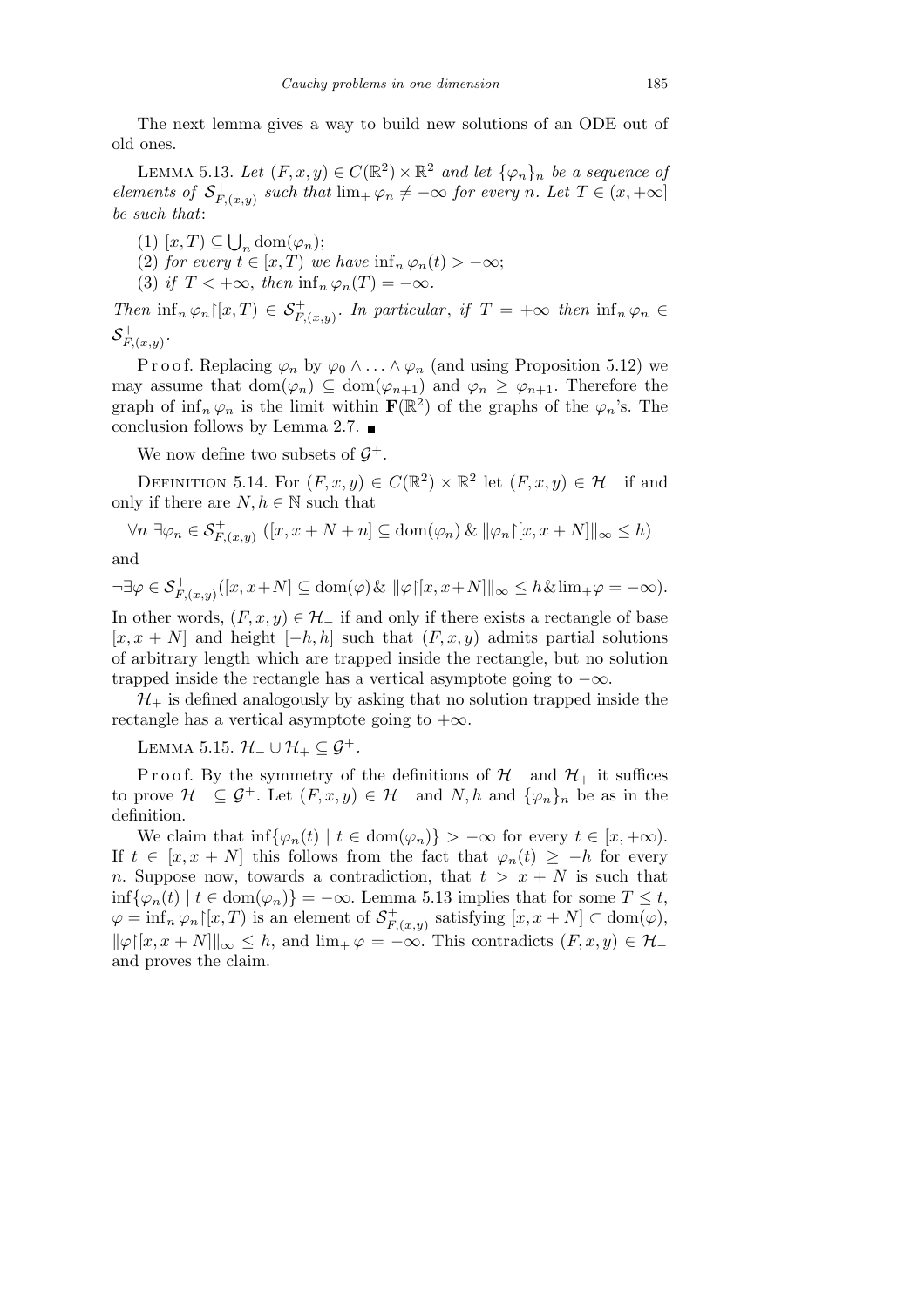The next lemma gives a way to build new solutions of an ODE out of old ones.

Lemma 5.13. *Let $(F, x, y) \in C(\mathbb{R}^2) \times \mathbb{R}^2$ and let $\{\varphi_n\}_n$ be a sequence of elements of $\mathcal{S}^+_{F,(x,y)}$ such that $\lim_+ \varphi_n \neq -\infty$ for every $n$. Let $T \in (x, +\infty]$ be such that*:

(1) $[x, T) \subseteq \bigcup_n \mathrm{dom}(\varphi_n)$;
(2) *for every $t \in [x, T)$ we have $\inf_n \varphi_n(t) > -\infty$*;
(3) *if $T < +\infty$, then $\inf_n \varphi_n(T) = -\infty$.*

*Then $\inf_n \varphi_n \restriction [x, T) \in \mathcal{S}^+_{F,(x,y)}$. In particular, if $T = +\infty$ then $\inf_n \varphi_n \in \mathcal{S}^+_{F,(x,y)}$.*

Proof. Replacing $\varphi_n$ by $\varphi_0 \wedge \ldots \wedge \varphi_n$ (and using Proposition 5.12) we may assume that $\mathrm{dom}(\varphi_n) \subseteq \mathrm{dom}(\varphi_{n+1})$ and $\varphi_n \geq \varphi_{n+1}$. Therefore the graph of $\inf_n \varphi_n$ is the limit within $\mathbf{F}(\mathbb{R}^2)$ of the graphs of the $\varphi_n$'s. The conclusion follows by Lemma 2.7. ∎

We now define two subsets of $\mathcal{G}^+$.

Definition 5.14. For $(F, x, y) \in C(\mathbb{R}^2) \times \mathbb{R}^2$ let $(F, x, y) \in \mathcal{H}_-$ if and only if there are $N, h \in \mathbb{N}$ such that

$$\forall n \ \exists \varphi_n \in \mathcal{S}^+_{F,(x,y)} \ ([x, x+N+n] \subseteq \mathrm{dom}(\varphi_n) \ \& \ \|\varphi_n \restriction [x, x+N]\|_\infty \leq h)$$

and

$$\neg \exists \varphi \in \mathcal{S}^+_{F,(x,y)} ([x, x+N] \subseteq \mathrm{dom}(\varphi) \ \& \ \|\varphi \restriction [x, x+N]\|_\infty \leq h \ \& \lim\nolimits_+ \varphi = -\infty).$$

In other words, $(F, x, y) \in \mathcal{H}_-$ if and only if there exists a rectangle of base $[x, x+N]$ and height $[-h, h]$ such that $(F, x, y)$ admits partial solutions of arbitrary length which are trapped inside the rectangle, but no solution trapped inside the rectangle has a vertical asymptote going to $-\infty$.

$\mathcal{H}_+$ is defined analogously by asking that no solution trapped inside the rectangle has a vertical asymptote going to $+\infty$.

Lemma 5.15. $\mathcal{H}_- \cup \mathcal{H}_+ \subseteq \mathcal{G}^+$.

Proof. By the symmetry of the definitions of $\mathcal{H}_-$ and $\mathcal{H}_+$ it suffices to prove $\mathcal{H}_- \subseteq \mathcal{G}^+$. Let $(F, x, y) \in \mathcal{H}_-$ and $N, h$ and $\{\varphi_n\}_n$ be as in the definition.

We claim that $\inf\{\varphi_n(t) \mid t \in \mathrm{dom}(\varphi_n)\} > -\infty$ for every $t \in [x, +\infty)$. If $t \in [x, x+N]$ this follows from the fact that $\varphi_n(t) \geq -h$ for every $n$. Suppose now, towards a contradiction, that $t > x+N$ is such that $\inf\{\varphi_n(t) \mid t \in \mathrm{dom}(\varphi_n)\} = -\infty$. Lemma 5.13 implies that for some $T \leq t$, $\varphi = \inf_n \varphi_n \restriction [x, T)$ is an element of $\mathcal{S}^+_{F,(x,y)}$ satisfying $[x, x+N] \subset \mathrm{dom}(\varphi)$, $\|\varphi \restriction [x, x+N]\|_\infty \leq h$, and $\lim_+ \varphi = -\infty$. This contradicts $(F, x, y) \in \mathcal{H}_-$ and proves the claim.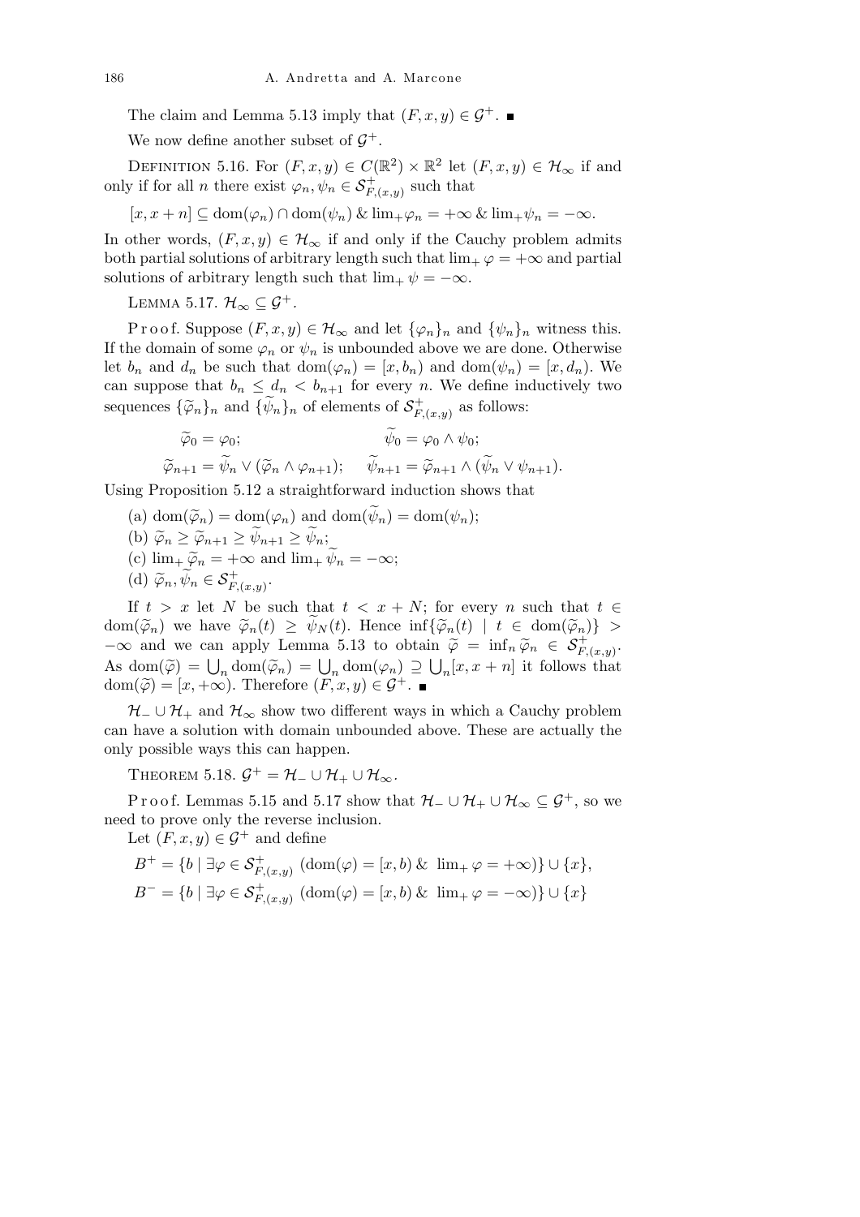The claim and Lemma 5.13 imply that $(F, x, y) \in \mathcal{G}^+$. ■

We now define another subset of $\mathcal{G}^+$.

DEFINITION 5.16. For $(F, x, y) \in C(\mathbb{R}^2) \times \mathbb{R}^2$ let $(F, x, y) \in \mathcal{H}_\infty$ if and only if for all $n$ there exist $\varphi_n, \psi_n \in \mathcal{S}^+_{F,(x,y)}$ such that

$$[x, x+n] \subseteq \mathrm{dom}(\varphi_n) \cap \mathrm{dom}(\psi_n) \;\&\; \lim_+ \varphi_n = +\infty \;\&\; \lim_+ \psi_n = -\infty.$$

In other words, $(F, x, y) \in \mathcal{H}_\infty$ if and only if the Cauchy problem admits both partial solutions of arbitrary length such that $\lim_+ \varphi = +\infty$ and partial solutions of arbitrary length such that $\lim_+ \psi = -\infty$.

LEMMA 5.17. $\mathcal{H}_\infty \subseteq \mathcal{G}^+$.

Proof. Suppose $(F, x, y) \in \mathcal{H}_\infty$ and let $\{\varphi_n\}_n$ and $\{\psi_n\}_n$ witness this. If the domain of some $\varphi_n$ or $\psi_n$ is unbounded above we are done. Otherwise let $b_n$ and $d_n$ be such that $\mathrm{dom}(\varphi_n) = [x, b_n)$ and $\mathrm{dom}(\psi_n) = [x, d_n)$. We can suppose that $b_n \leq d_n < b_{n+1}$ for every $n$. We define inductively two sequences $\{\widetilde{\varphi}_n\}_n$ and $\{\widetilde{\psi}_n\}_n$ of elements of $\mathcal{S}^+_{F,(x,y)}$ as follows:

$$\widetilde{\varphi}_0 = \varphi_0; \qquad\qquad \widetilde{\psi}_0 = \varphi_0 \wedge \psi_0;$$

$$\widetilde{\varphi}_{n+1} = \widetilde{\psi}_n \vee (\widetilde{\varphi}_n \wedge \varphi_{n+1}); \qquad \widetilde{\psi}_{n+1} = \widetilde{\varphi}_{n+1} \wedge (\widetilde{\psi}_n \vee \psi_{n+1}).$$

Using Proposition 5.12 a straightforward induction shows that

(a) $\mathrm{dom}(\widetilde{\varphi}_n) = \mathrm{dom}(\varphi_n)$ and $\mathrm{dom}(\widetilde{\psi}_n) = \mathrm{dom}(\psi_n)$;

(b) $\widetilde{\varphi}_n \geq \widetilde{\varphi}_{n+1} \geq \widetilde{\psi}_{n+1} \geq \widetilde{\psi}_n$;

(c) $\lim_+ \widetilde{\varphi}_n = +\infty$ and $\lim_+ \widetilde{\psi}_n = -\infty$;

(d) $\widetilde{\varphi}_n, \widetilde{\psi}_n \in \mathcal{S}^+_{F,(x,y)}$.

If $t > x$ let $N$ be such that $t < x + N$; for every $n$ such that $t \in \mathrm{dom}(\widetilde{\varphi}_n)$ we have $\widetilde{\varphi}_n(t) \geq \widetilde{\psi}_N(t)$. Hence $\inf\{\widetilde{\varphi}_n(t) \mid t \in \mathrm{dom}(\widetilde{\varphi}_n)\} > -\infty$ and we can apply Lemma 5.13 to obtain $\widetilde{\varphi} = \inf_n \widetilde{\varphi}_n \in \mathcal{S}^+_{F,(x,y)}$. As $\mathrm{dom}(\widetilde{\varphi}) = \bigcup_n \mathrm{dom}(\widetilde{\varphi}_n) = \bigcup_n \mathrm{dom}(\varphi_n) \supseteq \bigcup_n [x, x+n]$ it follows that $\mathrm{dom}(\widetilde{\varphi}) = [x, +\infty)$. Therefore $(F, x, y) \in \mathcal{G}^+$. ■

$\mathcal{H}_- \cup \mathcal{H}_+$ and $\mathcal{H}_\infty$ show two different ways in which a Cauchy problem can have a solution with domain unbounded above. These are actually the only possible ways this can happen.

THEOREM 5.18. $\mathcal{G}^+ = \mathcal{H}_- \cup \mathcal{H}_+ \cup \mathcal{H}_\infty$.

Proof. Lemmas 5.15 and 5.17 show that $\mathcal{H}_- \cup \mathcal{H}_+ \cup \mathcal{H}_\infty \subseteq \mathcal{G}^+$, so we need to prove only the reverse inclusion.

Let $(F, x, y) \in \mathcal{G}^+$ and define

$$B^+ = \{b \mid \exists \varphi \in \mathcal{S}^+_{F,(x,y)} \; (\mathrm{dom}(\varphi) = [x, b) \;\&\; \lim_+ \varphi = +\infty)\} \cup \{x\},$$

$$B^- = \{b \mid \exists \varphi \in \mathcal{S}^+_{F,(x,y)} \; (\mathrm{dom}(\varphi) = [x, b) \;\&\; \lim_+ \varphi = -\infty)\} \cup \{x\}$$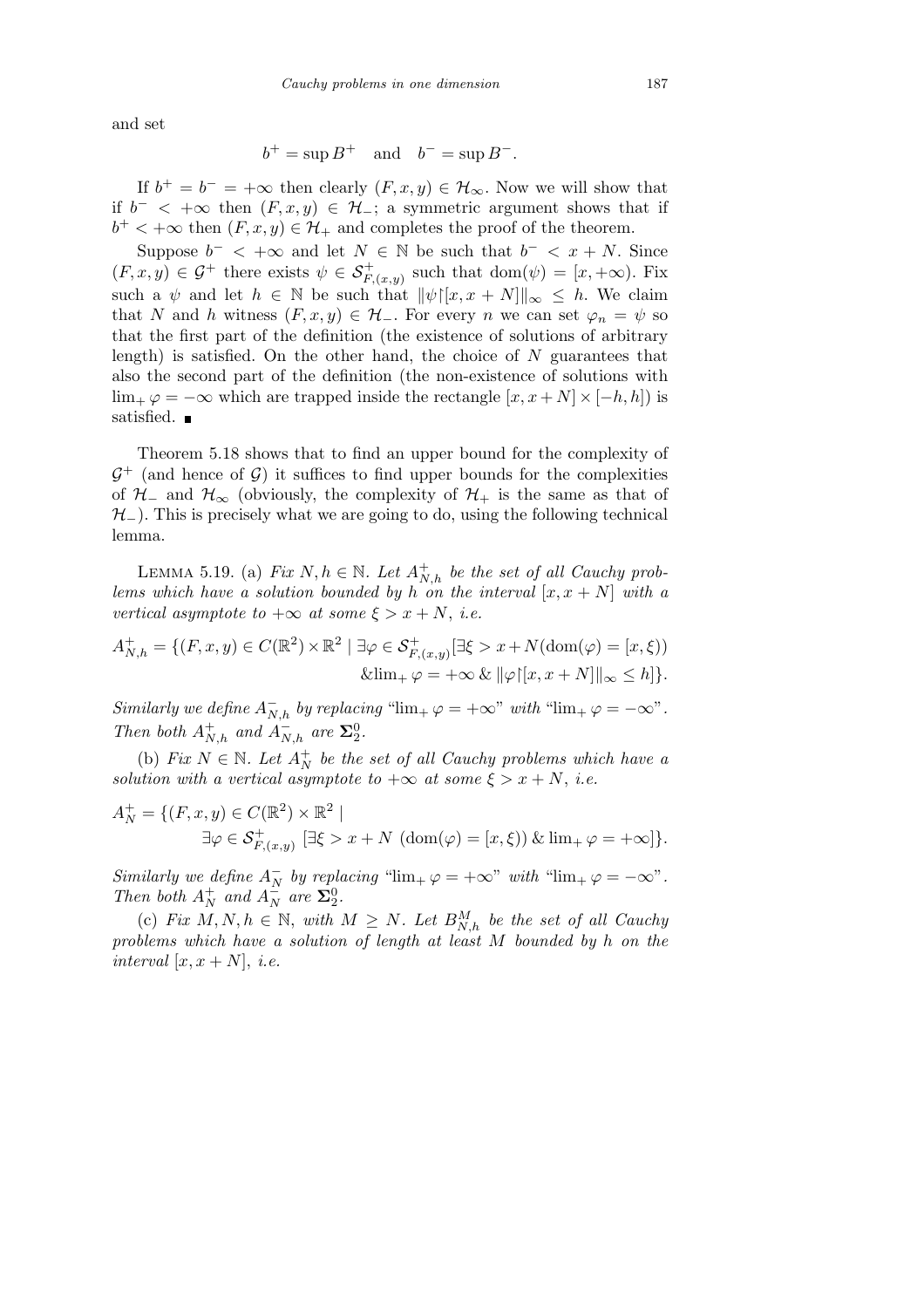and set

$$b^+ = \sup B^+ \quad \text{and} \quad b^- = \sup B^-.$$

If $b^+ = b^- = +\infty$ then clearly $(F, x, y) \in \mathcal{H}_\infty$. Now we will show that if $b^- < +\infty$ then $(F, x, y) \in \mathcal{H}_-$; a symmetric argument shows that if $b^+ < +\infty$ then $(F, x, y) \in \mathcal{H}_+$ and completes the proof of the theorem.

Suppose $b^- < +\infty$ and let $N \in \mathbb{N}$ be such that $b^- < x + N$. Since $(F, x, y) \in \mathcal{G}^+$ there exists $\psi \in \mathcal{S}^+_{F,(x,y)}$ such that $\mathrm{dom}(\psi) = [x, +\infty)$. Fix such a $\psi$ and let $h \in \mathbb{N}$ be such that $\|\psi\lceil[x, x + N]\|_\infty \le h$. We claim that $N$ and $h$ witness $(F, x, y) \in \mathcal{H}_-$. For every $n$ we can set $\varphi_n = \psi$ so that the first part of the definition (the existence of solutions of arbitrary length) is satisfied. On the other hand, the choice of $N$ guarantees that also the second part of the definition (the non-existence of solutions with $\lim_+ \varphi = -\infty$ which are trapped inside the rectangle $[x, x + N] \times [-h, h]$) is satisfied. ∎

Theorem 5.18 shows that to find an upper bound for the complexity of $\mathcal{G}^+$ (and hence of $\mathcal{G}$) it suffices to find upper bounds for the complexities of $\mathcal{H}_-$ and $\mathcal{H}_\infty$ (obviously, the complexity of $\mathcal{H}_+$ is the same as that of $\mathcal{H}_-$). This is precisely what we are going to do, using the following technical lemma.

LEMMA 5.19. (a) *Fix $N, h \in \mathbb{N}$. Let $A^+_{N,h}$ be the set of all Cauchy problems which have a solution bounded by $h$ on the interval $[x, x + N]$ with a vertical asymptote to $+\infty$ at some $\xi > x + N$, i.e.*

$$A^+_{N,h} = \{(F, x, y) \in C(\mathbb{R}^2) \times \mathbb{R}^2 \mid \exists \varphi \in \mathcal{S}^+_{F,(x,y)} [\exists \xi > x + N (\mathrm{dom}(\varphi) = [x, \xi)) \\ \& \lim\nolimits_+ \varphi = +\infty \;\&\; \|\varphi\lceil[x, x + N]\|_\infty \le h]\}.$$

*Similarly we define $A^-_{N,h}$ by replacing "$\lim_+ \varphi = +\infty$" with "$\lim_+ \varphi = -\infty$". Then both $A^+_{N,h}$ and $A^-_{N,h}$ are $\mathbf{\Sigma}^0_2$.*

(b) *Fix $N \in \mathbb{N}$. Let $A^+_N$ be the set of all Cauchy problems which have a solution with a vertical asymptote to $+\infty$ at some $\xi > x + N$, i.e.*

$$A^+_N = \{(F, x, y) \in C(\mathbb{R}^2) \times \mathbb{R}^2 \mid \\ \exists \varphi \in \mathcal{S}^+_{F,(x,y)} [\exists \xi > x + N \;(\mathrm{dom}(\varphi) = [x, \xi)) \;\&\; \lim\nolimits_+ \varphi = +\infty]\}.$$

*Similarly we define $A^-_N$ by replacing "$\lim_+ \varphi = +\infty$" with "$\lim_+ \varphi = -\infty$". Then both $A^+_N$ and $A^-_N$ are $\mathbf{\Sigma}^0_2$.*

(c) *Fix $M, N, h \in \mathbb{N}$, with $M \ge N$. Let $B^M_{N,h}$ be the set of all Cauchy problems which have a solution of length at least $M$ bounded by $h$ on the interval $[x, x + N]$, i.e.*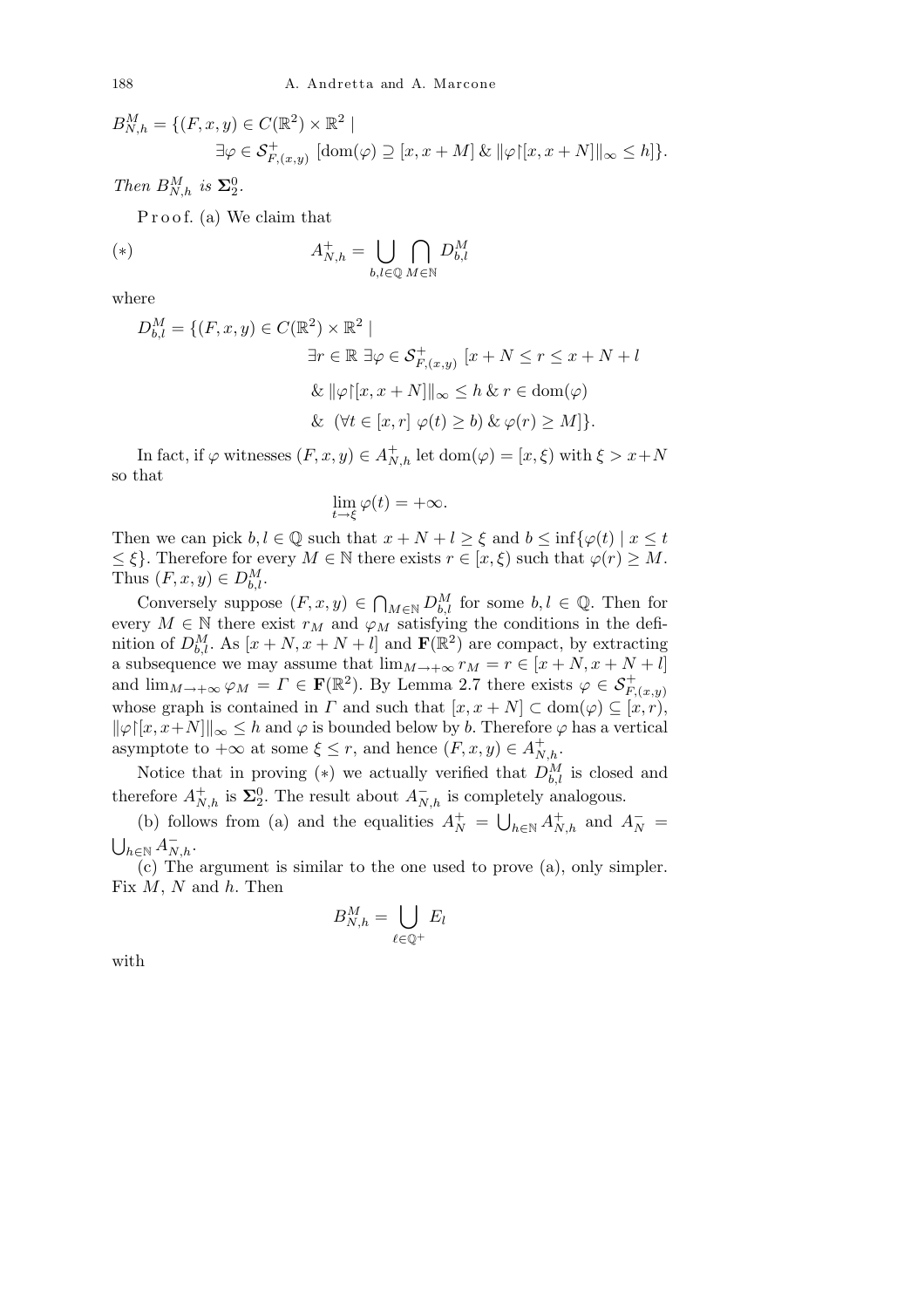$$B^M_{N,h} = \{(F,x,y) \in C(\mathbb{R}^2) \times \mathbb{R}^2 \mid \exists \varphi \in \mathcal{S}^+_{F,(x,y)} \ [\operatorname{dom}(\varphi) \supseteq [x, x+M] \ \& \ \|\varphi{\restriction}[x, x+N]\|_\infty \le h]\}.$$

*Then $B^M_{N,h}$ is $\mathbf{\Sigma}^0_2$.*

Proof. (a) We claim that

$$(*) \qquad A^+_{N,h} = \bigcup_{b,l \in \mathbb{Q}} \bigcap_{M \in \mathbb{N}} D^M_{b,l}$$

where

$$\begin{aligned} D^M_{b,l} = \{(F,x,y) \in C(\mathbb{R}^2) \times \mathbb{R}^2 \mid \ & \exists r \in \mathbb{R} \ \exists \varphi \in \mathcal{S}^+_{F,(x,y)} \ [x + N \le r \le x + N + l \\ & \& \ \|\varphi{\restriction}[x, x+N]\|_\infty \le h \ \& \ r \in \operatorname{dom}(\varphi) \\ & \& \ (\forall t \in [x,r] \ \varphi(t) \ge b) \ \& \ \varphi(r) \ge M]\}. \end{aligned}$$

In fact, if $\varphi$ witnesses $(F,x,y) \in A^+_{N,h}$ let $\operatorname{dom}(\varphi) = [x, \xi)$ with $\xi > x+N$ so that

$$\lim_{t \to \xi} \varphi(t) = +\infty.$$

Then we can pick $b, l \in \mathbb{Q}$ such that $x + N + l \ge \xi$ and $b \le \inf\{\varphi(t) \mid x \le t \le \xi\}$. Therefore for every $M \in \mathbb{N}$ there exists $r \in [x, \xi)$ such that $\varphi(r) \ge M$. Thus $(F,x,y) \in D^M_{b,l}$.

Conversely suppose $(F,x,y) \in \bigcap_{M \in \mathbb{N}} D^M_{b,l}$ for some $b, l \in \mathbb{Q}$. Then for every $M \in \mathbb{N}$ there exist $r_M$ and $\varphi_M$ satisfying the conditions in the definition of $D^M_{b,l}$. As $[x+N, x+N+l]$ and $\mathbf{F}(\mathbb{R}^2)$ are compact, by extracting a subsequence we may assume that $\lim_{M \to +\infty} r_M = r \in [x+N, x+N+l]$ and $\lim_{M \to +\infty} \varphi_M = \Gamma \in \mathbf{F}(\mathbb{R}^2)$. By Lemma 2.7 there exists $\varphi \in \mathcal{S}^+_{F,(x,y)}$ whose graph is contained in $\Gamma$ and such that $[x, x+N] \subset \operatorname{dom}(\varphi) \subseteq [x, r)$, $\|\varphi{\restriction}[x, x+N]\|_\infty \le h$ and $\varphi$ is bounded below by $b$. Therefore $\varphi$ has a vertical asymptote to $+\infty$ at some $\xi \le r$, and hence $(F,x,y) \in A^+_{N,h}$.

Notice that in proving $(*)$ we actually verified that $D^M_{b,l}$ is closed and therefore $A^+_{N,h}$ is $\mathbf{\Sigma}^0_2$. The result about $A^-_{N,h}$ is completely analogous.

(b) follows from (a) and the equalities $A^+_N = \bigcup_{h \in \mathbb{N}} A^+_{N,h}$ and $A^-_N = \bigcup_{h \in \mathbb{N}} A^-_{N,h}$.

(c) The argument is similar to the one used to prove (a), only simpler. Fix $M$, $N$ and $h$. Then

$$B^M_{N,h} = \bigcup_{\ell \in \mathbb{Q}^+} E_l$$

with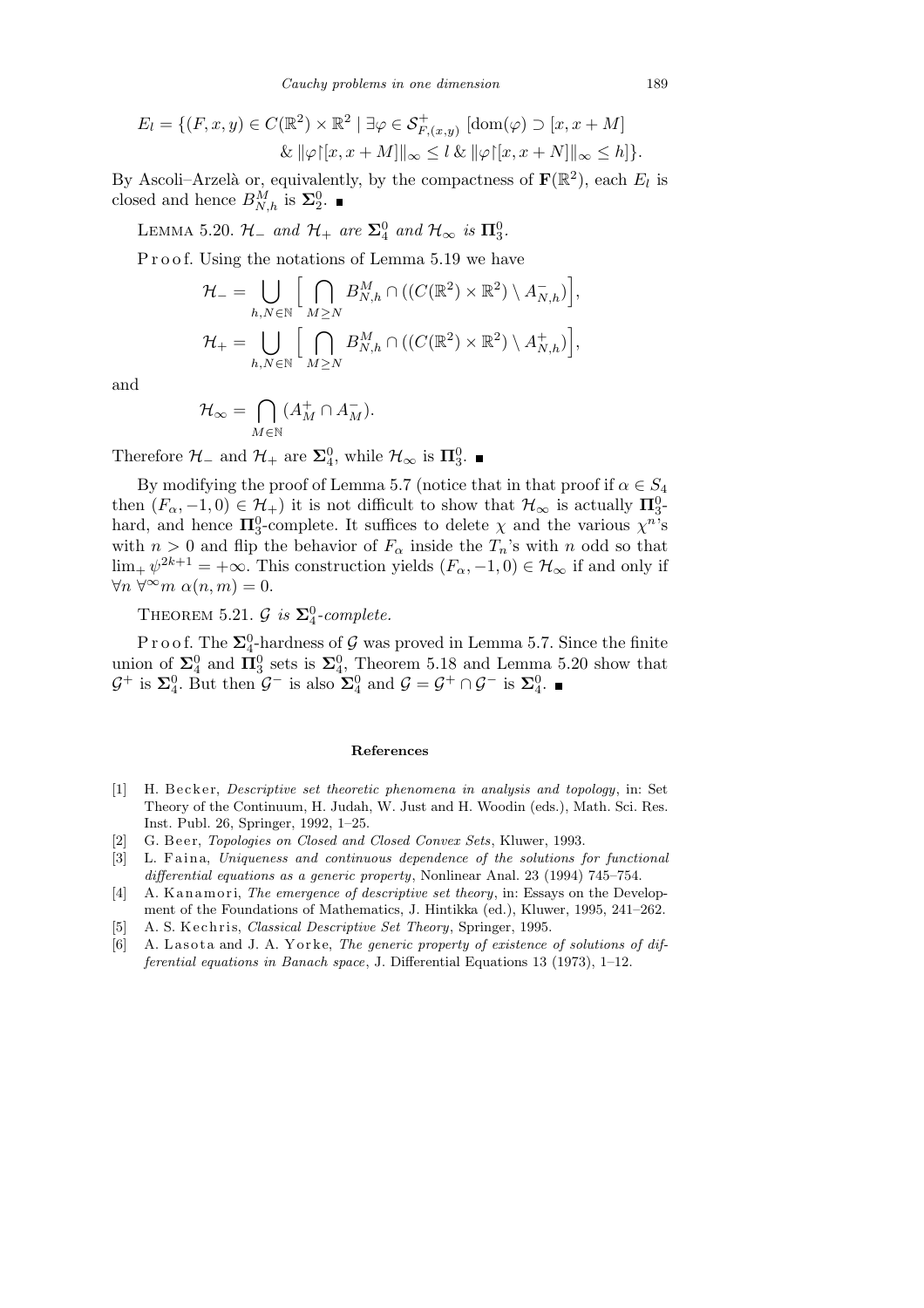$$E_l = \{(F,x,y) \in C(\mathbb{R}^2) \times \mathbb{R}^2 \mid \exists \varphi \in \mathcal{S}^+_{F,(x,y)}\ [\mathrm{dom}(\varphi) \supset [x, x+M] \\ \&\ \|\varphi\restriction[x,x+M]\|_\infty \le l \ \&\ \|\varphi\restriction[x,x+N]\|_\infty \le h]\}.$$

By Ascoli–Arzelà or, equivalently, by the compactness of $\mathbf{F}(\mathbb{R}^2)$, each $E_l$ is closed and hence $B^M_{N,h}$ is $\mathbf{\Sigma}^0_2$. ∎

LEMMA 5.20. *$\mathcal{H}_-$ and $\mathcal{H}_+$ are $\mathbf{\Sigma}^0_4$ and $\mathcal{H}_\infty$ is $\mathbf{\Pi}^0_3$.*

Proof. Using the notations of Lemma 5.19 we have

$$\mathcal{H}_- = \bigcup_{h,N\in\mathbb{N}} \Big[ \bigcap_{M \ge N} B^M_{N,h} \cap ((C(\mathbb{R}^2)\times\mathbb{R}^2) \setminus A^-_{N,h}) \Big],$$

$$\mathcal{H}_+ = \bigcup_{h,N\in\mathbb{N}} \Big[ \bigcap_{M \ge N} B^M_{N,h} \cap ((C(\mathbb{R}^2)\times\mathbb{R}^2) \setminus A^+_{N,h}) \Big],$$

and

$$\mathcal{H}_\infty = \bigcap_{M\in\mathbb{N}} (A^+_M \cap A^-_M).$$

Therefore $\mathcal{H}_-$ and $\mathcal{H}_+$ are $\mathbf{\Sigma}^0_4$, while $\mathcal{H}_\infty$ is $\mathbf{\Pi}^0_3$. ∎

By modifying the proof of Lemma 5.7 (notice that in that proof if $\alpha \in S_4$ then $(F_\alpha, -1, 0) \in \mathcal{H}_+$) it is not difficult to show that $\mathcal{H}_\infty$ is actually $\mathbf{\Pi}^0_3$-hard, and hence $\mathbf{\Pi}^0_3$-complete. It suffices to delete $\chi$ and the various $\chi^n$'s with $n > 0$ and flip the behavior of $F_\alpha$ inside the $T_n$'s with $n$ odd so that $\lim_+ \psi^{2k+1} = +\infty$. This construction yields $(F_\alpha, -1, 0) \in \mathcal{H}_\infty$ if and only if $\forall n\ \forall^\infty m\ \alpha(n,m) = 0$.

THEOREM 5.21. *$\mathcal{G}$ is $\mathbf{\Sigma}^0_4$-complete.*

Proof. The $\mathbf{\Sigma}^0_4$-hardness of $\mathcal{G}$ was proved in Lemma 5.7. Since the finite union of $\mathbf{\Sigma}^0_4$ and $\mathbf{\Pi}^0_3$ sets is $\mathbf{\Sigma}^0_4$, Theorem 5.18 and Lemma 5.20 show that $\mathcal{G}^+$ is $\mathbf{\Sigma}^0_4$. But then $\mathcal{G}^-$ is also $\mathbf{\Sigma}^0_4$ and $\mathcal{G} = \mathcal{G}^+ \cap \mathcal{G}^-$ is $\mathbf{\Sigma}^0_4$. ∎

## References

[1] H. Becker, *Descriptive set theoretic phenomena in analysis and topology*, in: Set Theory of the Continuum, H. Judah, W. Just and H. Woodin (eds.), Math. Sci. Res. Inst. Publ. 26, Springer, 1992, 1–25.

[2] G. Beer, *Topologies on Closed and Closed Convex Sets*, Kluwer, 1993.

[3] L. Faina, *Uniqueness and continuous dependence of the solutions for functional differential equations as a generic property*, Nonlinear Anal. 23 (1994) 745–754.

[4] A. Kanamori, *The emergence of descriptive set theory*, in: Essays on the Development of the Foundations of Mathematics, J. Hintikka (ed.), Kluwer, 1995, 241–262.

[5] A. S. Kechris, *Classical Descriptive Set Theory*, Springer, 1995.

[6] A. Lasota and J. A. Yorke, *The generic property of existence of solutions of differential equations in Banach space*, J. Differential Equations 13 (1973), 1–12.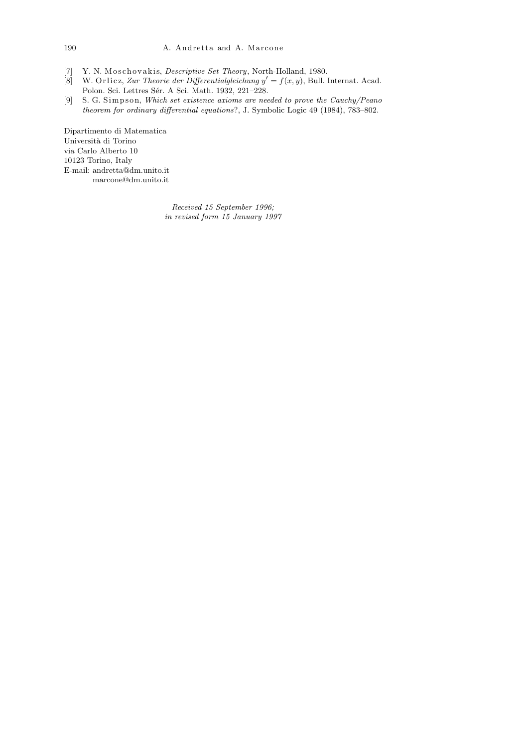[7] Y. N. Moschovakis, *Descriptive Set Theory*, North-Holland, 1980.

[8] W. Orlicz, *Zur Theorie der Differentialgleichung $y' = f(x, y)$*, Bull. Internat. Acad. Polon. Sci. Lettres Sér. A Sci. Math. 1932, 221–228.

[9] S. G. Simpson, *Which set existence axioms are needed to prove the Cauchy/Peano theorem for ordinary differential equations?*, J. Symbolic Logic 49 (1984), 783–802.

Dipartimento di Matematica
Università di Torino
via Carlo Alberto 10
10123 Torino, Italy
E-mail: andretta@dm.unito.it
marcone@dm.unito.it

*Received 15 September 1996;*
*in revised form 15 January 1997*